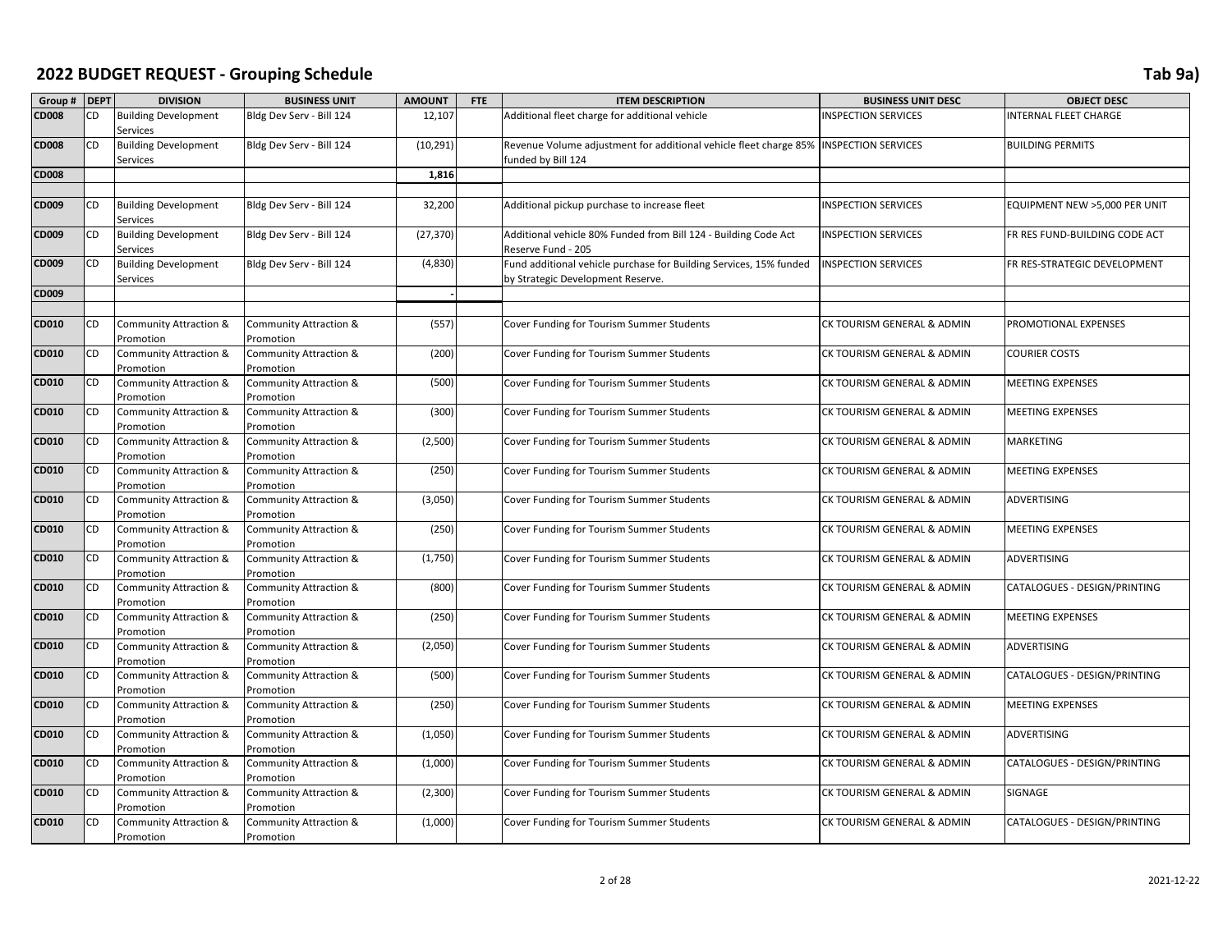# 2022 BUDGET REQUEST - Grouping Schedule

Tab 9a)

| Group # | DEPT | DIVISION | BUSINESS UNIT | AMOUNT | FTE | ITEM DESCRIPTION | BUSINESS UNIT DESC | OBJECT DESC |
|---|---|---|---|---|---|---|---|---|
| CD008 | CD | Building Development Services | Bldg Dev Serv - Bill 124 | 12,107 | | Additional fleet charge for additional vehicle | INSPECTION SERVICES | INTERNAL FLEET CHARGE |
| CD008 | CD | Building Development Services | Bldg Dev Serv - Bill 124 | (10,291) | | Revenue Volume adjustment for additional vehicle fleet charge 85% funded by Bill 124 | INSPECTION SERVICES | BUILDING PERMITS |
| CD008 | | | | 1,816 | | | | |
| | | | | | | | | |
| CD009 | CD | Building Development Services | Bldg Dev Serv - Bill 124 | 32,200 | | Additional pickup purchase to increase fleet | INSPECTION SERVICES | EQUIPMENT NEW >5,000 PER UNIT |
| CD009 | CD | Building Development Services | Bldg Dev Serv - Bill 124 | (27,370) | | Additional vehicle 80% Funded from Bill 124 - Building Code Act Reserve Fund - 205 | INSPECTION SERVICES | FR RES FUND-BUILDING CODE ACT |
| CD009 | CD | Building Development Services | Bldg Dev Serv - Bill 124 | (4,830) | | Fund additional vehicle purchase for Building Services, 15% funded by Strategic Development Reserve. | INSPECTION SERVICES | FR RES-STRATEGIC DEVELOPMENT |
| CD009 | | | | - | | | | |
| | | | | | | | | |
| CD010 | CD | Community Attraction & Promotion | Community Attraction & Promotion | (557) | | Cover Funding for Tourism Summer Students | CK TOURISM GENERAL & ADMIN | PROMOTIONAL EXPENSES |
| CD010 | CD | Community Attraction & Promotion | Community Attraction & Promotion | (200) | | Cover Funding for Tourism Summer Students | CK TOURISM GENERAL & ADMIN | COURIER COSTS |
| CD010 | CD | Community Attraction & Promotion | Community Attraction & Promotion | (500) | | Cover Funding for Tourism Summer Students | CK TOURISM GENERAL & ADMIN | MEETING EXPENSES |
| CD010 | CD | Community Attraction & Promotion | Community Attraction & Promotion | (300) | | Cover Funding for Tourism Summer Students | CK TOURISM GENERAL & ADMIN | MEETING EXPENSES |
| CD010 | CD | Community Attraction & Promotion | Community Attraction & Promotion | (2,500) | | Cover Funding for Tourism Summer Students | CK TOURISM GENERAL & ADMIN | MARKETING |
| CD010 | CD | Community Attraction & Promotion | Community Attraction & Promotion | (250) | | Cover Funding for Tourism Summer Students | CK TOURISM GENERAL & ADMIN | MEETING EXPENSES |
| CD010 | CD | Community Attraction & Promotion | Community Attraction & Promotion | (3,050) | | Cover Funding for Tourism Summer Students | CK TOURISM GENERAL & ADMIN | ADVERTISING |
| CD010 | CD | Community Attraction & Promotion | Community Attraction & Promotion | (250) | | Cover Funding for Tourism Summer Students | CK TOURISM GENERAL & ADMIN | MEETING EXPENSES |
| CD010 | CD | Community Attraction & Promotion | Community Attraction & Promotion | (1,750) | | Cover Funding for Tourism Summer Students | CK TOURISM GENERAL & ADMIN | ADVERTISING |
| CD010 | CD | Community Attraction & Promotion | Community Attraction & Promotion | (800) | | Cover Funding for Tourism Summer Students | CK TOURISM GENERAL & ADMIN | CATALOGUES - DESIGN/PRINTING |
| CD010 | CD | Community Attraction & Promotion | Community Attraction & Promotion | (250) | | Cover Funding for Tourism Summer Students | CK TOURISM GENERAL & ADMIN | MEETING EXPENSES |
| CD010 | CD | Community Attraction & Promotion | Community Attraction & Promotion | (2,050) | | Cover Funding for Tourism Summer Students | CK TOURISM GENERAL & ADMIN | ADVERTISING |
| CD010 | CD | Community Attraction & Promotion | Community Attraction & Promotion | (500) | | Cover Funding for Tourism Summer Students | CK TOURISM GENERAL & ADMIN | CATALOGUES - DESIGN/PRINTING |
| CD010 | CD | Community Attraction & Promotion | Community Attraction & Promotion | (250) | | Cover Funding for Tourism Summer Students | CK TOURISM GENERAL & ADMIN | MEETING EXPENSES |
| CD010 | CD | Community Attraction & Promotion | Community Attraction & Promotion | (1,050) | | Cover Funding for Tourism Summer Students | CK TOURISM GENERAL & ADMIN | ADVERTISING |
| CD010 | CD | Community Attraction & Promotion | Community Attraction & Promotion | (1,000) | | Cover Funding for Tourism Summer Students | CK TOURISM GENERAL & ADMIN | CATALOGUES - DESIGN/PRINTING |
| CD010 | CD | Community Attraction & Promotion | Community Attraction & Promotion | (2,300) | | Cover Funding for Tourism Summer Students | CK TOURISM GENERAL & ADMIN | SIGNAGE |
| CD010 | CD | Community Attraction & Promotion | Community Attraction & Promotion | (1,000) | | Cover Funding for Tourism Summer Students | CK TOURISM GENERAL & ADMIN | CATALOGUES - DESIGN/PRINTING |

2021-12-22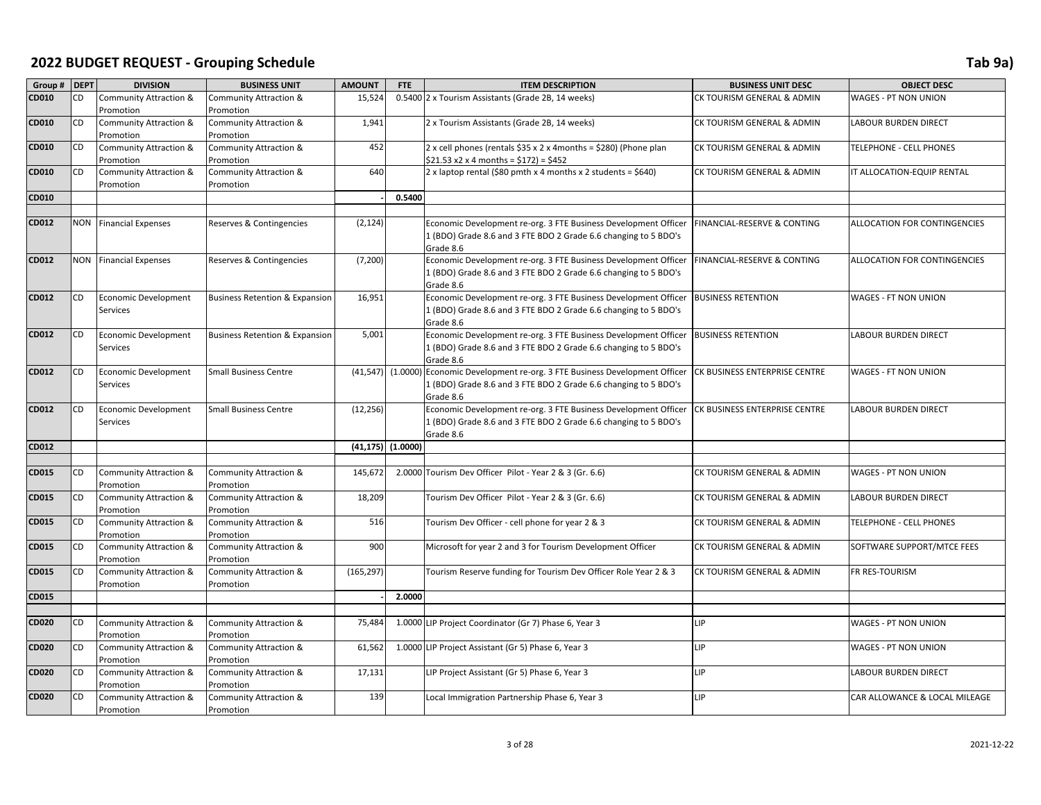# 2022 BUDGET REQUEST - Grouping Schedule

**Tab 9a)**

| Group # | DEPT | DIVISION | BUSINESS UNIT | AMOUNT | FTE | ITEM DESCRIPTION | BUSINESS UNIT DESC | OBJECT DESC |
|---|---|---|---|---|---|---|---|---|
| CD010 | CD | Community Attraction & Promotion | Community Attraction & Promotion | 15,524 | 0.5400 | 2 x Tourism Assistants (Grade 2B, 14 weeks) | CK TOURISM GENERAL & ADMIN | WAGES - PT NON UNION |
| CD010 | CD | Community Attraction & Promotion | Community Attraction & Promotion | 1,941 | | 2 x Tourism Assistants (Grade 2B, 14 weeks) | CK TOURISM GENERAL & ADMIN | LABOUR BURDEN DIRECT |
| CD010 | CD | Community Attraction & Promotion | Community Attraction & Promotion | 452 | | 2 x cell phones (rentals $35 x 2 x 4months = $280) (Phone plan $21.53 x2 x 4 months = $172) = $452 | CK TOURISM GENERAL & ADMIN | TELEPHONE - CELL PHONES |
| CD010 | CD | Community Attraction & Promotion | Community Attraction & Promotion | 640 | | 2 x laptop rental ($80 pmth x 4 months x 2 students = $640) | CK TOURISM GENERAL & ADMIN | IT ALLOCATION-EQUIP RENTAL |
| CD010 | | | | - | 0.5400 | | | |
| | | | | | | | | |
| CD012 | NON | Financial Expenses | Reserves & Contingencies | (2,124) | | Economic Development re-org. 3 FTE Business Development Officer 1 (BDO) Grade 8.6 and 3 FTE BDO 2 Grade 6.6 changing to 5 BDO's Grade 8.6 | FINANCIAL-RESERVE & CONTING | ALLOCATION FOR CONTINGENCIES |
| CD012 | NON | Financial Expenses | Reserves & Contingencies | (7,200) | | Economic Development re-org. 3 FTE Business Development Officer 1 (BDO) Grade 8.6 and 3 FTE BDO 2 Grade 6.6 changing to 5 BDO's Grade 8.6 | FINANCIAL-RESERVE & CONTING | ALLOCATION FOR CONTINGENCIES |
| CD012 | CD | Economic Development Services | Business Retention & Expansion | 16,951 | | Economic Development re-org. 3 FTE Business Development Officer 1 (BDO) Grade 8.6 and 3 FTE BDO 2 Grade 6.6 changing to 5 BDO's Grade 8.6 | BUSINESS RETENTION | WAGES - FT NON UNION |
| CD012 | CD | Economic Development Services | Business Retention & Expansion | 5,001 | | Economic Development re-org. 3 FTE Business Development Officer 1 (BDO) Grade 8.6 and 3 FTE BDO 2 Grade 6.6 changing to 5 BDO's Grade 8.6 | BUSINESS RETENTION | LABOUR BURDEN DIRECT |
| CD012 | CD | Economic Development Services | Small Business Centre | (41,547) | (1.0000) | Economic Development re-org. 3 FTE Business Development Officer 1 (BDO) Grade 8.6 and 3 FTE BDO 2 Grade 6.6 changing to 5 BDO's Grade 8.6 | CK BUSINESS ENTERPRISE CENTRE | WAGES - FT NON UNION |
| CD012 | CD | Economic Development Services | Small Business Centre | (12,256) | | Economic Development re-org. 3 FTE Business Development Officer 1 (BDO) Grade 8.6 and 3 FTE BDO 2 Grade 6.6 changing to 5 BDO's Grade 8.6 | CK BUSINESS ENTERPRISE CENTRE | LABOUR BURDEN DIRECT |
| CD012 | | | | (41,175) | (1.0000) | | | |
| | | | | | | | | |
| CD015 | CD | Community Attraction & Promotion | Community Attraction & Promotion | 145,672 | 2.0000 | Tourism Dev Officer Pilot - Year 2 & 3 (Gr. 6.6) | CK TOURISM GENERAL & ADMIN | WAGES - PT NON UNION |
| CD015 | CD | Community Attraction & Promotion | Community Attraction & Promotion | 18,209 | | Tourism Dev Officer Pilot - Year 2 & 3 (Gr. 6.6) | CK TOURISM GENERAL & ADMIN | LABOUR BURDEN DIRECT |
| CD015 | CD | Community Attraction & Promotion | Community Attraction & Promotion | 516 | | Tourism Dev Officer - cell phone for year 2 & 3 | CK TOURISM GENERAL & ADMIN | TELEPHONE - CELL PHONES |
| CD015 | CD | Community Attraction & Promotion | Community Attraction & Promotion | 900 | | Microsoft for year 2 and 3 for Tourism Development Officer | CK TOURISM GENERAL & ADMIN | SOFTWARE SUPPORT/MTCE FEES |
| CD015 | CD | Community Attraction & Promotion | Community Attraction & Promotion | (165,297) | | Tourism Reserve funding for Tourism Dev Officer Role Year 2 & 3 | CK TOURISM GENERAL & ADMIN | FR RES-TOURISM |
| CD015 | | | | - | 2.0000 | | | |
| | | | | | | | | |
| CD020 | CD | Community Attraction & Promotion | Community Attraction & Promotion | 75,484 | 1.0000 | LIP Project Coordinator (Gr 7) Phase 6, Year 3 | LIP | WAGES - PT NON UNION |
| CD020 | CD | Community Attraction & Promotion | Community Attraction & Promotion | 61,562 | 1.0000 | LIP Project Assistant (Gr 5) Phase 6, Year 3 | LIP | WAGES - PT NON UNION |
| CD020 | CD | Community Attraction & Promotion | Community Attraction & Promotion | 17,131 | | LIP Project Assistant (Gr 5) Phase 6, Year 3 | LIP | LABOUR BURDEN DIRECT |
| CD020 | CD | Community Attraction & Promotion | Community Attraction & Promotion | 139 | | Local Immigration Partnership Phase 6, Year 3 | LIP | CAR ALLOWANCE & LOCAL MILEAGE |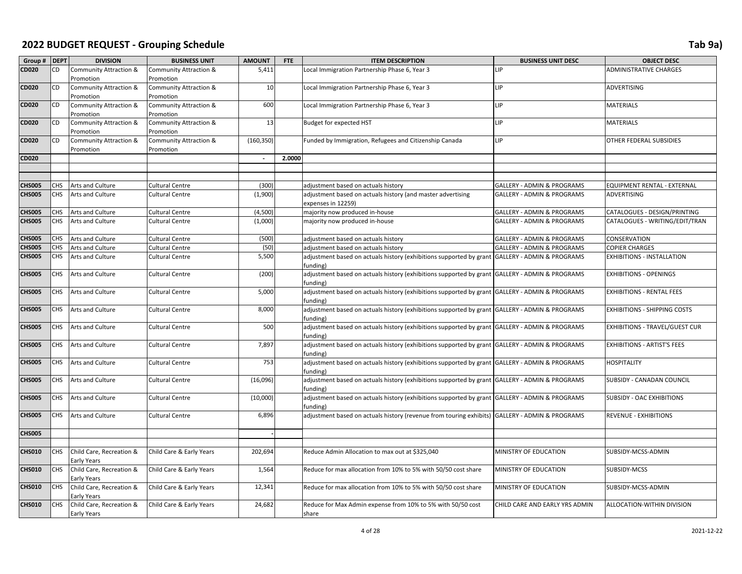# 2022 BUDGET REQUEST - Grouping Schedule

Tab 9a)

| Group # | DEPT | DIVISION | BUSINESS UNIT | AMOUNT | FTE | ITEM DESCRIPTION | BUSINESS UNIT DESC | OBJECT DESC |
|---|---|---|---|---|---|---|---|---|
| CD020 | CD | Community Attraction & Promotion | Community Attraction & Promotion | 5,411 | | Local Immigration Partnership Phase 6, Year 3 | LIP | ADMINISTRATIVE CHARGES |
| CD020 | CD | Community Attraction & Promotion | Community Attraction & Promotion | 10 | | Local Immigration Partnership Phase 6, Year 3 | LIP | ADVERTISING |
| CD020 | CD | Community Attraction & Promotion | Community Attraction & Promotion | 600 | | Local Immigration Partnership Phase 6, Year 3 | LIP | MATERIALS |
| CD020 | CD | Community Attraction & Promotion | Community Attraction & Promotion | 13 | | Budget for expected HST | LIP | MATERIALS |
| CD020 | CD | Community Attraction & Promotion | Community Attraction & Promotion | (160,350) | | Funded by Immigration, Refugees and Citizenship Canada | LIP | OTHER FEDERAL SUBSIDIES |
| CD020 | | | | - | 2.0000 | | | |
| | | | | | | | | |
| | | | | | | | | |
| CHS005 | CHS | Arts and Culture | Cultural Centre | (300) | | adjustment based on actuals history | GALLERY - ADMIN & PROGRAMS | EQUIPMENT RENTAL - EXTERNAL |
| CHS005 | CHS | Arts and Culture | Cultural Centre | (1,900) | | adjustment based on actuals history (and master advertising expenses in 12259) | GALLERY - ADMIN & PROGRAMS | ADVERTISING |
| CHS005 | CHS | Arts and Culture | Cultural Centre | (4,500) | | majority now produced in-house | GALLERY - ADMIN & PROGRAMS | CATALOGUES - DESIGN/PRINTING |
| CHS005 | CHS | Arts and Culture | Cultural Centre | (1,000) | | majority now produced in-house | GALLERY - ADMIN & PROGRAMS | CATALOGUES - WRITING/EDIT/TRAN |
| CHS005 | CHS | Arts and Culture | Cultural Centre | (500) | | adjustment based on actuals history | GALLERY - ADMIN & PROGRAMS | CONSERVATION |
| CHS005 | CHS | Arts and Culture | Cultural Centre | (50) | | adjustment based on actuals history | GALLERY - ADMIN & PROGRAMS | COPIER CHARGES |
| CHS005 | CHS | Arts and Culture | Cultural Centre | 5,500 | | adjustment based on actuals history (exhibitions supported by grant funding) | GALLERY - ADMIN & PROGRAMS | EXHIBITIONS - INSTALLATION |
| CHS005 | CHS | Arts and Culture | Cultural Centre | (200) | | adjustment based on actuals history (exhibitions supported by grant funding) | GALLERY - ADMIN & PROGRAMS | EXHIBITIONS - OPENINGS |
| CHS005 | CHS | Arts and Culture | Cultural Centre | 5,000 | | adjustment based on actuals history (exhibitions supported by grant funding) | GALLERY - ADMIN & PROGRAMS | EXHIBITIONS - RENTAL FEES |
| CHS005 | CHS | Arts and Culture | Cultural Centre | 8,000 | | adjustment based on actuals history (exhibitions supported by grant funding) | GALLERY - ADMIN & PROGRAMS | EXHIBITIONS - SHIPPING COSTS |
| CHS005 | CHS | Arts and Culture | Cultural Centre | 500 | | adjustment based on actuals history (exhibitions supported by grant funding) | GALLERY - ADMIN & PROGRAMS | EXHIBITIONS - TRAVEL/GUEST CUR |
| CHS005 | CHS | Arts and Culture | Cultural Centre | 7,897 | | adjustment based on actuals history (exhibitions supported by grant funding) | GALLERY - ADMIN & PROGRAMS | EXHIBITIONS - ARTIST'S FEES |
| CHS005 | CHS | Arts and Culture | Cultural Centre | 753 | | adjustment based on actuals history (exhibitions supported by grant funding) | GALLERY - ADMIN & PROGRAMS | HOSPITALITY |
| CHS005 | CHS | Arts and Culture | Cultural Centre | (16,096) | | adjustment based on actuals history (exhibitions supported by grant funding) | GALLERY - ADMIN & PROGRAMS | SUBSIDY - CANADAN COUNCIL |
| CHS005 | CHS | Arts and Culture | Cultural Centre | (10,000) | | adjustment based on actuals history (exhibitions supported by grant funding) | GALLERY - ADMIN & PROGRAMS | SUBSIDY - OAC EXHIBITIONS |
| CHS005 | CHS | Arts and Culture | Cultural Centre | 6,896 | | adjustment based on actuals history (revenue from touring exhibits) | GALLERY - ADMIN & PROGRAMS | REVENUE - EXHIBITIONS |
| CHS005 | | | | - | | | | |
| | | | | | | | | |
| CHS010 | CHS | Child Care, Recreation & Early Years | Child Care & Early Years | 202,694 | | Reduce Admin Allocation to max out at $325,040 | MINISTRY OF EDUCATION | SUBSIDY-MCSS-ADMIN |
| CHS010 | CHS | Child Care, Recreation & Early Years | Child Care & Early Years | 1,564 | | Reduce for max allocation from 10% to 5% with 50/50 cost share | MINISTRY OF EDUCATION | SUBSIDY-MCSS |
| CHS010 | CHS | Child Care, Recreation & Early Years | Child Care & Early Years | 12,341 | | Reduce for max allocation from 10% to 5% with 50/50 cost share | MINISTRY OF EDUCATION | SUBSIDY-MCSS-ADMIN |
| CHS010 | CHS | Child Care, Recreation & Early Years | Child Care & Early Years | 24,682 | | Reduce for Max Admin expense from 10% to 5% with 50/50 cost share | CHILD CARE AND EARLY YRS ADMIN | ALLOCATION-WITHIN DIVISION |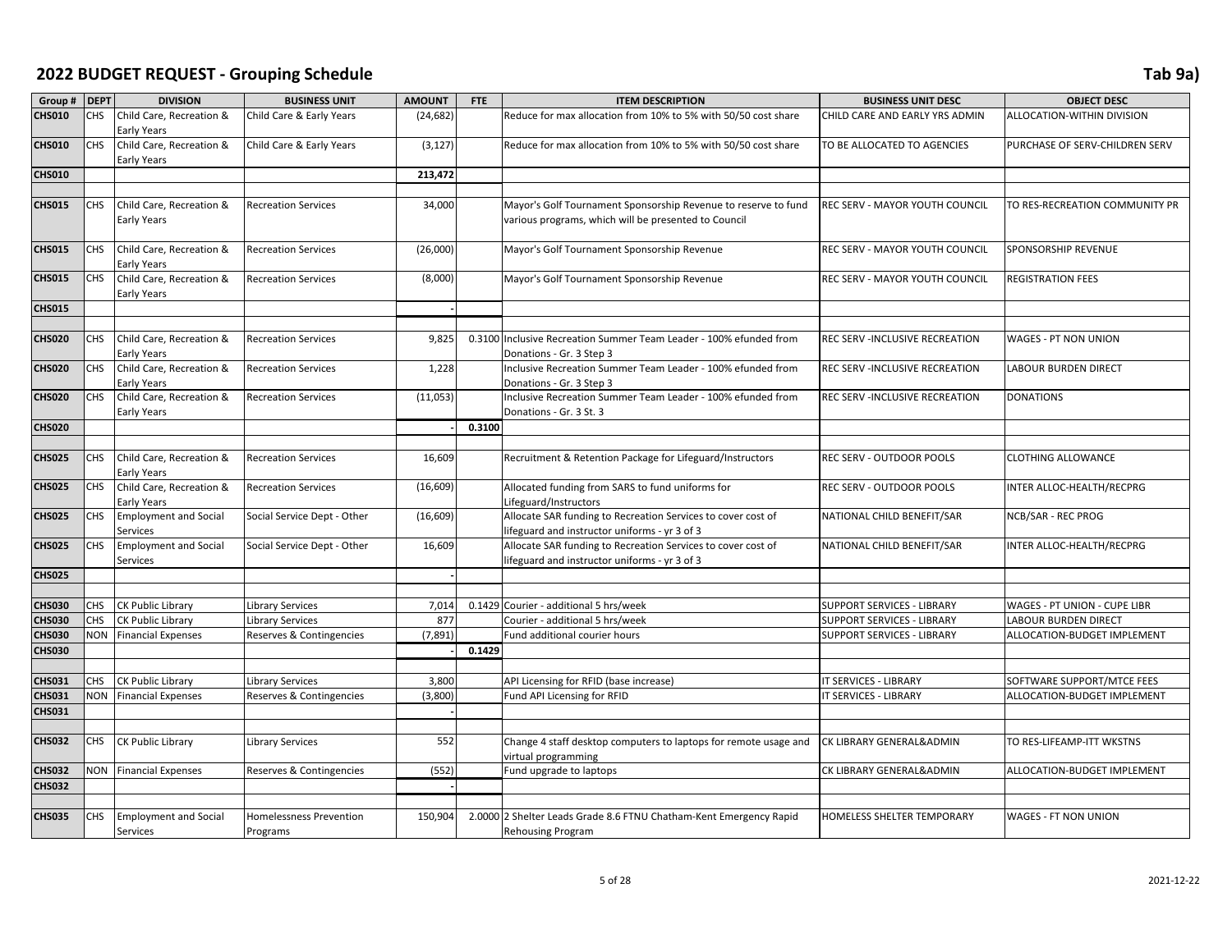# 2022 BUDGET REQUEST - Grouping Schedule

Tab 9a)

| Group # | DEPT | DIVISION | BUSINESS UNIT | AMOUNT | FTE | ITEM DESCRIPTION | BUSINESS UNIT DESC | OBJECT DESC |
|---|---|---|---|---|---|---|---|---|
| CHS010 | CHS | Child Care, Recreation & Early Years | Child Care & Early Years | (24,682) | | Reduce for max allocation from 10% to 5% with 50/50 cost share | CHILD CARE AND EARLY YRS ADMIN | ALLOCATION-WITHIN DIVISION |
| CHS010 | CHS | Child Care, Recreation & Early Years | Child Care & Early Years | (3,127) | | Reduce for max allocation from 10% to 5% with 50/50 cost share | TO BE ALLOCATED TO AGENCIES | PURCHASE OF SERV-CHILDREN SERV |
| **CHS010** | | | | **213,472** | | | | |
| | | | | | | | | |
| CHS015 | CHS | Child Care, Recreation & Early Years | Recreation Services | 34,000 | | Mayor's Golf Tournament Sponsorship Revenue to reserve to fund various programs, which will be presented to Council | REC SERV - MAYOR YOUTH COUNCIL | TO RES-RECREATION COMMUNITY PR |
| CHS015 | CHS | Child Care, Recreation & Early Years | Recreation Services | (26,000) | | Mayor's Golf Tournament Sponsorship Revenue | REC SERV - MAYOR YOUTH COUNCIL | SPONSORSHIP REVENUE |
| CHS015 | CHS | Child Care, Recreation & Early Years | Recreation Services | (8,000) | | Mayor's Golf Tournament Sponsorship Revenue | REC SERV - MAYOR YOUTH COUNCIL | REGISTRATION FEES |
| **CHS015** | | | | **-** | | | | |
| | | | | | | | | |
| CHS020 | CHS | Child Care, Recreation & Early Years | Recreation Services | 9,825 | 0.3100 | Inclusive Recreation Summer Team Leader - 100% efunded from Donations - Gr. 3 Step 3 | REC SERV -INCLUSIVE RECREATION | WAGES - PT NON UNION |
| CHS020 | CHS | Child Care, Recreation & Early Years | Recreation Services | 1,228 | | Inclusive Recreation Summer Team Leader - 100% efunded from Donations - Gr. 3 Step 3 | REC SERV -INCLUSIVE RECREATION | LABOUR BURDEN DIRECT |
| CHS020 | CHS | Child Care, Recreation & Early Years | Recreation Services | (11,053) | | Inclusive Recreation Summer Team Leader - 100% efunded from Donations - Gr. 3 St. 3 | REC SERV -INCLUSIVE RECREATION | DONATIONS |
| **CHS020** | | | | **-** | **0.3100** | | | |
| | | | | | | | | |
| CHS025 | CHS | Child Care, Recreation & Early Years | Recreation Services | 16,609 | | Recruitment & Retention Package for Lifeguard/Instructors | REC SERV - OUTDOOR POOLS | CLOTHING ALLOWANCE |
| CHS025 | CHS | Child Care, Recreation & Early Years | Recreation Services | (16,609) | | Allocated funding from SARS to fund uniforms for Lifeguard/Instructors | REC SERV - OUTDOOR POOLS | INTER ALLOC-HEALTH/RECPRG |
| CHS025 | CHS | Employment and Social Services | Social Service Dept - Other | (16,609) | | Allocate SAR funding to Recreation Services to cover cost of lifeguard and instructor uniforms - yr 3 of 3 | NATIONAL CHILD BENEFIT/SAR | NCB/SAR - REC PROG |
| CHS025 | CHS | Employment and Social Services | Social Service Dept - Other | 16,609 | | Allocate SAR funding to Recreation Services to cover cost of lifeguard and instructor uniforms - yr 3 of 3 | NATIONAL CHILD BENEFIT/SAR | INTER ALLOC-HEALTH/RECPRG |
| **CHS025** | | | | **-** | | | | |
| | | | | | | | | |
| CHS030 | CHS | CK Public Library | Library Services | 7,014 | 0.1429 | Courier - additional 5 hrs/week | SUPPORT SERVICES - LIBRARY | WAGES - PT UNION - CUPE LIBR |
| CHS030 | CHS | CK Public Library | Library Services | 877 | | Courier - additional 5 hrs/week | SUPPORT SERVICES - LIBRARY | LABOUR BURDEN DIRECT |
| CHS030 | NON | Financial Expenses | Reserves & Contingencies | (7,891) | | Fund additional courier hours | SUPPORT SERVICES - LIBRARY | ALLOCATION-BUDGET IMPLEMENT |
| **CHS030** | | | | **-** | **0.1429** | | | |
| | | | | | | | | |
| CHS031 | CHS | CK Public Library | Library Services | 3,800 | | API Licensing for RFID (base increase) | IT SERVICES - LIBRARY | SOFTWARE SUPPORT/MTCE FEES |
| CHS031 | NON | Financial Expenses | Reserves & Contingencies | (3,800) | | Fund API Licensing for RFID | IT SERVICES - LIBRARY | ALLOCATION-BUDGET IMPLEMENT |
| **CHS031** | | | | **-** | | | | |
| | | | | | | | | |
| CHS032 | CHS | CK Public Library | Library Services | 552 | | Change 4 staff desktop computers to laptops for remote usage and virtual programming | CK LIBRARY GENERAL&ADMIN | TO RES-LIFEAMP-ITT WKSTNS |
| CHS032 | NON | Financial Expenses | Reserves & Contingencies | (552) | | Fund upgrade to laptops | CK LIBRARY GENERAL&ADMIN | ALLOCATION-BUDGET IMPLEMENT |
| **CHS032** | | | | **-** | | | | |
| | | | | | | | | |
| CHS035 | CHS | Employment and Social Services | Homelessness Prevention Programs | 150,904 | 2.0000 | 2 Shelter Leads Grade 8.6 FTNU Chatham-Kent Emergency Rapid Rehousing Program | HOMELESS SHELTER TEMPORARY | WAGES - FT NON UNION |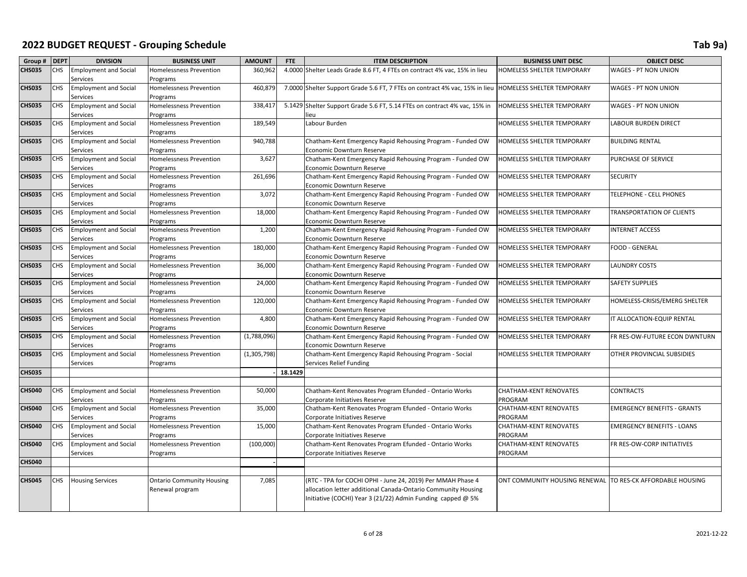## 2022 BUDGET REQUEST - Grouping Schedule

Tab 9a)

| Group # | DEPT | DIVISION | BUSINESS UNIT | AMOUNT | FTE | ITEM DESCRIPTION | BUSINESS UNIT DESC | OBJECT DESC |
|---|---|---|---|---|---|---|---|---|
| CHS035 | CHS | Employment and Social Services | Homelessness Prevention Programs | 360,962 | 4.0000 | Shelter Leads Grade 8.6 FT, 4 FTEs on contract 4% vac, 15% in lieu | HOMELESS SHELTER TEMPORARY | WAGES - PT NON UNION |
| CHS035 | CHS | Employment and Social Services | Homelessness Prevention Programs | 460,879 | 7.0000 | Shelter Support Grade 5.6 FT, 7 FTEs on contract 4% vac, 15% in lieu | HOMELESS SHELTER TEMPORARY | WAGES - PT NON UNION |
| CHS035 | CHS | Employment and Social Services | Homelessness Prevention Programs | 338,417 | 5.1429 | Shelter Support Grade 5.6 FT, 5.14 FTEs on contract 4% vac, 15% in lieu | HOMELESS SHELTER TEMPORARY | WAGES - PT NON UNION |
| CHS035 | CHS | Employment and Social Services | Homelessness Prevention Programs | 189,549 | | Labour Burden | HOMELESS SHELTER TEMPORARY | LABOUR BURDEN DIRECT |
| CHS035 | CHS | Employment and Social Services | Homelessness Prevention Programs | 940,788 | | Chatham-Kent Emergency Rapid Rehousing Program - Funded OW Economic Downturn Reserve | HOMELESS SHELTER TEMPORARY | BUILDING RENTAL |
| CHS035 | CHS | Employment and Social Services | Homelessness Prevention Programs | 3,627 | | Chatham-Kent Emergency Rapid Rehousing Program - Funded OW Economic Downturn Reserve | HOMELESS SHELTER TEMPORARY | PURCHASE OF SERVICE |
| CHS035 | CHS | Employment and Social Services | Homelessness Prevention Programs | 261,696 | | Chatham-Kent Emergency Rapid Rehousing Program - Funded OW Economic Downturn Reserve | HOMELESS SHELTER TEMPORARY | SECURITY |
| CHS035 | CHS | Employment and Social Services | Homelessness Prevention Programs | 3,072 | | Chatham-Kent Emergency Rapid Rehousing Program - Funded OW Economic Downturn Reserve | HOMELESS SHELTER TEMPORARY | TELEPHONE - CELL PHONES |
| CHS035 | CHS | Employment and Social Services | Homelessness Prevention Programs | 18,000 | | Chatham-Kent Emergency Rapid Rehousing Program - Funded OW Economic Downturn Reserve | HOMELESS SHELTER TEMPORARY | TRANSPORTATION OF CLIENTS |
| CHS035 | CHS | Employment and Social Services | Homelessness Prevention Programs | 1,200 | | Chatham-Kent Emergency Rapid Rehousing Program - Funded OW Economic Downturn Reserve | HOMELESS SHELTER TEMPORARY | INTERNET ACCESS |
| CHS035 | CHS | Employment and Social Services | Homelessness Prevention Programs | 180,000 | | Chatham-Kent Emergency Rapid Rehousing Program - Funded OW Economic Downturn Reserve | HOMELESS SHELTER TEMPORARY | FOOD - GENERAL |
| CHS035 | CHS | Employment and Social Services | Homelessness Prevention Programs | 36,000 | | Chatham-Kent Emergency Rapid Rehousing Program - Funded OW Economic Downturn Reserve | HOMELESS SHELTER TEMPORARY | LAUNDRY COSTS |
| CHS035 | CHS | Employment and Social Services | Homelessness Prevention Programs | 24,000 | | Chatham-Kent Emergency Rapid Rehousing Program - Funded OW Economic Downturn Reserve | HOMELESS SHELTER TEMPORARY | SAFETY SUPPLIES |
| CHS035 | CHS | Employment and Social Services | Homelessness Prevention Programs | 120,000 | | Chatham-Kent Emergency Rapid Rehousing Program - Funded OW Economic Downturn Reserve | HOMELESS SHELTER TEMPORARY | HOMELESS-CRISIS/EMERG SHELTER |
| CHS035 | CHS | Employment and Social Services | Homelessness Prevention Programs | 4,800 | | Chatham-Kent Emergency Rapid Rehousing Program - Funded OW Economic Downturn Reserve | HOMELESS SHELTER TEMPORARY | IT ALLOCATION-EQUIP RENTAL |
| CHS035 | CHS | Employment and Social Services | Homelessness Prevention Programs | (1,788,096) | | Chatham-Kent Emergency Rapid Rehousing Program - Funded OW Economic Downturn Reserve | HOMELESS SHELTER TEMPORARY | FR RES-OW-FUTURE ECON DWNTURN |
| CHS035 | CHS | Employment and Social Services | Homelessness Prevention Programs | (1,305,798) | | Chatham-Kent Emergency Rapid Rehousing Program - Social Services Relief Funding | HOMELESS SHELTER TEMPORARY | OTHER PROVINCIAL SUBSIDIES |
| CHS035 | | | | - | 18.1429 | | | |
| | | | | | | | | |
| CHS040 | CHS | Employment and Social Services | Homelessness Prevention Programs | 50,000 | | Chatham-Kent Renovates Program Efunded - Ontario Works Corporate Initiatives Reserve | CHATHAM-KENT RENOVATES PROGRAM | CONTRACTS |
| CHS040 | CHS | Employment and Social Services | Homelessness Prevention Programs | 35,000 | | Chatham-Kent Renovates Program Efunded - Ontario Works Corporate Initiatives Reserve | CHATHAM-KENT RENOVATES PROGRAM | EMERGENCY BENEFITS - GRANTS |
| CHS040 | CHS | Employment and Social Services | Homelessness Prevention Programs | 15,000 | | Chatham-Kent Renovates Program Efunded - Ontario Works Corporate Initiatives Reserve | CHATHAM-KENT RENOVATES PROGRAM | EMERGENCY BENEFITS - LOANS |
| CHS040 | CHS | Employment and Social Services | Homelessness Prevention Programs | (100,000) | | Chatham-Kent Renovates Program Efunded - Ontario Works Corporate Initiatives Reserve | CHATHAM-KENT RENOVATES PROGRAM | FR RES-OW-CORP INITIATIVES |
| CHS040 | | | | - | | | | |
| | | | | | | | | |
| CHS045 | CHS | Housing Services | Ontario Community Housing Renewal program | 7,085 | | (RTC - TPA for COCHI OPHI - June 24, 2019) Per MMAH Phase 4 allocation letter additional Canada-Ontario Community Housing Initiative (COCHI) Year 3 (21/22) Admin Funding capped @ 5% | ONT COMMUNITY HOUSING RENEWAL | TO RES-CK AFFORDABLE HOUSING |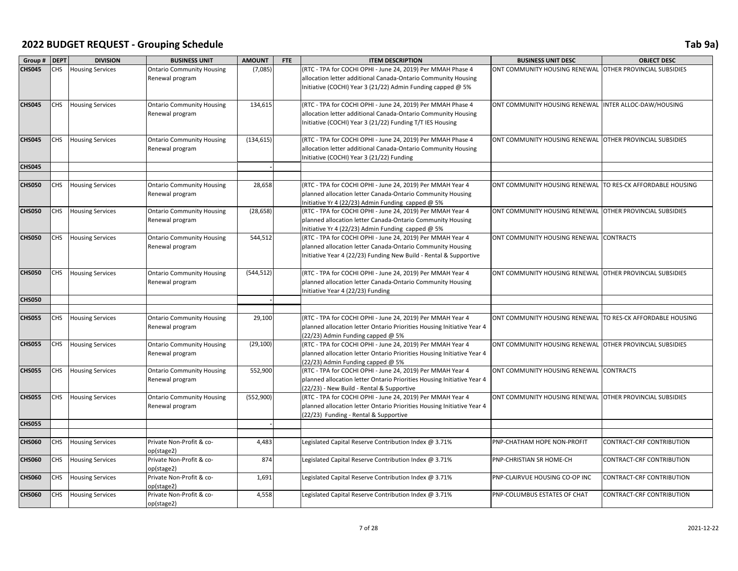# 2022 BUDGET REQUEST - Grouping Schedule

Tab 9a)

| Group # | DEPT | DIVISION | BUSINESS UNIT | AMOUNT | FTE | ITEM DESCRIPTION | BUSINESS UNIT DESC | OBJECT DESC |
|---|---|---|---|---|---|---|---|---|
| CHS045 | CHS | Housing Services | Ontario Community Housing Renewal program | (7,085) | | (RTC - TPA for COCHI OPHI - June 24, 2019) Per MMAH Phase 4 allocation letter additional Canada-Ontario Community Housing Initiative (COCHI) Year 3 (21/22) Admin Funding capped @ 5% | ONT COMMUNITY HOUSING RENEWAL | OTHER PROVINCIAL SUBSIDIES |
| CHS045 | CHS | Housing Services | Ontario Community Housing Renewal program | 134,615 | | (RTC - TPA for COCHI OPHI - June 24, 2019) Per MMAH Phase 4 allocation letter additional Canada-Ontario Community Housing Initiative (COCHI) Year 3 (21/22) Funding T/T IES Housing | ONT COMMUNITY HOUSING RENEWAL | INTER ALLOC-DAW/HOUSING |
| CHS045 | CHS | Housing Services | Ontario Community Housing Renewal program | (134,615) | | (RTC - TPA for COCHI OPHI - June 24, 2019) Per MMAH Phase 4 allocation letter additional Canada-Ontario Community Housing Initiative (COCHI) Year 3 (21/22) Funding | ONT COMMUNITY HOUSING RENEWAL | OTHER PROVINCIAL SUBSIDIES |
| CHS045 | | | | - | | | | |
| | | | | | | | | |
| CHS050 | CHS | Housing Services | Ontario Community Housing Renewal program | 28,658 | | (RTC - TPA for COCHI OPHI - June 24, 2019) Per MMAH Year 4 planned allocation letter Canada-Ontario Community Housing Initiative Yr 4 (22/23) Admin Funding capped @ 5% | ONT COMMUNITY HOUSING RENEWAL | TO RES-CK AFFORDABLE HOUSING |
| CHS050 | CHS | Housing Services | Ontario Community Housing Renewal program | (28,658) | | (RTC - TPA for COCHI OPHI - June 24, 2019) Per MMAH Year 4 planned allocation letter Canada-Ontario Community Housing Initiative Yr 4 (22/23) Admin Funding capped @ 5% | ONT COMMUNITY HOUSING RENEWAL | OTHER PROVINCIAL SUBSIDIES |
| CHS050 | CHS | Housing Services | Ontario Community Housing Renewal program | 544,512 | | (RTC - TPA for COCHI OPHI - June 24, 2019) Per MMAH Year 4 planned allocation letter Canada-Ontario Community Housing Initiative Year 4 (22/23) Funding New Build - Rental & Supportive | ONT COMMUNITY HOUSING RENEWAL | CONTRACTS |
| CHS050 | CHS | Housing Services | Ontario Community Housing Renewal program | (544,512) | | (RTC - TPA for COCHI OPHI - June 24, 2019) Per MMAH Year 4 planned allocation letter Canada-Ontario Community Housing Initiative Year 4 (22/23) Funding | ONT COMMUNITY HOUSING RENEWAL | OTHER PROVINCIAL SUBSIDIES |
| CHS050 | | | | - | | | | |
| | | | | | | | | |
| CHS055 | CHS | Housing Services | Ontario Community Housing Renewal program | 29,100 | | (RTC - TPA for COCHI OPHI - June 24, 2019) Per MMAH Year 4 planned allocation letter Ontario Priorities Housing Initiative Year 4 (22/23) Admin Funding capped @ 5% | ONT COMMUNITY HOUSING RENEWAL | TO RES-CK AFFORDABLE HOUSING |
| CHS055 | CHS | Housing Services | Ontario Community Housing Renewal program | (29,100) | | (RTC - TPA for COCHI OPHI - June 24, 2019) Per MMAH Year 4 planned allocation letter Ontario Priorities Housing Initiative Year 4 (22/23) Admin Funding capped @ 5% | ONT COMMUNITY HOUSING RENEWAL | OTHER PROVINCIAL SUBSIDIES |
| CHS055 | CHS | Housing Services | Ontario Community Housing Renewal program | 552,900 | | (RTC - TPA for COCHI OPHI - June 24, 2019) Per MMAH Year 4 planned allocation letter Ontario Priorities Housing Initiative Year 4 (22/23) - New Build - Rental & Supportive | ONT COMMUNITY HOUSING RENEWAL | CONTRACTS |
| CHS055 | CHS | Housing Services | Ontario Community Housing Renewal program | (552,900) | | (RTC - TPA for COCHI OPHI - June 24, 2019) Per MMAH Year 4 planned allocation letter Ontario Priorities Housing Initiative Year 4 (22/23) Funding - Rental & Supportive | ONT COMMUNITY HOUSING RENEWAL | OTHER PROVINCIAL SUBSIDIES |
| CHS055 | | | | - | | | | |
| | | | | | | | | |
| CHS060 | CHS | Housing Services | Private Non-Profit & co-op(stage2) | 4,483 | | Legislated Capital Reserve Contribution Index @ 3.71% | PNP-CHATHAM HOPE NON-PROFIT | CONTRACT-CRF CONTRIBUTION |
| CHS060 | CHS | Housing Services | Private Non-Profit & co-op(stage2) | 874 | | Legislated Capital Reserve Contribution Index @ 3.71% | PNP-CHRISTIAN SR HOME-CH | CONTRACT-CRF CONTRIBUTION |
| CHS060 | CHS | Housing Services | Private Non-Profit & co-op(stage2) | 1,691 | | Legislated Capital Reserve Contribution Index @ 3.71% | PNP-CLAIRVUE HOUSING CO-OP INC | CONTRACT-CRF CONTRIBUTION |
| CHS060 | CHS | Housing Services | Private Non-Profit & co-op(stage2) | 4,558 | | Legislated Capital Reserve Contribution Index @ 3.71% | PNP-COLUMBUS ESTATES OF CHAT | CONTRACT-CRF CONTRIBUTION |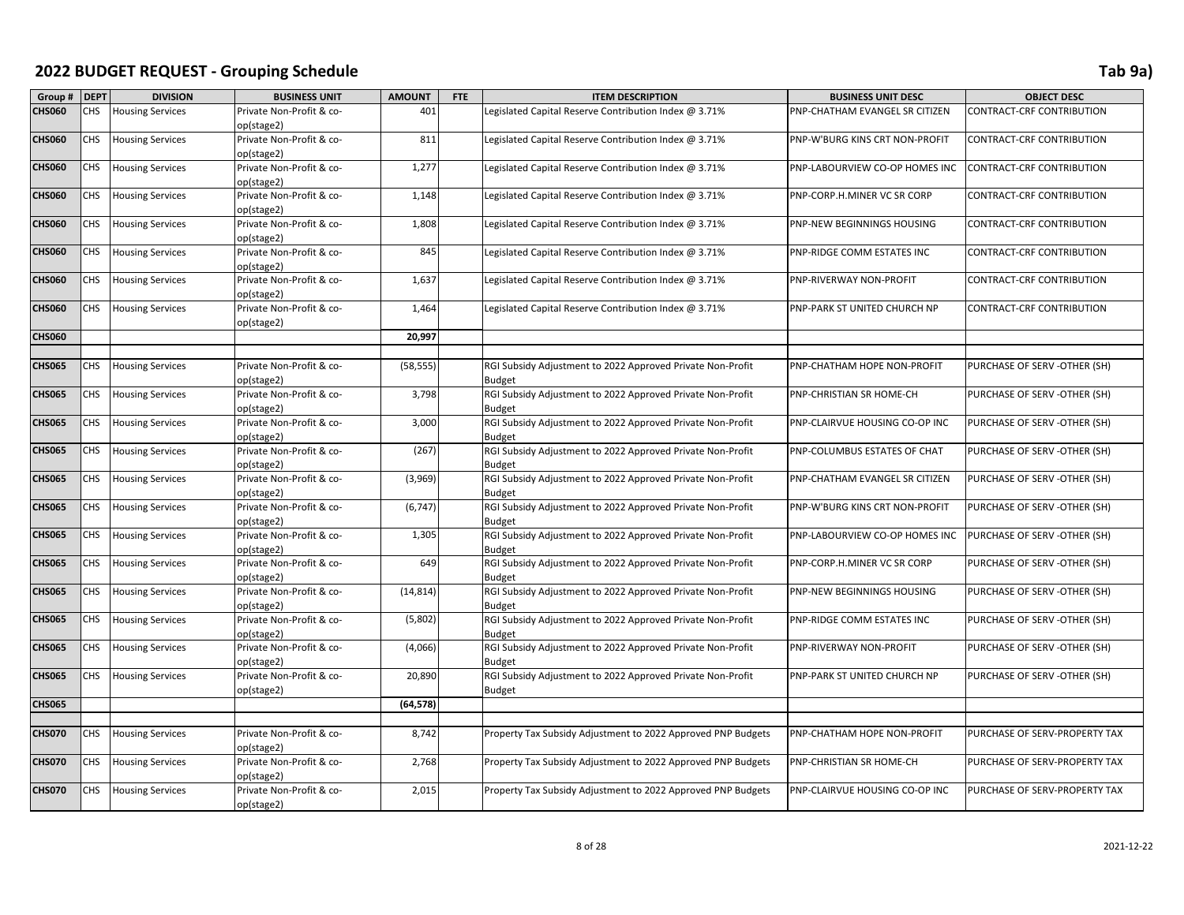# 2022 BUDGET REQUEST - Grouping Schedule

Tab 9a)

| Group # | DEPT | DIVISION | BUSINESS UNIT | AMOUNT | FTE | ITEM DESCRIPTION | BUSINESS UNIT DESC | OBJECT DESC |
|---|---|---|---|---|---|---|---|---|
| **CHS060** | CHS | Housing Services | Private Non-Profit & co-op(stage2) | 401 | | Legislated Capital Reserve Contribution Index @ 3.71% | PNP-CHATHAM EVANGEL SR CITIZEN | CONTRACT-CRF CONTRIBUTION |
| **CHS060** | CHS | Housing Services | Private Non-Profit & co-op(stage2) | 811 | | Legislated Capital Reserve Contribution Index @ 3.71% | PNP-W'BURG KINS CRT NON-PROFIT | CONTRACT-CRF CONTRIBUTION |
| **CHS060** | CHS | Housing Services | Private Non-Profit & co-op(stage2) | 1,277 | | Legislated Capital Reserve Contribution Index @ 3.71% | PNP-LABOURVIEW CO-OP HOMES INC | CONTRACT-CRF CONTRIBUTION |
| **CHS060** | CHS | Housing Services | Private Non-Profit & co-op(stage2) | 1,148 | | Legislated Capital Reserve Contribution Index @ 3.71% | PNP-CORP.H.MINER VC SR CORP | CONTRACT-CRF CONTRIBUTION |
| **CHS060** | CHS | Housing Services | Private Non-Profit & co-op(stage2) | 1,808 | | Legislated Capital Reserve Contribution Index @ 3.71% | PNP-NEW BEGINNINGS HOUSING | CONTRACT-CRF CONTRIBUTION |
| **CHS060** | CHS | Housing Services | Private Non-Profit & co-op(stage2) | 845 | | Legislated Capital Reserve Contribution Index @ 3.71% | PNP-RIDGE COMM ESTATES INC | CONTRACT-CRF CONTRIBUTION |
| **CHS060** | CHS | Housing Services | Private Non-Profit & co-op(stage2) | 1,637 | | Legislated Capital Reserve Contribution Index @ 3.71% | PNP-RIVERWAY NON-PROFIT | CONTRACT-CRF CONTRIBUTION |
| **CHS060** | CHS | Housing Services | Private Non-Profit & co-op(stage2) | 1,464 | | Legislated Capital Reserve Contribution Index @ 3.71% | PNP-PARK ST UNITED CHURCH NP | CONTRACT-CRF CONTRIBUTION |
| **CHS060** | | | | **20,997** | | | | |
| | | | | | | | | |
| **CHS065** | CHS | Housing Services | Private Non-Profit & co-op(stage2) | (58,555) | | RGI Subsidy Adjustment to 2022 Approved Private Non-Profit Budget | PNP-CHATHAM HOPE NON-PROFIT | PURCHASE OF SERV -OTHER (SH) |
| **CHS065** | CHS | Housing Services | Private Non-Profit & co-op(stage2) | 3,798 | | RGI Subsidy Adjustment to 2022 Approved Private Non-Profit Budget | PNP-CHRISTIAN SR HOME-CH | PURCHASE OF SERV -OTHER (SH) |
| **CHS065** | CHS | Housing Services | Private Non-Profit & co-op(stage2) | 3,000 | | RGI Subsidy Adjustment to 2022 Approved Private Non-Profit Budget | PNP-CLAIRVUE HOUSING CO-OP INC | PURCHASE OF SERV -OTHER (SH) |
| **CHS065** | CHS | Housing Services | Private Non-Profit & co-op(stage2) | (267) | | RGI Subsidy Adjustment to 2022 Approved Private Non-Profit Budget | PNP-COLUMBUS ESTATES OF CHAT | PURCHASE OF SERV -OTHER (SH) |
| **CHS065** | CHS | Housing Services | Private Non-Profit & co-op(stage2) | (3,969) | | RGI Subsidy Adjustment to 2022 Approved Private Non-Profit Budget | PNP-CHATHAM EVANGEL SR CITIZEN | PURCHASE OF SERV -OTHER (SH) |
| **CHS065** | CHS | Housing Services | Private Non-Profit & co-op(stage2) | (6,747) | | RGI Subsidy Adjustment to 2022 Approved Private Non-Profit Budget | PNP-W'BURG KINS CRT NON-PROFIT | PURCHASE OF SERV -OTHER (SH) |
| **CHS065** | CHS | Housing Services | Private Non-Profit & co-op(stage2) | 1,305 | | RGI Subsidy Adjustment to 2022 Approved Private Non-Profit Budget | PNP-LABOURVIEW CO-OP HOMES INC | PURCHASE OF SERV -OTHER (SH) |
| **CHS065** | CHS | Housing Services | Private Non-Profit & co-op(stage2) | 649 | | RGI Subsidy Adjustment to 2022 Approved Private Non-Profit Budget | PNP-CORP.H.MINER VC SR CORP | PURCHASE OF SERV -OTHER (SH) |
| **CHS065** | CHS | Housing Services | Private Non-Profit & co-op(stage2) | (14,814) | | RGI Subsidy Adjustment to 2022 Approved Private Non-Profit Budget | PNP-NEW BEGINNINGS HOUSING | PURCHASE OF SERV -OTHER (SH) |
| **CHS065** | CHS | Housing Services | Private Non-Profit & co-op(stage2) | (5,802) | | RGI Subsidy Adjustment to 2022 Approved Private Non-Profit Budget | PNP-RIDGE COMM ESTATES INC | PURCHASE OF SERV -OTHER (SH) |
| **CHS065** | CHS | Housing Services | Private Non-Profit & co-op(stage2) | (4,066) | | RGI Subsidy Adjustment to 2022 Approved Private Non-Profit Budget | PNP-RIVERWAY NON-PROFIT | PURCHASE OF SERV -OTHER (SH) |
| **CHS065** | CHS | Housing Services | Private Non-Profit & co-op(stage2) | 20,890 | | RGI Subsidy Adjustment to 2022 Approved Private Non-Profit Budget | PNP-PARK ST UNITED CHURCH NP | PURCHASE OF SERV -OTHER (SH) |
| **CHS065** | | | | **(64,578)** | | | | |
| | | | | | | | | |
| **CHS070** | CHS | Housing Services | Private Non-Profit & co-op(stage2) | 8,742 | | Property Tax Subsidy Adjustment to 2022 Approved PNP Budgets | PNP-CHATHAM HOPE NON-PROFIT | PURCHASE OF SERV-PROPERTY TAX |
| **CHS070** | CHS | Housing Services | Private Non-Profit & co-op(stage2) | 2,768 | | Property Tax Subsidy Adjustment to 2022 Approved PNP Budgets | PNP-CHRISTIAN SR HOME-CH | PURCHASE OF SERV-PROPERTY TAX |
| **CHS070** | CHS | Housing Services | Private Non-Profit & co-op(stage2) | 2,015 | | Property Tax Subsidy Adjustment to 2022 Approved PNP Budgets | PNP-CLAIRVUE HOUSING CO-OP INC | PURCHASE OF SERV-PROPERTY TAX |

2021-12-22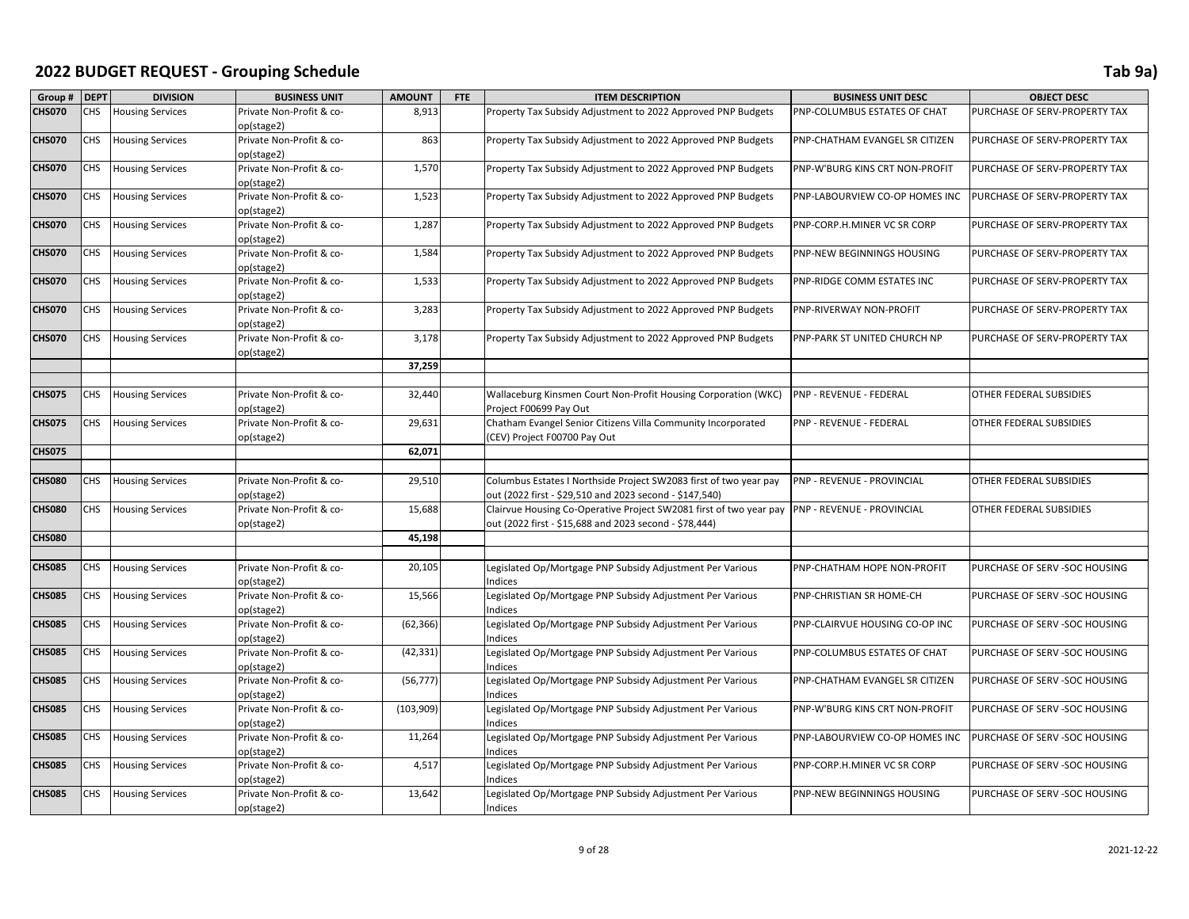# 2022 BUDGET REQUEST - Grouping Schedule

Tab 9a)

| Group # | DEPT | DIVISION | BUSINESS UNIT | AMOUNT | FTE | ITEM DESCRIPTION | BUSINESS UNIT DESC | OBJECT DESC |
|---|---|---|---|---|---|---|---|---|
| CHS070 | CHS | Housing Services | Private Non-Profit & co-op(stage2) | 8,913 | | Property Tax Subsidy Adjustment to 2022 Approved PNP Budgets | PNP-COLUMBUS ESTATES OF CHAT | PURCHASE OF SERV-PROPERTY TAX |
| CHS070 | CHS | Housing Services | Private Non-Profit & co-op(stage2) | 863 | | Property Tax Subsidy Adjustment to 2022 Approved PNP Budgets | PNP-CHATHAM EVANGEL SR CITIZEN | PURCHASE OF SERV-PROPERTY TAX |
| CHS070 | CHS | Housing Services | Private Non-Profit & co-op(stage2) | 1,570 | | Property Tax Subsidy Adjustment to 2022 Approved PNP Budgets | PNP-W'BURG KINS CRT NON-PROFIT | PURCHASE OF SERV-PROPERTY TAX |
| CHS070 | CHS | Housing Services | Private Non-Profit & co-op(stage2) | 1,523 | | Property Tax Subsidy Adjustment to 2022 Approved PNP Budgets | PNP-LABOURVIEW CO-OP HOMES INC | PURCHASE OF SERV-PROPERTY TAX |
| CHS070 | CHS | Housing Services | Private Non-Profit & co-op(stage2) | 1,287 | | Property Tax Subsidy Adjustment to 2022 Approved PNP Budgets | PNP-CORP.H.MINER VC SR CORP | PURCHASE OF SERV-PROPERTY TAX |
| CHS070 | CHS | Housing Services | Private Non-Profit & co-op(stage2) | 1,584 | | Property Tax Subsidy Adjustment to 2022 Approved PNP Budgets | PNP-NEW BEGINNINGS HOUSING | PURCHASE OF SERV-PROPERTY TAX |
| CHS070 | CHS | Housing Services | Private Non-Profit & co-op(stage2) | 1,533 | | Property Tax Subsidy Adjustment to 2022 Approved PNP Budgets | PNP-RIDGE COMM ESTATES INC | PURCHASE OF SERV-PROPERTY TAX |
| CHS070 | CHS | Housing Services | Private Non-Profit & co-op(stage2) | 3,283 | | Property Tax Subsidy Adjustment to 2022 Approved PNP Budgets | PNP-RIVERWAY NON-PROFIT | PURCHASE OF SERV-PROPERTY TAX |
| CHS070 | CHS | Housing Services | Private Non-Profit & co-op(stage2) | 3,178 | | Property Tax Subsidy Adjustment to 2022 Approved PNP Budgets | PNP-PARK ST UNITED CHURCH NP | PURCHASE OF SERV-PROPERTY TAX |
| | | | | **37,259** | | | | |
| | | | | | | | | |
| CHS075 | CHS | Housing Services | Private Non-Profit & co-op(stage2) | 32,440 | | Wallaceburg Kinsmen Court Non-Profit Housing Corporation (WKC) Project F00699 Pay Out | PNP - REVENUE - FEDERAL | OTHER FEDERAL SUBSIDIES |
| CHS075 | CHS | Housing Services | Private Non-Profit & co-op(stage2) | 29,631 | | Chatham Evangel Senior Citizens Villa Community Incorporated (CEV) Project F00700 Pay Out | PNP - REVENUE - FEDERAL | OTHER FEDERAL SUBSIDIES |
| **CHS075** | | | | **62,071** | | | | |
| | | | | | | | | |
| CHS080 | CHS | Housing Services | Private Non-Profit & co-op(stage2) | 29,510 | | Columbus Estates I Northside Project SW2083 first of two year pay out (2022 first - $29,510 and 2023 second - $147,540) | PNP - REVENUE - PROVINCIAL | OTHER FEDERAL SUBSIDIES |
| CHS080 | CHS | Housing Services | Private Non-Profit & co-op(stage2) | 15,688 | | Clairvue Housing Co-Operative Project SW2081 first of two year pay out (2022 first - $15,688 and 2023 second - $78,444) | PNP - REVENUE - PROVINCIAL | OTHER FEDERAL SUBSIDIES |
| **CHS080** | | | | **45,198** | | | | |
| | | | | | | | | |
| CHS085 | CHS | Housing Services | Private Non-Profit & co-op(stage2) | 20,105 | | Legislated Op/Mortgage PNP Subsidy Adjustment Per Various Indices | PNP-CHATHAM HOPE NON-PROFIT | PURCHASE OF SERV -SOC HOUSING |
| CHS085 | CHS | Housing Services | Private Non-Profit & co-op(stage2) | 15,566 | | Legislated Op/Mortgage PNP Subsidy Adjustment Per Various Indices | PNP-CHRISTIAN SR HOME-CH | PURCHASE OF SERV -SOC HOUSING |
| CHS085 | CHS | Housing Services | Private Non-Profit & co-op(stage2) | (62,366) | | Legislated Op/Mortgage PNP Subsidy Adjustment Per Various Indices | PNP-CLAIRVUE HOUSING CO-OP INC | PURCHASE OF SERV -SOC HOUSING |
| CHS085 | CHS | Housing Services | Private Non-Profit & co-op(stage2) | (42,331) | | Legislated Op/Mortgage PNP Subsidy Adjustment Per Various Indices | PNP-COLUMBUS ESTATES OF CHAT | PURCHASE OF SERV -SOC HOUSING |
| CHS085 | CHS | Housing Services | Private Non-Profit & co-op(stage2) | (56,777) | | Legislated Op/Mortgage PNP Subsidy Adjustment Per Various Indices | PNP-CHATHAM EVANGEL SR CITIZEN | PURCHASE OF SERV -SOC HOUSING |
| CHS085 | CHS | Housing Services | Private Non-Profit & co-op(stage2) | (103,909) | | Legislated Op/Mortgage PNP Subsidy Adjustment Per Various Indices | PNP-W'BURG KINS CRT NON-PROFIT | PURCHASE OF SERV -SOC HOUSING |
| CHS085 | CHS | Housing Services | Private Non-Profit & co-op(stage2) | 11,264 | | Legislated Op/Mortgage PNP Subsidy Adjustment Per Various Indices | PNP-LABOURVIEW CO-OP HOMES INC | PURCHASE OF SERV -SOC HOUSING |
| CHS085 | CHS | Housing Services | Private Non-Profit & co-op(stage2) | 4,517 | | Legislated Op/Mortgage PNP Subsidy Adjustment Per Various Indices | PNP-CORP.H.MINER VC SR CORP | PURCHASE OF SERV -SOC HOUSING |
| CHS085 | CHS | Housing Services | Private Non-Profit & co-op(stage2) | 13,642 | | Legislated Op/Mortgage PNP Subsidy Adjustment Per Various Indices | PNP-NEW BEGINNINGS HOUSING | PURCHASE OF SERV -SOC HOUSING |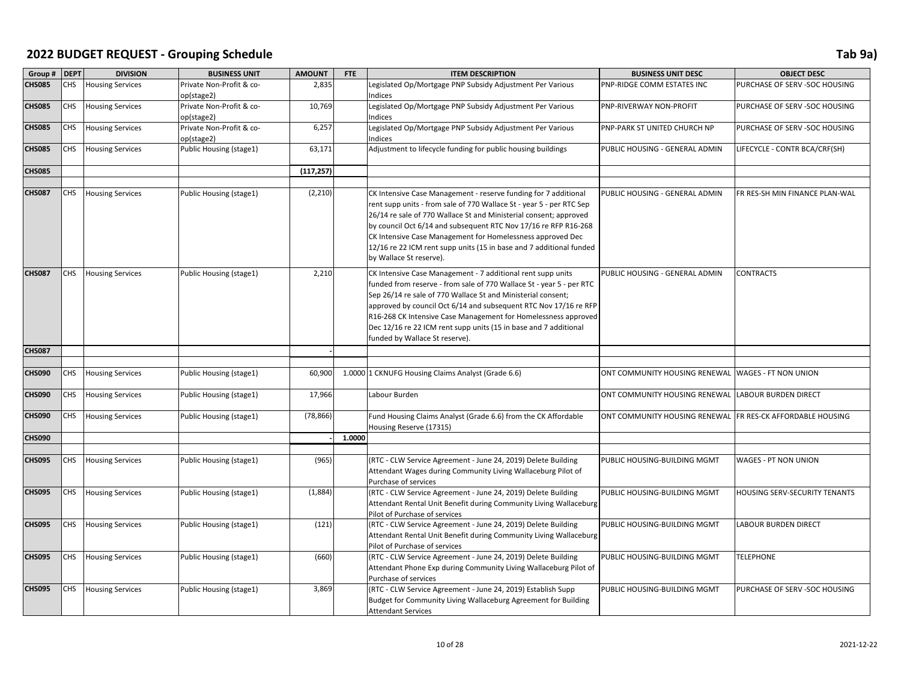# 2022 BUDGET REQUEST - Grouping Schedule

Tab 9a)

| Group # | DEPT | DIVISION | BUSINESS UNIT | AMOUNT | FTE | ITEM DESCRIPTION | BUSINESS UNIT DESC | OBJECT DESC |
|---|---|---|---|---|---|---|---|---|
| CHS085 | CHS | Housing Services | Private Non-Profit & co-op(stage2) | 2,835 | | Legislated Op/Mortgage PNP Subsidy Adjustment Per Various Indices | PNP-RIDGE COMM ESTATES INC | PURCHASE OF SERV -SOC HOUSING |
| CHS085 | CHS | Housing Services | Private Non-Profit & co-op(stage2) | 10,769 | | Legislated Op/Mortgage PNP Subsidy Adjustment Per Various Indices | PNP-RIVERWAY NON-PROFIT | PURCHASE OF SERV -SOC HOUSING |
| CHS085 | CHS | Housing Services | Private Non-Profit & co-op(stage2) | 6,257 | | Legislated Op/Mortgage PNP Subsidy Adjustment Per Various Indices | PNP-PARK ST UNITED CHURCH NP | PURCHASE OF SERV -SOC HOUSING |
| CHS085 | CHS | Housing Services | Public Housing (stage1) | 63,171 | | Adjustment to lifecycle funding for public housing buildings | PUBLIC HOUSING - GENERAL ADMIN | LIFECYCLE - CONTR BCA/CRF(SH) |
| CHS085 | | | | (117,257) | | | | |
| | | | | | | | | |
| CHS087 | CHS | Housing Services | Public Housing (stage1) | (2,210) | | CK Intensive Case Management - reserve funding for 7 additional rent supp units - from sale of 770 Wallace St - year 5 - per RTC Sep 26/14 re sale of 770 Wallace St and Ministerial consent; approved by council Oct 6/14 and subsequent RTC Nov 17/16 re RFP R16-268 CK Intensive Case Management for Homelessness approved Dec 12/16 re 22 ICM rent supp units (15 in base and 7 additional funded by Wallace St reserve). | PUBLIC HOUSING - GENERAL ADMIN | FR RES-SH MIN FINANCE PLAN-WAL |
| CHS087 | CHS | Housing Services | Public Housing (stage1) | 2,210 | | CK Intensive Case Management - 7 additional rent supp units funded from reserve - from sale of 770 Wallace St - year 5 - per RTC Sep 26/14 re sale of 770 Wallace St and Ministerial consent; approved by council Oct 6/14 and subsequent RTC Nov 17/16 re RFP R16-268 CK Intensive Case Management for Homelessness approved Dec 12/16 re 22 ICM rent supp units (15 in base and 7 additional funded by Wallace St reserve). | PUBLIC HOUSING - GENERAL ADMIN | CONTRACTS |
| CHS087 | | | | - | | | | |
| | | | | | | | | |
| CHS090 | CHS | Housing Services | Public Housing (stage1) | 60,900 | 1.0000 | 1 CKNUFG Housing Claims Analyst (Grade 6.6) | ONT COMMUNITY HOUSING RENEWAL | WAGES - FT NON UNION |
| CHS090 | CHS | Housing Services | Public Housing (stage1) | 17,966 | | Labour Burden | ONT COMMUNITY HOUSING RENEWAL | LABOUR BURDEN DIRECT |
| CHS090 | CHS | Housing Services | Public Housing (stage1) | (78,866) | | Fund Housing Claims Analyst (Grade 6.6) from the CK Affordable Housing Reserve (17315) | ONT COMMUNITY HOUSING RENEWAL | FR RES-CK AFFORDABLE HOUSING |
| CHS090 | | | | - | 1.0000 | | | |
| | | | | | | | | |
| CHS095 | CHS | Housing Services | Public Housing (stage1) | (965) | | (RTC - CLW Service Agreement - June 24, 2019) Delete Building Attendant Wages during Community Living Wallaceburg Pilot of Purchase of services | PUBLIC HOUSING-BUILDING MGMT | WAGES - PT NON UNION |
| CHS095 | CHS | Housing Services | Public Housing (stage1) | (1,884) | | (RTC - CLW Service Agreement - June 24, 2019) Delete Building Attendant Rental Unit Benefit during Community Living Wallaceburg Pilot of Purchase of services | PUBLIC HOUSING-BUILDING MGMT | HOUSING SERV-SECURITY TENANTS |
| CHS095 | CHS | Housing Services | Public Housing (stage1) | (121) | | (RTC - CLW Service Agreement - June 24, 2019) Delete Building Attendant Rental Unit Benefit during Community Living Wallaceburg Pilot of Purchase of services | PUBLIC HOUSING-BUILDING MGMT | LABOUR BURDEN DIRECT |
| CHS095 | CHS | Housing Services | Public Housing (stage1) | (660) | | (RTC - CLW Service Agreement - June 24, 2019) Delete Building Attendant Phone Exp during Community Living Wallaceburg Pilot of Purchase of services | PUBLIC HOUSING-BUILDING MGMT | TELEPHONE |
| CHS095 | CHS | Housing Services | Public Housing (stage1) | 3,869 | | (RTC - CLW Service Agreement - June 24, 2019) Establish Supp Budget for Community Living Wallaceburg Agreement for Building Attendant Services | PUBLIC HOUSING-BUILDING MGMT | PURCHASE OF SERV -SOC HOUSING |

2021-12-22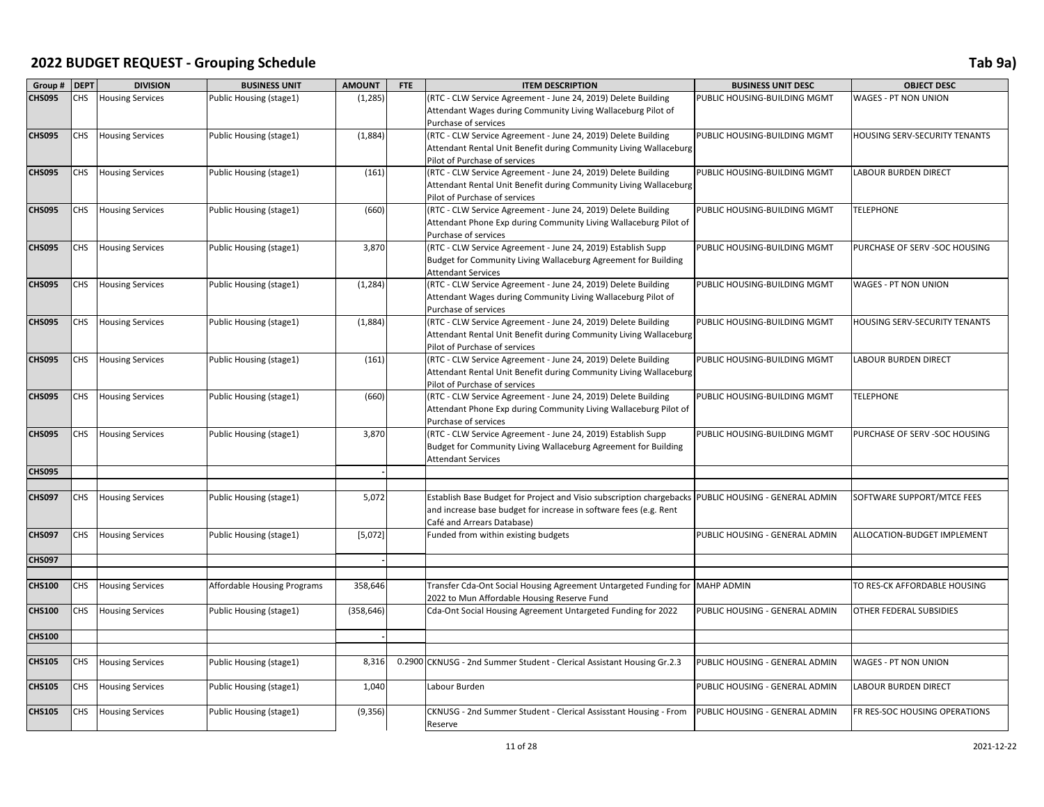# 2022 BUDGET REQUEST - Grouping Schedule

Tab 9a)

| Group # | DEPT | DIVISION | BUSINESS UNIT | AMOUNT | FTE | ITEM DESCRIPTION | BUSINESS UNIT DESC | OBJECT DESC |
|---|---|---|---|---|---|---|---|---|
| CHS095 | CHS | Housing Services | Public Housing (stage1) | (1,285) | | (RTC - CLW Service Agreement - June 24, 2019) Delete Building Attendant Wages during Community Living Wallaceburg Pilot of Purchase of services | PUBLIC HOUSING-BUILDING MGMT | WAGES - PT NON UNION |
| CHS095 | CHS | Housing Services | Public Housing (stage1) | (1,884) | | (RTC - CLW Service Agreement - June 24, 2019) Delete Building Attendant Rental Unit Benefit during Community Living Wallaceburg Pilot of Purchase of services | PUBLIC HOUSING-BUILDING MGMT | HOUSING SERV-SECURITY TENANTS |
| CHS095 | CHS | Housing Services | Public Housing (stage1) | (161) | | (RTC - CLW Service Agreement - June 24, 2019) Delete Building Attendant Rental Unit Benefit during Community Living Wallaceburg Pilot of Purchase of services | PUBLIC HOUSING-BUILDING MGMT | LABOUR BURDEN DIRECT |
| CHS095 | CHS | Housing Services | Public Housing (stage1) | (660) | | (RTC - CLW Service Agreement - June 24, 2019) Delete Building Attendant Phone Exp during Community Living Wallaceburg Pilot of Purchase of services | PUBLIC HOUSING-BUILDING MGMT | TELEPHONE |
| CHS095 | CHS | Housing Services | Public Housing (stage1) | 3,870 | | (RTC - CLW Service Agreement - June 24, 2019) Establish Supp Budget for Community Living Wallaceburg Agreement for Building Attendant Services | PUBLIC HOUSING-BUILDING MGMT | PURCHASE OF SERV -SOC HOUSING |
| CHS095 | CHS | Housing Services | Public Housing (stage1) | (1,284) | | (RTC - CLW Service Agreement - June 24, 2019) Delete Building Attendant Wages during Community Living Wallaceburg Pilot of Purchase of services | PUBLIC HOUSING-BUILDING MGMT | WAGES - PT NON UNION |
| CHS095 | CHS | Housing Services | Public Housing (stage1) | (1,884) | | (RTC - CLW Service Agreement - June 24, 2019) Delete Building Attendant Rental Unit Benefit during Community Living Wallaceburg Pilot of Purchase of services | PUBLIC HOUSING-BUILDING MGMT | HOUSING SERV-SECURITY TENANTS |
| CHS095 | CHS | Housing Services | Public Housing (stage1) | (161) | | (RTC - CLW Service Agreement - June 24, 2019) Delete Building Attendant Rental Unit Benefit during Community Living Wallaceburg Pilot of Purchase of services | PUBLIC HOUSING-BUILDING MGMT | LABOUR BURDEN DIRECT |
| CHS095 | CHS | Housing Services | Public Housing (stage1) | (660) | | (RTC - CLW Service Agreement - June 24, 2019) Delete Building Attendant Phone Exp during Community Living Wallaceburg Pilot of Purchase of services | PUBLIC HOUSING-BUILDING MGMT | TELEPHONE |
| CHS095 | CHS | Housing Services | Public Housing (stage1) | 3,870 | | (RTC - CLW Service Agreement - June 24, 2019) Establish Supp Budget for Community Living Wallaceburg Agreement for Building Attendant Services | PUBLIC HOUSING-BUILDING MGMT | PURCHASE OF SERV -SOC HOUSING |
| CHS095 | | | | - | | | | |
| | | | | | | | | |
| CHS097 | CHS | Housing Services | Public Housing (stage1) | 5,072 | | Establish Base Budget for Project and Visio subscription chargebacks and increase base budget for increase in software fees (e.g. Rent Café and Arrears Database) | PUBLIC HOUSING - GENERAL ADMIN | SOFTWARE SUPPORT/MTCE FEES |
| CHS097 | CHS | Housing Services | Public Housing (stage1) | [5,072] | | Funded from within existing budgets | PUBLIC HOUSING - GENERAL ADMIN | ALLOCATION-BUDGET IMPLEMENT |
| CHS097 | | | | - | | | | |
| | | | | | | | | |
| CHS100 | CHS | Housing Services | Affordable Housing Programs | 358,646 | | Transfer Cda-Ont Social Housing Agreement Untargeted Funding for 2022 to Mun Affordable Housing Reserve Fund | MAHP ADMIN | TO RES-CK AFFORDABLE HOUSING |
| CHS100 | CHS | Housing Services | Public Housing (stage1) | (358,646) | | Cda-Ont Social Housing Agreement Untargeted Funding for 2022 | PUBLIC HOUSING - GENERAL ADMIN | OTHER FEDERAL SUBSIDIES |
| CHS100 | | | | - | | | | |
| | | | | | | | | |
| CHS105 | CHS | Housing Services | Public Housing (stage1) | 8,316 | 0.2900 | CKNUSG - 2nd Summer Student - Clerical Assistant Housing Gr.2.3 | PUBLIC HOUSING - GENERAL ADMIN | WAGES - PT NON UNION |
| CHS105 | CHS | Housing Services | Public Housing (stage1) | 1,040 | | Labour Burden | PUBLIC HOUSING - GENERAL ADMIN | LABOUR BURDEN DIRECT |
| CHS105 | CHS | Housing Services | Public Housing (stage1) | (9,356) | | CKNUSG - 2nd Summer Student - Clerical Assisstant Housing - From Reserve | PUBLIC HOUSING - GENERAL ADMIN | FR RES-SOC HOUSING OPERATIONS |

2021-12-22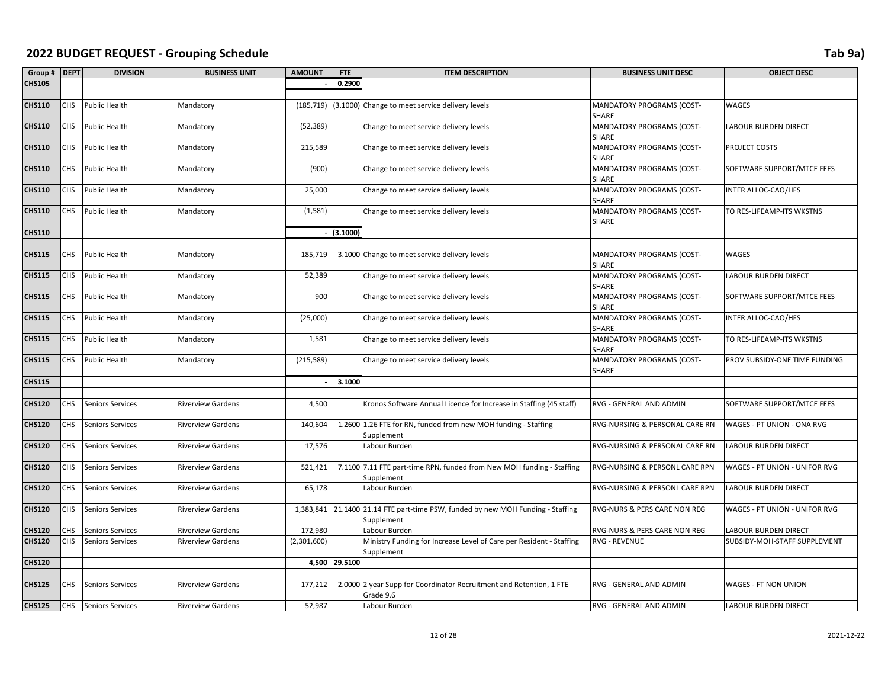## 2022 BUDGET REQUEST - Grouping Schedule

Tab 9a)

| Group # | DEPT | DIVISION | BUSINESS UNIT | AMOUNT | FTE | ITEM DESCRIPTION | BUSINESS UNIT DESC | OBJECT DESC |
|---|---|---|---|---|---|---|---|---|
| **CHS105** | | | | - | 0.2900 | | | |
| | | | | | | | | |
| **CHS110** | CHS | Public Health | Mandatory | (185,719) | (3.1000) | Change to meet service delivery levels | MANDATORY PROGRAMS (COST-SHARE | WAGES |
| **CHS110** | CHS | Public Health | Mandatory | (52,389) | | Change to meet service delivery levels | MANDATORY PROGRAMS (COST-SHARE | LABOUR BURDEN DIRECT |
| **CHS110** | CHS | Public Health | Mandatory | 215,589 | | Change to meet service delivery levels | MANDATORY PROGRAMS (COST-SHARE | PROJECT COSTS |
| **CHS110** | CHS | Public Health | Mandatory | (900) | | Change to meet service delivery levels | MANDATORY PROGRAMS (COST-SHARE | SOFTWARE SUPPORT/MTCE FEES |
| **CHS110** | CHS | Public Health | Mandatory | 25,000 | | Change to meet service delivery levels | MANDATORY PROGRAMS (COST-SHARE | INTER ALLOC-CAO/HFS |
| **CHS110** | CHS | Public Health | Mandatory | (1,581) | | Change to meet service delivery levels | MANDATORY PROGRAMS (COST-SHARE | TO RES-LIFEAMP-ITS WKSTNS |
| **CHS110** | | | | - | (3.1000) | | | |
| | | | | | | | | |
| **CHS115** | CHS | Public Health | Mandatory | 185,719 | 3.1000 | Change to meet service delivery levels | MANDATORY PROGRAMS (COST-SHARE | WAGES |
| **CHS115** | CHS | Public Health | Mandatory | 52,389 | | Change to meet service delivery levels | MANDATORY PROGRAMS (COST-SHARE | LABOUR BURDEN DIRECT |
| **CHS115** | CHS | Public Health | Mandatory | 900 | | Change to meet service delivery levels | MANDATORY PROGRAMS (COST-SHARE | SOFTWARE SUPPORT/MTCE FEES |
| **CHS115** | CHS | Public Health | Mandatory | (25,000) | | Change to meet service delivery levels | MANDATORY PROGRAMS (COST-SHARE | INTER ALLOC-CAO/HFS |
| **CHS115** | CHS | Public Health | Mandatory | 1,581 | | Change to meet service delivery levels | MANDATORY PROGRAMS (COST-SHARE | TO RES-LIFEAMP-ITS WKSTNS |
| **CHS115** | CHS | Public Health | Mandatory | (215,589) | | Change to meet service delivery levels | MANDATORY PROGRAMS (COST-SHARE | PROV SUBSIDY-ONE TIME FUNDING |
| **CHS115** | | | | - | 3.1000 | | | |
| | | | | | | | | |
| **CHS120** | CHS | Seniors Services | Riverview Gardens | 4,500 | | Kronos Software Annual Licence for Increase in Staffing (45 staff) | RVG - GENERAL AND ADMIN | SOFTWARE SUPPORT/MTCE FEES |
| **CHS120** | CHS | Seniors Services | Riverview Gardens | 140,604 | 1.2600 | 1.26 FTE for RN, funded from new MOH funding - Staffing Supplement | RVG-NURSING & PERSONAL CARE RN | WAGES - PT UNION - ONA RVG |
| **CHS120** | CHS | Seniors Services | Riverview Gardens | 17,576 | | Labour Burden | RVG-NURSING & PERSONAL CARE RN | LABOUR BURDEN DIRECT |
| **CHS120** | CHS | Seniors Services | Riverview Gardens | 521,421 | 7.1100 | 7.11 FTE part-time RPN, funded from New MOH funding - Staffing Supplement | RVG-NURSING & PERSONL CARE RPN | WAGES - PT UNION - UNIFOR RVG |
| **CHS120** | CHS | Seniors Services | Riverview Gardens | 65,178 | | Labour Burden | RVG-NURSING & PERSONL CARE RPN | LABOUR BURDEN DIRECT |
| **CHS120** | CHS | Seniors Services | Riverview Gardens | 1,383,841 | 21.1400 | 21.14 FTE part-time PSW, funded by new MOH Funding - Staffing Supplement | RVG-NURS & PERS CARE NON REG | WAGES - PT UNION - UNIFOR RVG |
| **CHS120** | CHS | Seniors Services | Riverview Gardens | 172,980 | | Labour Burden | RVG-NURS & PERS CARE NON REG | LABOUR BURDEN DIRECT |
| **CHS120** | CHS | Seniors Services | Riverview Gardens | (2,301,600) | | Ministry Funding for Increase Level of Care per Resident - Staffing Supplement | RVG - REVENUE | SUBSIDY-MOH-STAFF SUPPLEMENT |
| **CHS120** | | | | 4,500 | 29.5100 | | | |
| | | | | | | | | |
| **CHS125** | CHS | Seniors Services | Riverview Gardens | 177,212 | 2.0000 | 2 year Supp for Coordinator Recruitment and Retention, 1 FTE Grade 9.6 | RVG - GENERAL AND ADMIN | WAGES - FT NON UNION |
| **CHS125** | CHS | Seniors Services | Riverview Gardens | 52,987 | | Labour Burden | RVG - GENERAL AND ADMIN | LABOUR BURDEN DIRECT |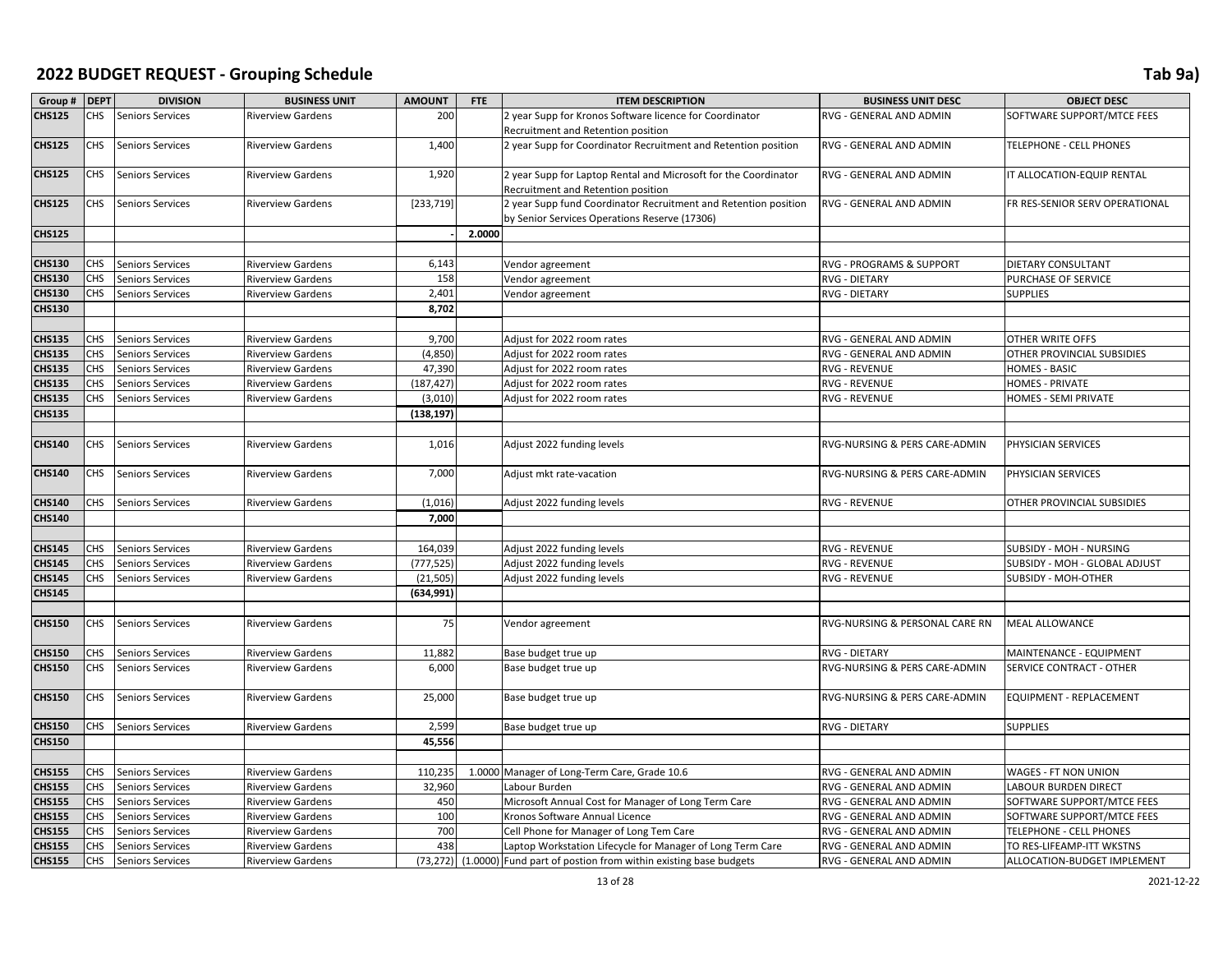# 2022 BUDGET REQUEST - Grouping Schedule

Tab 9a)

| Group # | DEPT | DIVISION | BUSINESS UNIT | AMOUNT | FTE | ITEM DESCRIPTION | BUSINESS UNIT DESC | OBJECT DESC |
|---|---|---|---|---|---|---|---|---|
| CHS125 | CHS | Seniors Services | Riverview Gardens | 200 | | 2 year Supp for Kronos Software licence for Coordinator Recruitment and Retention position | RVG - GENERAL AND ADMIN | SOFTWARE SUPPORT/MTCE FEES |
| CHS125 | CHS | Seniors Services | Riverview Gardens | 1,400 | | 2 year Supp for Coordinator Recruitment and Retention position | RVG - GENERAL AND ADMIN | TELEPHONE - CELL PHONES |
| CHS125 | CHS | Seniors Services | Riverview Gardens | 1,920 | | 2 year Supp for Laptop Rental and Microsoft for the Coordinator Recruitment and Retention position | RVG - GENERAL AND ADMIN | IT ALLOCATION-EQUIP RENTAL |
| CHS125 | CHS | Seniors Services | Riverview Gardens | [233,719] | | 2 year Supp fund Coordinator Recruitment and Retention position by Senior Services Operations Reserve (17306) | RVG - GENERAL AND ADMIN | FR RES-SENIOR SERV OPERATIONAL |
| **CHS125** | | | | - | **2.0000** | | | |
| | | | | | | | | |
| CHS130 | CHS | Seniors Services | Riverview Gardens | 6,143 | | Vendor agreement | RVG - PROGRAMS & SUPPORT | DIETARY CONSULTANT |
| CHS130 | CHS | Seniors Services | Riverview Gardens | 158 | | Vendor agreement | RVG - DIETARY | PURCHASE OF SERVICE |
| CHS130 | CHS | Seniors Services | Riverview Gardens | 2,401 | | Vendor agreement | RVG - DIETARY | SUPPLIES |
| **CHS130** | | | | **8,702** | | | | |
| | | | | | | | | |
| CHS135 | CHS | Seniors Services | Riverview Gardens | 9,700 | | Adjust for 2022 room rates | RVG - GENERAL AND ADMIN | OTHER WRITE OFFS |
| CHS135 | CHS | Seniors Services | Riverview Gardens | (4,850) | | Adjust for 2022 room rates | RVG - GENERAL AND ADMIN | OTHER PROVINCIAL SUBSIDIES |
| CHS135 | CHS | Seniors Services | Riverview Gardens | 47,390 | | Adjust for 2022 room rates | RVG - REVENUE | HOMES - BASIC |
| CHS135 | CHS | Seniors Services | Riverview Gardens | (187,427) | | Adjust for 2022 room rates | RVG - REVENUE | HOMES - PRIVATE |
| CHS135 | CHS | Seniors Services | Riverview Gardens | (3,010) | | Adjust for 2022 room rates | RVG - REVENUE | HOMES - SEMI PRIVATE |
| **CHS135** | | | | **(138,197)** | | | | |
| | | | | | | | | |
| CHS140 | CHS | Seniors Services | Riverview Gardens | 1,016 | | Adjust 2022 funding levels | RVG-NURSING & PERS CARE-ADMIN | PHYSICIAN SERVICES |
| CHS140 | CHS | Seniors Services | Riverview Gardens | 7,000 | | Adjust mkt rate-vacation | RVG-NURSING & PERS CARE-ADMIN | PHYSICIAN SERVICES |
| CHS140 | CHS | Seniors Services | Riverview Gardens | (1,016) | | Adjust 2022 funding levels | RVG - REVENUE | OTHER PROVINCIAL SUBSIDIES |
| **CHS140** | | | | **7,000** | | | | |
| | | | | | | | | |
| CHS145 | CHS | Seniors Services | Riverview Gardens | 164,039 | | Adjust 2022 funding levels | RVG - REVENUE | SUBSIDY - MOH - NURSING |
| CHS145 | CHS | Seniors Services | Riverview Gardens | (777,525) | | Adjust 2022 funding levels | RVG - REVENUE | SUBSIDY - MOH - GLOBAL ADJUST |
| CHS145 | CHS | Seniors Services | Riverview Gardens | (21,505) | | Adjust 2022 funding levels | RVG - REVENUE | SUBSIDY - MOH-OTHER |
| **CHS145** | | | | **(634,991)** | | | | |
| | | | | | | | | |
| CHS150 | CHS | Seniors Services | Riverview Gardens | 75 | | Vendor agreement | RVG-NURSING & PERSONAL CARE RN | MEAL ALLOWANCE |
| CHS150 | CHS | Seniors Services | Riverview Gardens | 11,882 | | Base budget true up | RVG - DIETARY | MAINTENANCE - EQUIPMENT |
| CHS150 | CHS | Seniors Services | Riverview Gardens | 6,000 | | Base budget true up | RVG-NURSING & PERS CARE-ADMIN | SERVICE CONTRACT - OTHER |
| CHS150 | CHS | Seniors Services | Riverview Gardens | 25,000 | | Base budget true up | RVG-NURSING & PERS CARE-ADMIN | EQUIPMENT - REPLACEMENT |
| CHS150 | CHS | Seniors Services | Riverview Gardens | 2,599 | | Base budget true up | RVG - DIETARY | SUPPLIES |
| **CHS150** | | | | **45,556** | | | | |
| | | | | | | | | |
| CHS155 | CHS | Seniors Services | Riverview Gardens | 110,235 | 1.0000 | Manager of Long-Term Care, Grade 10.6 | RVG - GENERAL AND ADMIN | WAGES - FT NON UNION |
| CHS155 | CHS | Seniors Services | Riverview Gardens | 32,960 | | Labour Burden | RVG - GENERAL AND ADMIN | LABOUR BURDEN DIRECT |
| CHS155 | CHS | Seniors Services | Riverview Gardens | 450 | | Microsoft Annual Cost for Manager of Long Term Care | RVG - GENERAL AND ADMIN | SOFTWARE SUPPORT/MTCE FEES |
| CHS155 | CHS | Seniors Services | Riverview Gardens | 100 | | Kronos Software Annual Licence | RVG - GENERAL AND ADMIN | SOFTWARE SUPPORT/MTCE FEES |
| CHS155 | CHS | Seniors Services | Riverview Gardens | 700 | | Cell Phone for Manager of Long Tem Care | RVG - GENERAL AND ADMIN | TELEPHONE - CELL PHONES |
| CHS155 | CHS | Seniors Services | Riverview Gardens | 438 | | Laptop Workstation Lifecycle for Manager of Long Term Care | RVG - GENERAL AND ADMIN | TO RES-LIFEAMP-ITT WKSTNS |
| CHS155 | CHS | Seniors Services | Riverview Gardens | (73,272) | (1.0000) | Fund part of postion from within existing base budgets | RVG - GENERAL AND ADMIN | ALLOCATION-BUDGET IMPLEMENT |

2021-12-22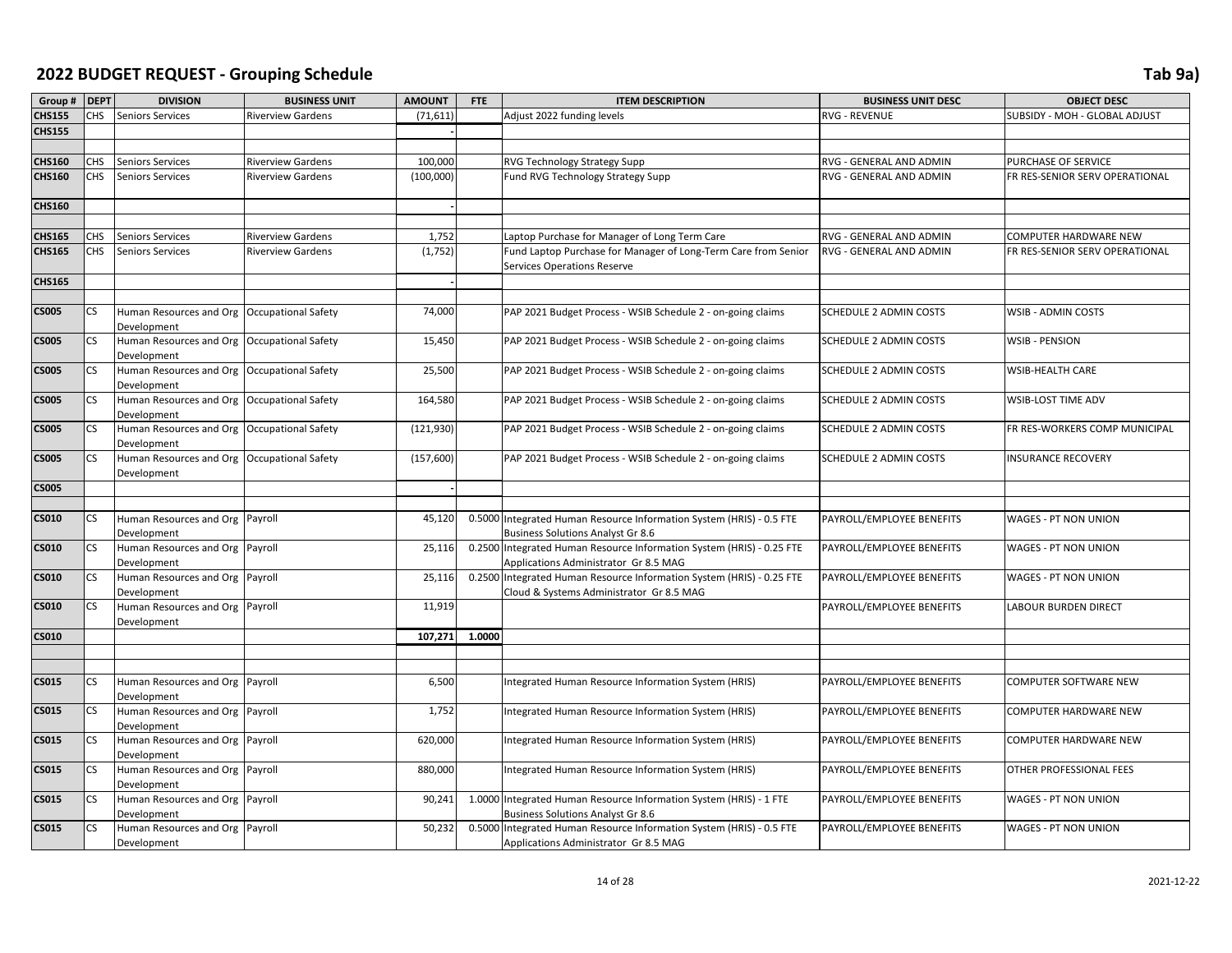# 2022 BUDGET REQUEST - Grouping Schedule

Tab 9a)

| Group # | DEPT | DIVISION | BUSINESS UNIT | AMOUNT | FTE | ITEM DESCRIPTION | BUSINESS UNIT DESC | OBJECT DESC |
|---|---|---|---|---|---|---|---|---|
| CHS155 | CHS | Seniors Services | Riverview Gardens | (71,611) | | Adjust 2022 funding levels | RVG - REVENUE | SUBSIDY - MOH - GLOBAL ADJUST |
| CHS155 | | | | - | | | | |
| | | | | | | | | |
| CHS160 | CHS | Seniors Services | Riverview Gardens | 100,000 | | RVG Technology Strategy Supp | RVG - GENERAL AND ADMIN | PURCHASE OF SERVICE |
| CHS160 | CHS | Seniors Services | Riverview Gardens | (100,000) | | Fund RVG Technology Strategy Supp | RVG - GENERAL AND ADMIN | FR RES-SENIOR SERV OPERATIONAL |
| CHS160 | | | | - | | | | |
| | | | | | | | | |
| CHS165 | CHS | Seniors Services | Riverview Gardens | 1,752 | | Laptop Purchase for Manager of Long Term Care | RVG - GENERAL AND ADMIN | COMPUTER HARDWARE NEW |
| CHS165 | CHS | Seniors Services | Riverview Gardens | (1,752) | | Fund Laptop Purchase for Manager of Long-Term Care from Senior Services Operations Reserve | RVG - GENERAL AND ADMIN | FR RES-SENIOR SERV OPERATIONAL |
| CHS165 | | | | - | | | | |
| | | | | | | | | |
| CS005 | CS | Human Resources and Org Development | Occupational Safety | 74,000 | | PAP 2021 Budget Process - WSIB Schedule 2 - on-going claims | SCHEDULE 2 ADMIN COSTS | WSIB - ADMIN COSTS |
| CS005 | CS | Human Resources and Org Development | Occupational Safety | 15,450 | | PAP 2021 Budget Process - WSIB Schedule 2 - on-going claims | SCHEDULE 2 ADMIN COSTS | WSIB - PENSION |
| CS005 | CS | Human Resources and Org Development | Occupational Safety | 25,500 | | PAP 2021 Budget Process - WSIB Schedule 2 - on-going claims | SCHEDULE 2 ADMIN COSTS | WSIB-HEALTH CARE |
| CS005 | CS | Human Resources and Org Development | Occupational Safety | 164,580 | | PAP 2021 Budget Process - WSIB Schedule 2 - on-going claims | SCHEDULE 2 ADMIN COSTS | WSIB-LOST TIME ADV |
| CS005 | CS | Human Resources and Org Development | Occupational Safety | (121,930) | | PAP 2021 Budget Process - WSIB Schedule 2 - on-going claims | SCHEDULE 2 ADMIN COSTS | FR RES-WORKERS COMP MUNICIPAL |
| CS005 | CS | Human Resources and Org Development | Occupational Safety | (157,600) | | PAP 2021 Budget Process - WSIB Schedule 2 - on-going claims | SCHEDULE 2 ADMIN COSTS | INSURANCE RECOVERY |
| CS005 | | | | - | | | | |
| | | | | | | | | |
| CS010 | CS | Human Resources and Org Development | Payroll | 45,120 | 0.5000 | Integrated Human Resource Information System (HRIS) - 0.5 FTE Business Solutions Analyst Gr 8.6 | PAYROLL/EMPLOYEE BENEFITS | WAGES - PT NON UNION |
| CS010 | CS | Human Resources and Org Development | Payroll | 25,116 | 0.2500 | Integrated Human Resource Information System (HRIS) - 0.25 FTE Applications Administrator Gr 8.5 MAG | PAYROLL/EMPLOYEE BENEFITS | WAGES - PT NON UNION |
| CS010 | CS | Human Resources and Org Development | Payroll | 25,116 | 0.2500 | Integrated Human Resource Information System (HRIS) - 0.25 FTE Cloud & Systems Administrator Gr 8.5 MAG | PAYROLL/EMPLOYEE BENEFITS | WAGES - PT NON UNION |
| CS010 | CS | Human Resources and Org Development | Payroll | 11,919 | | | PAYROLL/EMPLOYEE BENEFITS | LABOUR BURDEN DIRECT |
| CS010 | | | | **107,271** | **1.0000** | | | |
| | | | | | | | | |
| | | | | | | | | |
| CS015 | CS | Human Resources and Org Development | Payroll | 6,500 | | Integrated Human Resource Information System (HRIS) | PAYROLL/EMPLOYEE BENEFITS | COMPUTER SOFTWARE NEW |
| CS015 | CS | Human Resources and Org Development | Payroll | 1,752 | | Integrated Human Resource Information System (HRIS) | PAYROLL/EMPLOYEE BENEFITS | COMPUTER HARDWARE NEW |
| CS015 | CS | Human Resources and Org Development | Payroll | 620,000 | | Integrated Human Resource Information System (HRIS) | PAYROLL/EMPLOYEE BENEFITS | COMPUTER HARDWARE NEW |
| CS015 | CS | Human Resources and Org Development | Payroll | 880,000 | | Integrated Human Resource Information System (HRIS) | PAYROLL/EMPLOYEE BENEFITS | OTHER PROFESSIONAL FEES |
| CS015 | CS | Human Resources and Org Development | Payroll | 90,241 | 1.0000 | Integrated Human Resource Information System (HRIS) - 1 FTE Business Solutions Analyst Gr 8.6 | PAYROLL/EMPLOYEE BENEFITS | WAGES - PT NON UNION |
| CS015 | CS | Human Resources and Org Development | Payroll | 50,232 | 0.5000 | Integrated Human Resource Information System (HRIS) - 0.5 FTE Applications Administrator Gr 8.5 MAG | PAYROLL/EMPLOYEE BENEFITS | WAGES - PT NON UNION |

2021-12-22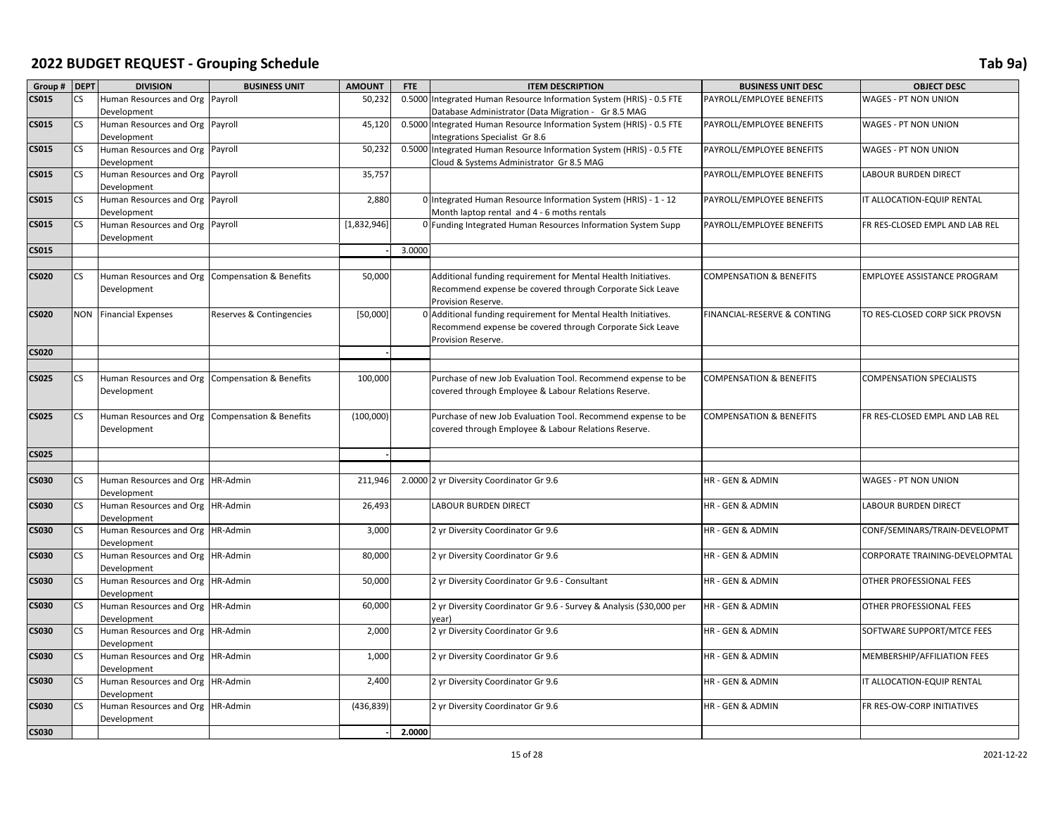# 2022 BUDGET REQUEST - Grouping Schedule

Tab 9a)

| Group # | DEPT | DIVISION | BUSINESS UNIT | AMOUNT | FTE | ITEM DESCRIPTION | BUSINESS UNIT DESC | OBJECT DESC |
|---|---|---|---|---|---|---|---|---|
| CS015 | CS | Human Resources and Org Development | Payroll | 50,232 | 0.5000 | Integrated Human Resource Information System (HRIS) - 0.5 FTE Database Administrator (Data Migration - Gr 8.5 MAG | PAYROLL/EMPLOYEE BENEFITS | WAGES - PT NON UNION |
| CS015 | CS | Human Resources and Org Development | Payroll | 45,120 | 0.5000 | Integrated Human Resource Information System (HRIS) - 0.5 FTE Integrations Specialist Gr 8.6 | PAYROLL/EMPLOYEE BENEFITS | WAGES - PT NON UNION |
| CS015 | CS | Human Resources and Org Development | Payroll | 50,232 | 0.5000 | Integrated Human Resource Information System (HRIS) - 0.5 FTE Cloud & Systems Administrator Gr 8.5 MAG | PAYROLL/EMPLOYEE BENEFITS | WAGES - PT NON UNION |
| CS015 | CS | Human Resources and Org Development | Payroll | 35,757 | | | PAYROLL/EMPLOYEE BENEFITS | LABOUR BURDEN DIRECT |
| CS015 | CS | Human Resources and Org Development | Payroll | 2,880 | 0 | Integrated Human Resource Information System (HRIS) - 1 - 12 Month laptop rental and 4 - 6 moths rentals | PAYROLL/EMPLOYEE BENEFITS | IT ALLOCATION-EQUIP RENTAL |
| CS015 | CS | Human Resources and Org Development | Payroll | [1,832,946] | 0 | Funding Integrated Human Resources Information System Supp | PAYROLL/EMPLOYEE BENEFITS | FR RES-CLOSED EMPL AND LAB REL |
| CS015 | | | | - | 3.0000 | | | |
| | | | | | | | | |
| CS020 | CS | Human Resources and Org Development | Compensation & Benefits | 50,000 | | Additional funding requirement for Mental Health Initiatives. Recommend expense be covered through Corporate Sick Leave Provision Reserve. | COMPENSATION & BENEFITS | EMPLOYEE ASSISTANCE PROGRAM |
| CS020 | NON | Financial Expenses | Reserves & Contingencies | [50,000] | 0 | Additional funding requirement for Mental Health Initiatives. Recommend expense be covered through Corporate Sick Leave Provision Reserve. | FINANCIAL-RESERVE & CONTING | TO RES-CLOSED CORP SICK PROVSN |
| CS020 | | | | - | | | | |
| | | | | | | | | |
| CS025 | CS | Human Resources and Org Development | Compensation & Benefits | 100,000 | | Purchase of new Job Evaluation Tool. Recommend expense to be covered through Employee & Labour Relations Reserve. | COMPENSATION & BENEFITS | COMPENSATION SPECIALISTS |
| CS025 | CS | Human Resources and Org Development | Compensation & Benefits | (100,000) | | Purchase of new Job Evaluation Tool. Recommend expense to be covered through Employee & Labour Relations Reserve. | COMPENSATION & BENEFITS | FR RES-CLOSED EMPL AND LAB REL |
| CS025 | | | | - | | | | |
| | | | | | | | | |
| CS030 | CS | Human Resources and Org Development | HR-Admin | 211,946 | 2.0000 | 2 yr Diversity Coordinator Gr 9.6 | HR - GEN & ADMIN | WAGES - PT NON UNION |
| CS030 | CS | Human Resources and Org Development | HR-Admin | 26,493 | | LABOUR BURDEN DIRECT | HR - GEN & ADMIN | LABOUR BURDEN DIRECT |
| CS030 | CS | Human Resources and Org Development | HR-Admin | 3,000 | | 2 yr Diversity Coordinator Gr 9.6 | HR - GEN & ADMIN | CONF/SEMINARS/TRAIN-DEVELOPMT |
| CS030 | CS | Human Resources and Org Development | HR-Admin | 80,000 | | 2 yr Diversity Coordinator Gr 9.6 | HR - GEN & ADMIN | CORPORATE TRAINING-DEVELOPMTAL |
| CS030 | CS | Human Resources and Org Development | HR-Admin | 50,000 | | 2 yr Diversity Coordinator Gr 9.6 - Consultant | HR - GEN & ADMIN | OTHER PROFESSIONAL FEES |
| CS030 | CS | Human Resources and Org Development | HR-Admin | 60,000 | | 2 yr Diversity Coordinator Gr 9.6 - Survey & Analysis ($30,000 per year) | HR - GEN & ADMIN | OTHER PROFESSIONAL FEES |
| CS030 | CS | Human Resources and Org Development | HR-Admin | 2,000 | | 2 yr Diversity Coordinator Gr 9.6 | HR - GEN & ADMIN | SOFTWARE SUPPORT/MTCE FEES |
| CS030 | CS | Human Resources and Org Development | HR-Admin | 1,000 | | 2 yr Diversity Coordinator Gr 9.6 | HR - GEN & ADMIN | MEMBERSHIP/AFFILIATION FEES |
| CS030 | CS | Human Resources and Org Development | HR-Admin | 2,400 | | 2 yr Diversity Coordinator Gr 9.6 | HR - GEN & ADMIN | IT ALLOCATION-EQUIP RENTAL |
| CS030 | CS | Human Resources and Org Development | HR-Admin | (436,839) | | 2 yr Diversity Coordinator Gr 9.6 | HR - GEN & ADMIN | FR RES-OW-CORP INITIATIVES |
| CS030 | | | | - | 2.0000 | | | |

2021-12-22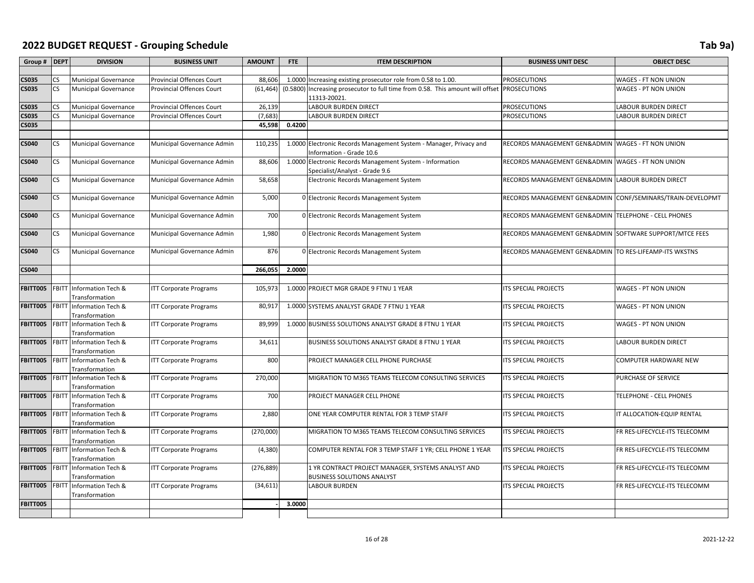# 2022 BUDGET REQUEST - Grouping Schedule

Tab 9a)

| Group # | DEPT | DIVISION | BUSINESS UNIT | AMOUNT | FTE | ITEM DESCRIPTION | BUSINESS UNIT DESC | OBJECT DESC |
|---|---|---|---|---|---|---|---|---|
| CS035 | CS | Municipal Governance | Provincial Offences Court | 88,606 | 1.0000 | Increasing existing prosecutor role from 0.58 to 1.00. | PROSECUTIONS | WAGES - FT NON UNION |
| CS035 | CS | Municipal Governance | Provincial Offences Court | (61,464) | (0.5800) | Increasing prosecutor to full time from 0.58. This amount will offset 11313-20021. | PROSECUTIONS | WAGES - PT NON UNION |
| CS035 | CS | Municipal Governance | Provincial Offences Court | 26,139 | | LABOUR BURDEN DIRECT | PROSECUTIONS | LABOUR BURDEN DIRECT |
| CS035 | CS | Municipal Governance | Provincial Offences Court | (7,683) | | LABOUR BURDEN DIRECT | PROSECUTIONS | LABOUR BURDEN DIRECT |
| **CS035** | | | | **45,598** | **0.4200** | | | |
| CS040 | CS | Municipal Governance | Municipal Governance Admin | 110,235 | 1.0000 | Electronic Records Management System - Manager, Privacy and Information - Grade 10.6 | RECORDS MANAGEMENT GEN&ADMIN | WAGES - FT NON UNION |
| CS040 | CS | Municipal Governance | Municipal Governance Admin | 88,606 | 1.0000 | Electronic Records Management System - Information Specialist/Analyst - Grade 9.6 | RECORDS MANAGEMENT GEN&ADMIN | WAGES - FT NON UNION |
| CS040 | CS | Municipal Governance | Municipal Governance Admin | 58,658 | | Electronic Records Management System | RECORDS MANAGEMENT GEN&ADMIN | LABOUR BURDEN DIRECT |
| CS040 | CS | Municipal Governance | Municipal Governance Admin | 5,000 | 0 | Electronic Records Management System | RECORDS MANAGEMENT GEN&ADMIN | CONF/SEMINARS/TRAIN-DEVELOPMT |
| CS040 | CS | Municipal Governance | Municipal Governance Admin | 700 | 0 | Electronic Records Management System | RECORDS MANAGEMENT GEN&ADMIN | TELEPHONE - CELL PHONES |
| CS040 | CS | Municipal Governance | Municipal Governance Admin | 1,980 | 0 | Electronic Records Management System | RECORDS MANAGEMENT GEN&ADMIN | SOFTWARE SUPPORT/MTCE FEES |
| CS040 | CS | Municipal Governance | Municipal Governance Admin | 876 | 0 | Electronic Records Management System | RECORDS MANAGEMENT GEN&ADMIN | TO RES-LIFEAMP-ITS WKSTNS |
| **CS040** | | | | **266,055** | **2.0000** | | | |
| FBITT005 | FBITT | Information Tech & Transformation | ITT Corporate Programs | 105,973 | 1.0000 | PROJECT MGR GRADE 9 FTNU 1 YEAR | ITS SPECIAL PROJECTS | WAGES - PT NON UNION |
| FBITT005 | FBITT | Information Tech & Transformation | ITT Corporate Programs | 80,917 | 1.0000 | SYSTEMS ANALYST GRADE 7 FTNU 1 YEAR | ITS SPECIAL PROJECTS | WAGES - PT NON UNION |
| FBITT005 | FBITT | Information Tech & Transformation | ITT Corporate Programs | 89,999 | 1.0000 | BUSINESS SOLUTIONS ANALYST GRADE 8 FTNU 1 YEAR | ITS SPECIAL PROJECTS | WAGES - PT NON UNION |
| FBITT005 | FBITT | Information Tech & Transformation | ITT Corporate Programs | 34,611 | | BUSINESS SOLUTIONS ANALYST GRADE 8 FTNU 1 YEAR | ITS SPECIAL PROJECTS | LABOUR BURDEN DIRECT |
| FBITT005 | FBITT | Information Tech & Transformation | ITT Corporate Programs | 800 | | PROJECT MANAGER CELL PHONE PURCHASE | ITS SPECIAL PROJECTS | COMPUTER HARDWARE NEW |
| FBITT005 | FBITT | Information Tech & Transformation | ITT Corporate Programs | 270,000 | | MIGRATION TO M365 TEAMS TELECOM CONSULTING SERVICES | ITS SPECIAL PROJECTS | PURCHASE OF SERVICE |
| FBITT005 | FBITT | Information Tech & Transformation | ITT Corporate Programs | 700 | | PROJECT MANAGER CELL PHONE | ITS SPECIAL PROJECTS | TELEPHONE - CELL PHONES |
| FBITT005 | FBITT | Information Tech & Transformation | ITT Corporate Programs | 2,880 | | ONE YEAR COMPUTER RENTAL FOR 3 TEMP STAFF | ITS SPECIAL PROJECTS | IT ALLOCATION-EQUIP RENTAL |
| FBITT005 | FBITT | Information Tech & Transformation | ITT Corporate Programs | (270,000) | | MIGRATION TO M365 TEAMS TELECOM CONSULTING SERVICES | ITS SPECIAL PROJECTS | FR RES-LIFECYCLE-ITS TELECOMM |
| FBITT005 | FBITT | Information Tech & Transformation | ITT Corporate Programs | (4,380) | | COMPUTER RENTAL FOR 3 TEMP STAFF 1 YR; CELL PHONE 1 YEAR | ITS SPECIAL PROJECTS | FR RES-LIFECYCLE-ITS TELECOMM |
| FBITT005 | FBITT | Information Tech & Transformation | ITT Corporate Programs | (276,889) | | 1 YR CONTRACT PROJECT MANAGER, SYSTEMS ANALYST AND BUSINESS SOLUTIONS ANALYST | ITS SPECIAL PROJECTS | FR RES-LIFECYCLE-ITS TELECOMM |
| FBITT005 | FBITT | Information Tech & Transformation | ITT Corporate Programs | (34,611) | | LABOUR BURDEN | ITS SPECIAL PROJECTS | FR RES-LIFECYCLE-ITS TELECOMM |
| **FBITT005** | | | | **-** | **3.0000** | | | |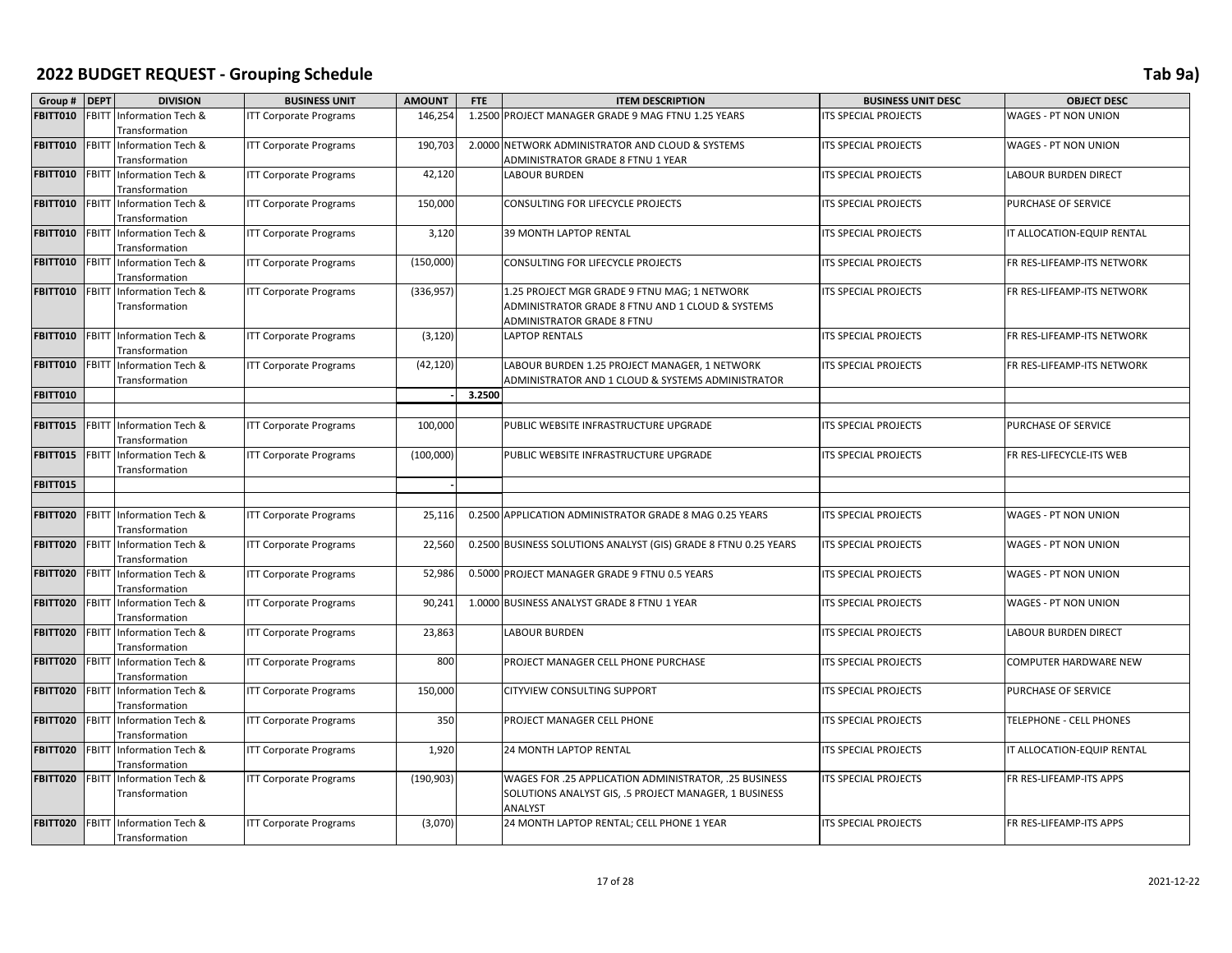# 2022 BUDGET REQUEST - Grouping Schedule

Tab 9a)

| Group # | DEPT | DIVISION | BUSINESS UNIT | AMOUNT | FTE | ITEM DESCRIPTION | BUSINESS UNIT DESC | OBJECT DESC |
|---|---|---|---|---|---|---|---|---|
| FBITT010 | FBITT | Information Tech & Transformation | ITT Corporate Programs | 146,254 | 1.2500 | PROJECT MANAGER GRADE 9 MAG FTNU 1.25 YEARS | ITS SPECIAL PROJECTS | WAGES - PT NON UNION |
| FBITT010 | FBITT | Information Tech & Transformation | ITT Corporate Programs | 190,703 | 2.0000 | NETWORK ADMINISTRATOR AND CLOUD & SYSTEMS ADMINISTRATOR GRADE 8 FTNU 1 YEAR | ITS SPECIAL PROJECTS | WAGES - PT NON UNION |
| FBITT010 | FBITT | Information Tech & Transformation | ITT Corporate Programs | 42,120 | | LABOUR BURDEN | ITS SPECIAL PROJECTS | LABOUR BURDEN DIRECT |
| FBITT010 | FBITT | Information Tech & Transformation | ITT Corporate Programs | 150,000 | | CONSULTING FOR LIFECYCLE PROJECTS | ITS SPECIAL PROJECTS | PURCHASE OF SERVICE |
| FBITT010 | FBITT | Information Tech & Transformation | ITT Corporate Programs | 3,120 | | 39 MONTH LAPTOP RENTAL | ITS SPECIAL PROJECTS | IT ALLOCATION-EQUIP RENTAL |
| FBITT010 | FBITT | Information Tech & Transformation | ITT Corporate Programs | (150,000) | | CONSULTING FOR LIFECYCLE PROJECTS | ITS SPECIAL PROJECTS | FR RES-LIFEAMP-ITS NETWORK |
| FBITT010 | FBITT | Information Tech & Transformation | ITT Corporate Programs | (336,957) | | 1.25 PROJECT MGR GRADE 9 FTNU MAG; 1 NETWORK ADMINISTRATOR GRADE 8 FTNU AND 1 CLOUD & SYSTEMS ADMINISTRATOR GRADE 8 FTNU | ITS SPECIAL PROJECTS | FR RES-LIFEAMP-ITS NETWORK |
| FBITT010 | FBITT | Information Tech & Transformation | ITT Corporate Programs | (3,120) | | LAPTOP RENTALS | ITS SPECIAL PROJECTS | FR RES-LIFEAMP-ITS NETWORK |
| FBITT010 | FBITT | Information Tech & Transformation | ITT Corporate Programs | (42,120) | | LABOUR BURDEN 1.25 PROJECT MANAGER, 1 NETWORK ADMINISTRATOR AND 1 CLOUD & SYSTEMS ADMINISTRATOR | ITS SPECIAL PROJECTS | FR RES-LIFEAMP-ITS NETWORK |
| FBITT010 | | | | - | 3.2500 | | | |
| | | | | | | | | |
| FBITT015 | FBITT | Information Tech & Transformation | ITT Corporate Programs | 100,000 | | PUBLIC WEBSITE INFRASTRUCTURE UPGRADE | ITS SPECIAL PROJECTS | PURCHASE OF SERVICE |
| FBITT015 | FBITT | Information Tech & Transformation | ITT Corporate Programs | (100,000) | | PUBLIC WEBSITE INFRASTRUCTURE UPGRADE | ITS SPECIAL PROJECTS | FR RES-LIFECYCLE-ITS WEB |
| FBITT015 | | | | - | | | | |
| | | | | | | | | |
| FBITT020 | FBITT | Information Tech & Transformation | ITT Corporate Programs | 25,116 | 0.2500 | APPLICATION ADMINISTRATOR GRADE 8 MAG 0.25 YEARS | ITS SPECIAL PROJECTS | WAGES - PT NON UNION |
| FBITT020 | FBITT | Information Tech & Transformation | ITT Corporate Programs | 22,560 | 0.2500 | BUSINESS SOLUTIONS ANALYST (GIS) GRADE 8 FTNU 0.25 YEARS | ITS SPECIAL PROJECTS | WAGES - PT NON UNION |
| FBITT020 | FBITT | Information Tech & Transformation | ITT Corporate Programs | 52,986 | 0.5000 | PROJECT MANAGER GRADE 9 FTNU 0.5 YEARS | ITS SPECIAL PROJECTS | WAGES - PT NON UNION |
| FBITT020 | FBITT | Information Tech & Transformation | ITT Corporate Programs | 90,241 | 1.0000 | BUSINESS ANALYST GRADE 8 FTNU 1 YEAR | ITS SPECIAL PROJECTS | WAGES - PT NON UNION |
| FBITT020 | FBITT | Information Tech & Transformation | ITT Corporate Programs | 23,863 | | LABOUR BURDEN | ITS SPECIAL PROJECTS | LABOUR BURDEN DIRECT |
| FBITT020 | FBITT | Information Tech & Transformation | ITT Corporate Programs | 800 | | PROJECT MANAGER CELL PHONE PURCHASE | ITS SPECIAL PROJECTS | COMPUTER HARDWARE NEW |
| FBITT020 | FBITT | Information Tech & Transformation | ITT Corporate Programs | 150,000 | | CITYVIEW CONSULTING SUPPORT | ITS SPECIAL PROJECTS | PURCHASE OF SERVICE |
| FBITT020 | FBITT | Information Tech & Transformation | ITT Corporate Programs | 350 | | PROJECT MANAGER CELL PHONE | ITS SPECIAL PROJECTS | TELEPHONE - CELL PHONES |
| FBITT020 | FBITT | Information Tech & Transformation | ITT Corporate Programs | 1,920 | | 24 MONTH LAPTOP RENTAL | ITS SPECIAL PROJECTS | IT ALLOCATION-EQUIP RENTAL |
| FBITT020 | FBITT | Information Tech & Transformation | ITT Corporate Programs | (190,903) | | WAGES FOR .25 APPLICATION ADMINISTRATOR, .25 BUSINESS SOLUTIONS ANALYST GIS, .5 PROJECT MANAGER, 1 BUSINESS ANALYST | ITS SPECIAL PROJECTS | FR RES-LIFEAMP-ITS APPS |
| FBITT020 | FBITT | Information Tech & Transformation | ITT Corporate Programs | (3,070) | | 24 MONTH LAPTOP RENTAL; CELL PHONE 1 YEAR | ITS SPECIAL PROJECTS | FR RES-LIFEAMP-ITS APPS |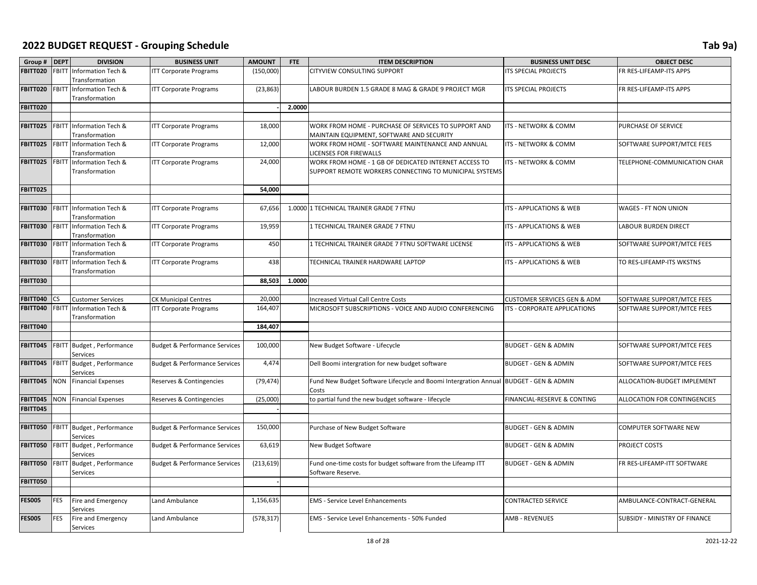# 2022 BUDGET REQUEST - Grouping Schedule

Tab 9a)

| Group # | DEPT | DIVISION | BUSINESS UNIT | AMOUNT | FTE | ITEM DESCRIPTION | BUSINESS UNIT DESC | OBJECT DESC |
|---|---|---|---|---|---|---|---|---|
| FBITT020 | FBITT | Information Tech & Transformation | ITT Corporate Programs | (150,000) | | CITYVIEW CONSULTING SUPPORT | ITS SPECIAL PROJECTS | FR RES-LIFEAMP-ITS APPS |
| FBITT020 | FBITT | Information Tech & Transformation | ITT Corporate Programs | (23,863) | | LABOUR BURDEN 1.5 GRADE 8 MAG & GRADE 9 PROJECT MGR | ITS SPECIAL PROJECTS | FR RES-LIFEAMP-ITS APPS |
| FBITT020 | | | | - | 2.0000 | | | |
| | | | | | | | | |
| FBITT025 | FBITT | Information Tech & Transformation | ITT Corporate Programs | 18,000 | | WORK FROM HOME - PURCHASE OF SERVICES TO SUPPORT AND MAINTAIN EQUIPMENT, SOFTWARE AND SECURITY | ITS - NETWORK & COMM | PURCHASE OF SERVICE |
| FBITT025 | FBITT | Information Tech & Transformation | ITT Corporate Programs | 12,000 | | WORK FROM HOME - SOFTWARE MAINTENANCE AND ANNUAL LICENSES FOR FIREWALLS | ITS - NETWORK & COMM | SOFTWARE SUPPORT/MTCE FEES |
| FBITT025 | FBITT | Information Tech & Transformation | ITT Corporate Programs | 24,000 | | WORK FROM HOME - 1 GB OF DEDICATED INTERNET ACCESS TO SUPPORT REMOTE WORKERS CONNECTING TO MUNICIPAL SYSTEMS | ITS - NETWORK & COMM | TELEPHONE-COMMUNICATION CHAR |
| FBITT025 | | | | 54,000 | | | | |
| | | | | | | | | |
| FBITT030 | FBITT | Information Tech & Transformation | ITT Corporate Programs | 67,656 | 1.0000 | 1 TECHNICAL TRAINER GRADE 7 FTNU | ITS - APPLICATIONS & WEB | WAGES - FT NON UNION |
| FBITT030 | FBITT | Information Tech & Transformation | ITT Corporate Programs | 19,959 | | 1 TECHNICAL TRAINER GRADE 7 FTNU | ITS - APPLICATIONS & WEB | LABOUR BURDEN DIRECT |
| FBITT030 | FBITT | Information Tech & Transformation | ITT Corporate Programs | 450 | | 1 TECHNICAL TRAINER GRADE 7 FTNU SOFTWARE LICENSE | ITS - APPLICATIONS & WEB | SOFTWARE SUPPORT/MTCE FEES |
| FBITT030 | FBITT | Information Tech & Transformation | ITT Corporate Programs | 438 | | TECHNICAL TRAINER HARDWARE LAPTOP | ITS - APPLICATIONS & WEB | TO RES-LIFEAMP-ITS WKSTNS |
| FBITT030 | | | | 88,503 | 1.0000 | | | |
| | | | | | | | | |
| FBITT040 | CS | Customer Services | CK Municipal Centres | 20,000 | | Increased Virtual Call Centre Costs | CUSTOMER SERVICES GEN & ADM | SOFTWARE SUPPORT/MTCE FEES |
| FBITT040 | FBITT | Information Tech & Transformation | ITT Corporate Programs | 164,407 | | MICROSOFT SUBSCRIPTIONS - VOICE AND AUDIO CONFERENCING | ITS - CORPORATE APPLICATIONS | SOFTWARE SUPPORT/MTCE FEES |
| FBITT040 | | | | 184,407 | | | | |
| | | | | | | | | |
| FBITT045 | FBITT | Budget , Performance Services | Budget & Performance Services | 100,000 | | New Budget Software - Lifecycle | BUDGET - GEN & ADMIN | SOFTWARE SUPPORT/MTCE FEES |
| FBITT045 | FBITT | Budget , Performance Services | Budget & Performance Services | 4,474 | | Dell Boomi intergration for new budget software | BUDGET - GEN & ADMIN | SOFTWARE SUPPORT/MTCE FEES |
| FBITT045 | NON | Financial Expenses | Reserves & Contingencies | (79,474) | | Fund New Budget Software Lifecycle and Boomi Intergration Annual Costs | BUDGET - GEN & ADMIN | ALLOCATION-BUDGET IMPLEMENT |
| FBITT045 | NON | Financial Expenses | Reserves & Contingencies | (25,000) | | to partial fund the new budget software - lifecycle | FINANCIAL-RESERVE & CONTING | ALLOCATION FOR CONTINGENCIES |
| FBITT045 | | | | - | | | | |
| | | | | | | | | |
| FBITT050 | FBITT | Budget , Performance Services | Budget & Performance Services | 150,000 | | Purchase of New Budget Software | BUDGET - GEN & ADMIN | COMPUTER SOFTWARE NEW |
| FBITT050 | FBITT | Budget , Performance Services | Budget & Performance Services | 63,619 | | New Budget Software | BUDGET - GEN & ADMIN | PROJECT COSTS |
| FBITT050 | FBITT | Budget , Performance Services | Budget & Performance Services | (213,619) | | Fund one-time costs for budget software from the Lifeamp ITT Software Reserve. | BUDGET - GEN & ADMIN | FR RES-LIFEAMP-ITT SOFTWARE |
| FBITT050 | | | | - | | | | |
| | | | | | | | | |
| FES005 | FES | Fire and Emergency Services | Land Ambulance | 1,156,635 | | EMS - Service Level Enhancements | CONTRACTED SERVICE | AMBULANCE-CONTRACT-GENERAL |
| FES005 | FES | Fire and Emergency Services | Land Ambulance | (578,317) | | EMS - Service Level Enhancements - 50% Funded | AMB - REVENUES | SUBSIDY - MINISTRY OF FINANCE |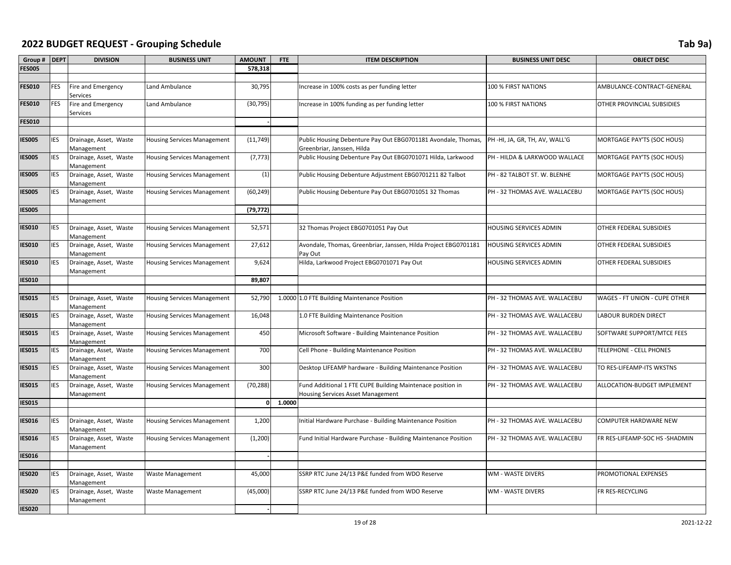# 2022 BUDGET REQUEST - Grouping Schedule

Tab 9a)

| Group # | DEPT | DIVISION | BUSINESS UNIT | AMOUNT | FTE | ITEM DESCRIPTION | BUSINESS UNIT DESC | OBJECT DESC |
|---|---|---|---|---|---|---|---|---|
| FES005 | | | | 578,318 | | | | |
| | | | | | | | | |
| FES010 | FES | Fire and Emergency Services | Land Ambulance | 30,795 | | Increase in 100% costs as per funding letter | 100 % FIRST NATIONS | AMBULANCE-CONTRACT-GENERAL |
| FES010 | FES | Fire and Emergency Services | Land Ambulance | (30,795) | | Increase in 100% funding as per funding letter | 100 % FIRST NATIONS | OTHER PROVINCIAL SUBSIDIES |
| FES010 | | | | - | | | | |
| | | | | | | | | |
| IES005 | IES | Drainage, Asset, Waste Management | Housing Services Management | (11,749) | | Public Housing Debenture Pay Out EBG0701181 Avondale, Thomas, Greenbriar, Janssen, Hilda | PH -HI, JA, GR, TH, AV, WALL'G | MORTGAGE PAY'TS (SOC HOUS) |
| IES005 | IES | Drainage, Asset, Waste Management | Housing Services Management | (7,773) | | Public Housing Debenture Pay Out EBG0701071 Hilda, Larkwood | PH - HILDA & LARKWOOD WALLACE | MORTGAGE PAY'TS (SOC HOUS) |
| IES005 | IES | Drainage, Asset, Waste Management | Housing Services Management | (1) | | Public Housing Debenture Adjustment EBG0701211 82 Talbot | PH - 82 TALBOT ST. W. BLENHE | MORTGAGE PAY'TS (SOC HOUS) |
| IES005 | IES | Drainage, Asset, Waste Management | Housing Services Management | (60,249) | | Public Housing Debenture Pay Out EBG0701051 32 Thomas | PH - 32 THOMAS AVE. WALLACEBU | MORTGAGE PAY'TS (SOC HOUS) |
| IES005 | | | | (79,772) | | | | |
| | | | | | | | | |
| IES010 | IES | Drainage, Asset, Waste Management | Housing Services Management | 52,571 | | 32 Thomas Project EBG0701051 Pay Out | HOUSING SERVICES ADMIN | OTHER FEDERAL SUBSIDIES |
| IES010 | IES | Drainage, Asset, Waste Management | Housing Services Management | 27,612 | | Avondale, Thomas, Greenbriar, Janssen, Hilda Project EBG0701181 Pay Out | HOUSING SERVICES ADMIN | OTHER FEDERAL SUBSIDIES |
| IES010 | IES | Drainage, Asset, Waste Management | Housing Services Management | 9,624 | | Hilda, Larkwood Project EBG0701071 Pay Out | HOUSING SERVICES ADMIN | OTHER FEDERAL SUBSIDIES |
| IES010 | | | | 89,807 | | | | |
| | | | | | | | | |
| IES015 | IES | Drainage, Asset, Waste Management | Housing Services Management | 52,790 | 1.0000 | 1.0 FTE Building Maintenance Position | PH - 32 THOMAS AVE. WALLACEBU | WAGES - FT UNION - CUPE OTHER |
| IES015 | IES | Drainage, Asset, Waste Management | Housing Services Management | 16,048 | | 1.0 FTE Building Maintenance Position | PH - 32 THOMAS AVE. WALLACEBU | LABOUR BURDEN DIRECT |
| IES015 | IES | Drainage, Asset, Waste Management | Housing Services Management | 450 | | Microsoft Software - Building Maintenance Position | PH - 32 THOMAS AVE. WALLACEBU | SOFTWARE SUPPORT/MTCE FEES |
| IES015 | IES | Drainage, Asset, Waste Management | Housing Services Management | 700 | | Cell Phone - Building Maintenance Position | PH - 32 THOMAS AVE. WALLACEBU | TELEPHONE - CELL PHONES |
| IES015 | IES | Drainage, Asset, Waste Management | Housing Services Management | 300 | | Desktop LIFEAMP hardware - Building Maintenance Position | PH - 32 THOMAS AVE. WALLACEBU | TO RES-LIFEAMP-ITS WKSTNS |
| IES015 | IES | Drainage, Asset, Waste Management | Housing Services Management | (70,288) | | Fund Additional 1 FTE CUPE Building Maintenace position in Housing Services Asset Management | PH - 32 THOMAS AVE. WALLACEBU | ALLOCATION-BUDGET IMPLEMENT |
| IES015 | | | | 0 | 1.0000 | | | |
| | | | | | | | | |
| IES016 | IES | Drainage, Asset, Waste Management | Housing Services Management | 1,200 | | Initial Hardware Purchase - Building Maintenance Position | PH - 32 THOMAS AVE. WALLACEBU | COMPUTER HARDWARE NEW |
| IES016 | IES | Drainage, Asset, Waste Management | Housing Services Management | (1,200) | | Fund Initial Hardware Purchase - Building Maintenance Position | PH - 32 THOMAS AVE. WALLACEBU | FR RES-LIFEAMP-SOC HS -SHADMIN |
| IES016 | | | | - | | | | |
| | | | | | | | | |
| IES020 | IES | Drainage, Asset, Waste Management | Waste Management | 45,000 | | SSRP RTC June 24/13 P&E funded from WDO Reserve | WM - WASTE DIVERS | PROMOTIONAL EXPENSES |
| IES020 | IES | Drainage, Asset, Waste Management | Waste Management | (45,000) | | SSRP RTC June 24/13 P&E funded from WDO Reserve | WM - WASTE DIVERS | FR RES-RECYCLING |
| IES020 | | | | - | | | | |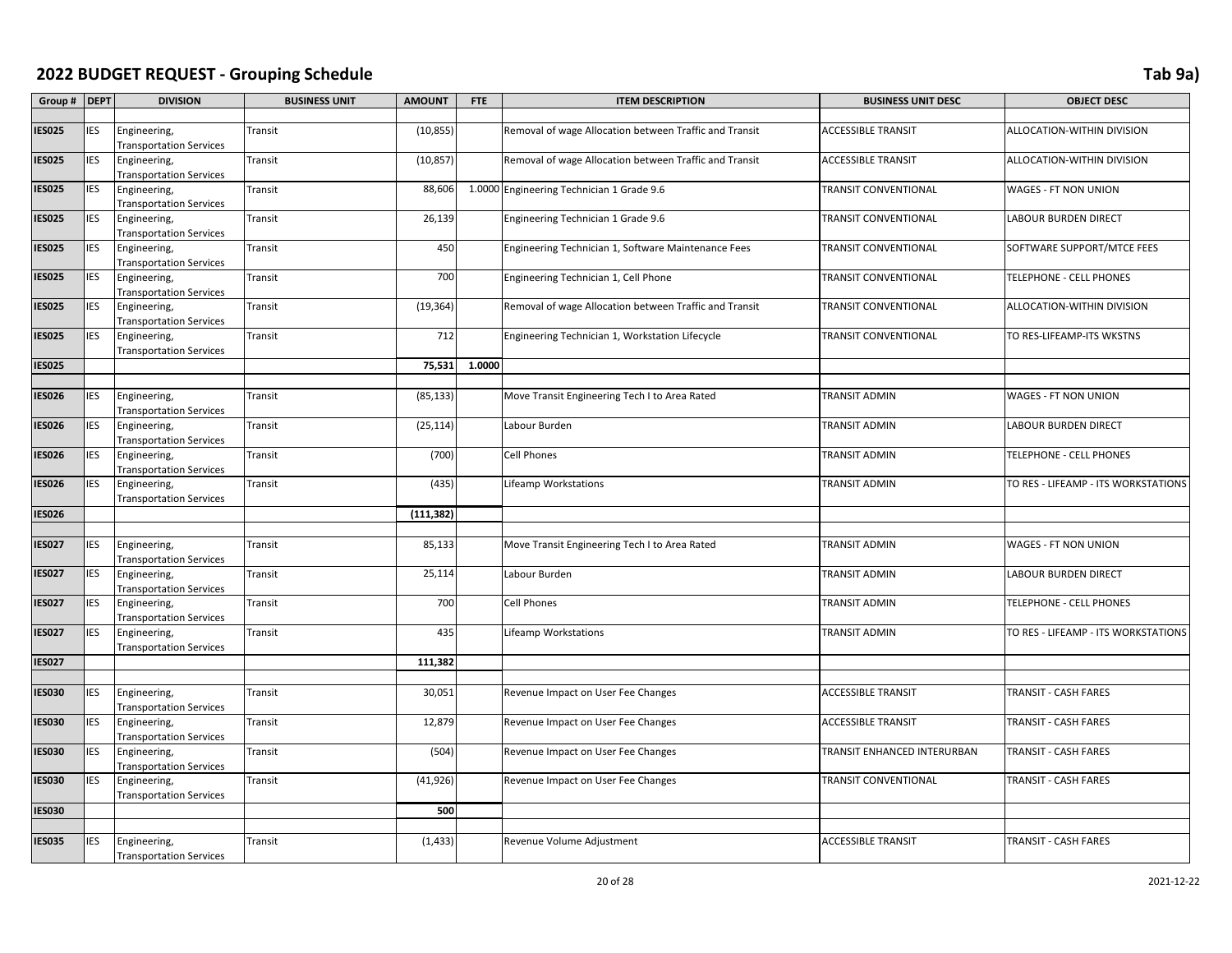# 2022 BUDGET REQUEST - Grouping Schedule

Tab 9a)

| Group # | DEPT | DIVISION | BUSINESS UNIT | AMOUNT | FTE | ITEM DESCRIPTION | BUSINESS UNIT DESC | OBJECT DESC |
|---|---|---|---|---|---|---|---|---|
| IES025 | IES | Engineering, Transportation Services | Transit | (10,855) | | Removal of wage Allocation between Traffic and Transit | ACCESSIBLE TRANSIT | ALLOCATION-WITHIN DIVISION |
| IES025 | IES | Engineering, Transportation Services | Transit | (10,857) | | Removal of wage Allocation between Traffic and Transit | ACCESSIBLE TRANSIT | ALLOCATION-WITHIN DIVISION |
| IES025 | IES | Engineering, Transportation Services | Transit | 88,606 | 1.0000 | Engineering Technician 1 Grade 9.6 | TRANSIT CONVENTIONAL | WAGES - FT NON UNION |
| IES025 | IES | Engineering, Transportation Services | Transit | 26,139 | | Engineering Technician 1 Grade 9.6 | TRANSIT CONVENTIONAL | LABOUR BURDEN DIRECT |
| IES025 | IES | Engineering, Transportation Services | Transit | 450 | | Engineering Technician 1, Software Maintenance Fees | TRANSIT CONVENTIONAL | SOFTWARE SUPPORT/MTCE FEES |
| IES025 | IES | Engineering, Transportation Services | Transit | 700 | | Engineering Technician 1, Cell Phone | TRANSIT CONVENTIONAL | TELEPHONE - CELL PHONES |
| IES025 | IES | Engineering, Transportation Services | Transit | (19,364) | | Removal of wage Allocation between Traffic and Transit | TRANSIT CONVENTIONAL | ALLOCATION-WITHIN DIVISION |
| IES025 | IES | Engineering, Transportation Services | Transit | 712 | | Engineering Technician 1, Workstation Lifecycle | TRANSIT CONVENTIONAL | TO RES-LIFEAMP-ITS WKSTNS |
| **IES025** | | | | **75,531** | **1.0000** | | | |
| | | | | | | | | |
| IES026 | IES | Engineering, Transportation Services | Transit | (85,133) | | Move Transit Engineering Tech I to Area Rated | TRANSIT ADMIN | WAGES - FT NON UNION |
| IES026 | IES | Engineering, Transportation Services | Transit | (25,114) | | Labour Burden | TRANSIT ADMIN | LABOUR BURDEN DIRECT |
| IES026 | IES | Engineering, Transportation Services | Transit | (700) | | Cell Phones | TRANSIT ADMIN | TELEPHONE - CELL PHONES |
| IES026 | IES | Engineering, Transportation Services | Transit | (435) | | Lifeamp Workstations | TRANSIT ADMIN | TO RES - LIFEAMP - ITS WORKSTATIONS |
| **IES026** | | | | **(111,382)** | | | | |
| | | | | | | | | |
| IES027 | IES | Engineering, Transportation Services | Transit | 85,133 | | Move Transit Engineering Tech I to Area Rated | TRANSIT ADMIN | WAGES - FT NON UNION |
| IES027 | IES | Engineering, Transportation Services | Transit | 25,114 | | Labour Burden | TRANSIT ADMIN | LABOUR BURDEN DIRECT |
| IES027 | IES | Engineering, Transportation Services | Transit | 700 | | Cell Phones | TRANSIT ADMIN | TELEPHONE - CELL PHONES |
| IES027 | IES | Engineering, Transportation Services | Transit | 435 | | Lifeamp Workstations | TRANSIT ADMIN | TO RES - LIFEAMP - ITS WORKSTATIONS |
| **IES027** | | | | **111,382** | | | | |
| | | | | | | | | |
| IES030 | IES | Engineering, Transportation Services | Transit | 30,051 | | Revenue Impact on User Fee Changes | ACCESSIBLE TRANSIT | TRANSIT - CASH FARES |
| IES030 | IES | Engineering, Transportation Services | Transit | 12,879 | | Revenue Impact on User Fee Changes | ACCESSIBLE TRANSIT | TRANSIT - CASH FARES |
| IES030 | IES | Engineering, Transportation Services | Transit | (504) | | Revenue Impact on User Fee Changes | TRANSIT ENHANCED INTERURBAN | TRANSIT - CASH FARES |
| IES030 | IES | Engineering, Transportation Services | Transit | (41,926) | | Revenue Impact on User Fee Changes | TRANSIT CONVENTIONAL | TRANSIT - CASH FARES |
| **IES030** | | | | **500** | | | | |
| | | | | | | | | |
| IES035 | IES | Engineering, Transportation Services | Transit | (1,433) | | Revenue Volume Adjustment | ACCESSIBLE TRANSIT | TRANSIT - CASH FARES |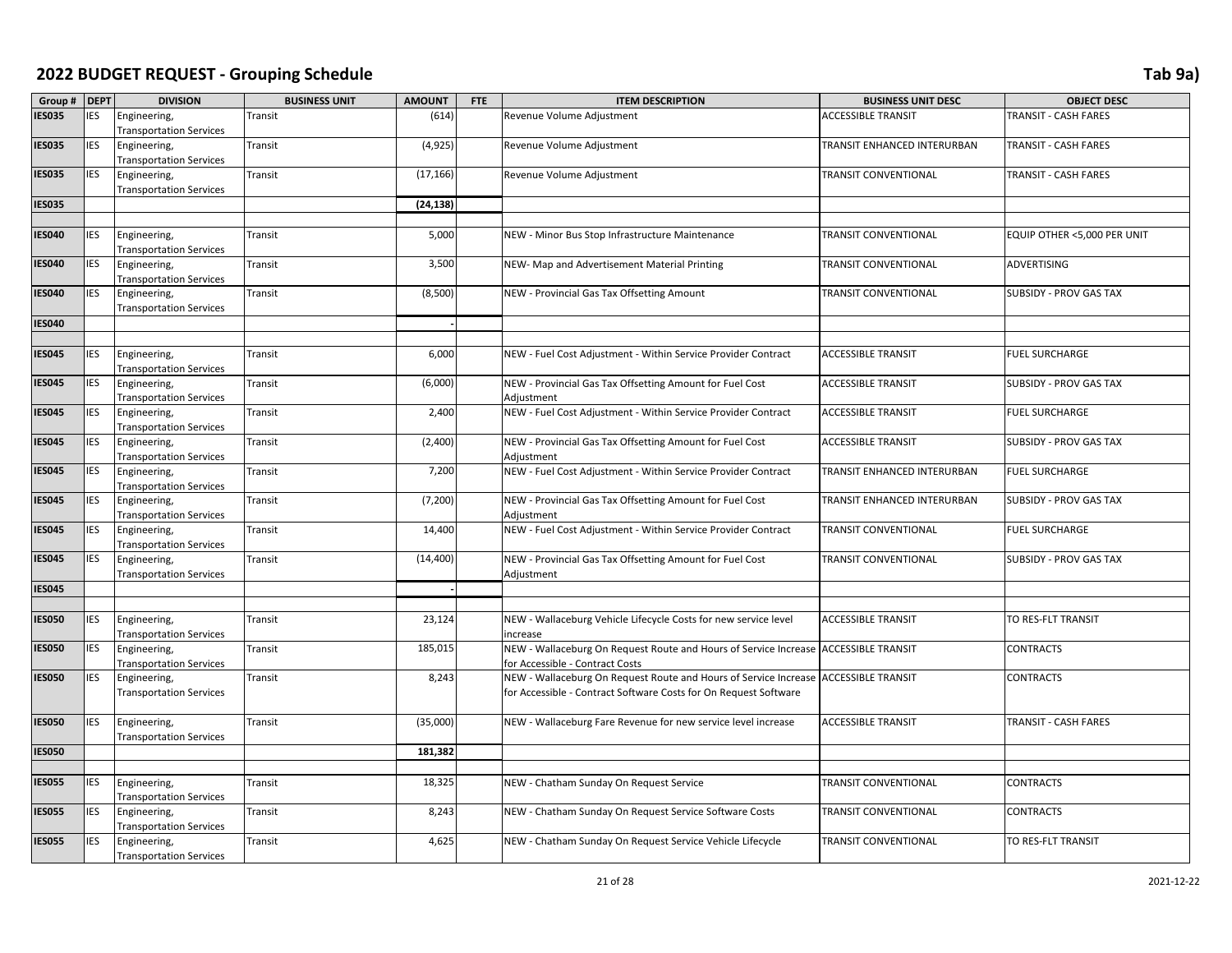# 2022 BUDGET REQUEST - Grouping Schedule

Tab 9a)

| Group # | DEPT | DIVISION | BUSINESS UNIT | AMOUNT | FTE | ITEM DESCRIPTION | BUSINESS UNIT DESC | OBJECT DESC |
|---|---|---|---|---|---|---|---|---|
| IES035 | IES | Engineering, Transportation Services | Transit | (614) | | Revenue Volume Adjustment | ACCESSIBLE TRANSIT | TRANSIT - CASH FARES |
| IES035 | IES | Engineering, Transportation Services | Transit | (4,925) | | Revenue Volume Adjustment | TRANSIT ENHANCED INTERURBAN | TRANSIT - CASH FARES |
| IES035 | IES | Engineering, Transportation Services | Transit | (17,166) | | Revenue Volume Adjustment | TRANSIT CONVENTIONAL | TRANSIT - CASH FARES |
| IES035 | | | | (24,138) | | | | |
| | | | | | | | | |
| IES040 | IES | Engineering, Transportation Services | Transit | 5,000 | | NEW - Minor Bus Stop Infrastructure Maintenance | TRANSIT CONVENTIONAL | EQUIP OTHER <5,000 PER UNIT |
| IES040 | IES | Engineering, Transportation Services | Transit | 3,500 | | NEW- Map and Advertisement Material Printing | TRANSIT CONVENTIONAL | ADVERTISING |
| IES040 | IES | Engineering, Transportation Services | Transit | (8,500) | | NEW - Provincial Gas Tax Offsetting Amount | TRANSIT CONVENTIONAL | SUBSIDY - PROV GAS TAX |
| IES040 | | | | - | | | | |
| | | | | | | | | |
| IES045 | IES | Engineering, Transportation Services | Transit | 6,000 | | NEW - Fuel Cost Adjustment - Within Service Provider Contract | ACCESSIBLE TRANSIT | FUEL SURCHARGE |
| IES045 | IES | Engineering, Transportation Services | Transit | (6,000) | | NEW - Provincial Gas Tax Offsetting Amount for Fuel Cost Adjustment | ACCESSIBLE TRANSIT | SUBSIDY - PROV GAS TAX |
| IES045 | IES | Engineering, Transportation Services | Transit | 2,400 | | NEW - Fuel Cost Adjustment - Within Service Provider Contract | ACCESSIBLE TRANSIT | FUEL SURCHARGE |
| IES045 | IES | Engineering, Transportation Services | Transit | (2,400) | | NEW - Provincial Gas Tax Offsetting Amount for Fuel Cost Adjustment | ACCESSIBLE TRANSIT | SUBSIDY - PROV GAS TAX |
| IES045 | IES | Engineering, Transportation Services | Transit | 7,200 | | NEW - Fuel Cost Adjustment - Within Service Provider Contract | TRANSIT ENHANCED INTERURBAN | FUEL SURCHARGE |
| IES045 | IES | Engineering, Transportation Services | Transit | (7,200) | | NEW - Provincial Gas Tax Offsetting Amount for Fuel Cost Adjustment | TRANSIT ENHANCED INTERURBAN | SUBSIDY - PROV GAS TAX |
| IES045 | IES | Engineering, Transportation Services | Transit | 14,400 | | NEW - Fuel Cost Adjustment - Within Service Provider Contract | TRANSIT CONVENTIONAL | FUEL SURCHARGE |
| IES045 | IES | Engineering, Transportation Services | Transit | (14,400) | | NEW - Provincial Gas Tax Offsetting Amount for Fuel Cost Adjustment | TRANSIT CONVENTIONAL | SUBSIDY - PROV GAS TAX |
| IES045 | | | | - | | | | |
| | | | | | | | | |
| IES050 | IES | Engineering, Transportation Services | Transit | 23,124 | | NEW - Wallaceburg Vehicle Lifecycle Costs for new service level increase | ACCESSIBLE TRANSIT | TO RES-FLT TRANSIT |
| IES050 | IES | Engineering, Transportation Services | Transit | 185,015 | | NEW - Wallaceburg On Request Route and Hours of Service Increase for Accessible - Contract Costs | ACCESSIBLE TRANSIT | CONTRACTS |
| IES050 | IES | Engineering, Transportation Services | Transit | 8,243 | | NEW - Wallaceburg On Request Route and Hours of Service Increase for Accessible - Contract Software Costs for On Request Software | ACCESSIBLE TRANSIT | CONTRACTS |
| IES050 | IES | Engineering, Transportation Services | Transit | (35,000) | | NEW - Wallaceburg Fare Revenue for new service level increase | ACCESSIBLE TRANSIT | TRANSIT - CASH FARES |
| IES050 | | | | 181,382 | | | | |
| | | | | | | | | |
| IES055 | IES | Engineering, Transportation Services | Transit | 18,325 | | NEW - Chatham Sunday On Request Service | TRANSIT CONVENTIONAL | CONTRACTS |
| IES055 | IES | Engineering, Transportation Services | Transit | 8,243 | | NEW - Chatham Sunday On Request Service Software Costs | TRANSIT CONVENTIONAL | CONTRACTS |
| IES055 | IES | Engineering, Transportation Services | Transit | 4,625 | | NEW - Chatham Sunday On Request Service Vehicle Lifecycle | TRANSIT CONVENTIONAL | TO RES-FLT TRANSIT |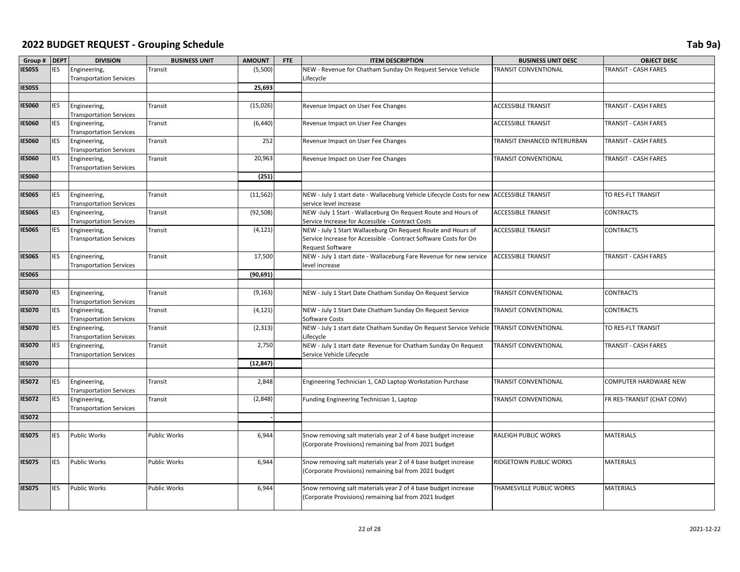# 2022 BUDGET REQUEST - Grouping Schedule

Tab 9a)

| Group # | DEPT | DIVISION | BUSINESS UNIT | AMOUNT | FTE | ITEM DESCRIPTION | BUSINESS UNIT DESC | OBJECT DESC |
|---|---|---|---|---|---|---|---|---|
| IES055 | IES | Engineering, Transportation Services | Transit | (5,500) | | NEW - Revenue for Chatham Sunday On Request Service Vehicle Lifecycle | TRANSIT CONVENTIONAL | TRANSIT - CASH FARES |
| IES055 | | | | 25,693 | | | | |
| | | | | | | | | |
| IES060 | IES | Engineering, Transportation Services | Transit | (15,026) | | Revenue Impact on User Fee Changes | ACCESSIBLE TRANSIT | TRANSIT - CASH FARES |
| IES060 | IES | Engineering, Transportation Services | Transit | (6,440) | | Revenue Impact on User Fee Changes | ACCESSIBLE TRANSIT | TRANSIT - CASH FARES |
| IES060 | IES | Engineering, Transportation Services | Transit | 252 | | Revenue Impact on User Fee Changes | TRANSIT ENHANCED INTERURBAN | TRANSIT - CASH FARES |
| IES060 | IES | Engineering, Transportation Services | Transit | 20,963 | | Revenue Impact on User Fee Changes | TRANSIT CONVENTIONAL | TRANSIT - CASH FARES |
| IES060 | | | | (251) | | | | |
| | | | | | | | | |
| IES065 | IES | Engineering, Transportation Services | Transit | (11,562) | | NEW - July 1 start date - Wallaceburg Vehicle Lifecycle Costs for new service level increase | ACCESSIBLE TRANSIT | TO RES-FLT TRANSIT |
| IES065 | IES | Engineering, Transportation Services | Transit | (92,508) | | NEW -July 1 Start - Wallaceburg On Request Route and Hours of Service Increase for Accessible - Contract Costs | ACCESSIBLE TRANSIT | CONTRACTS |
| IES065 | IES | Engineering, Transportation Services | Transit | (4,121) | | NEW - July 1 Start Wallaceburg On Request Route and Hours of Service Increase for Accessible - Contract Software Costs for On Request Software | ACCESSIBLE TRANSIT | CONTRACTS |
| IES065 | IES | Engineering, Transportation Services | Transit | 17,500 | | NEW - July 1 start date - Wallaceburg Fare Revenue for new service level increase | ACCESSIBLE TRANSIT | TRANSIT - CASH FARES |
| IES065 | | | | (90,691) | | | | |
| | | | | | | | | |
| IES070 | IES | Engineering, Transportation Services | Transit | (9,163) | | NEW - July 1 Start Date Chatham Sunday On Request Service | TRANSIT CONVENTIONAL | CONTRACTS |
| IES070 | IES | Engineering, Transportation Services | Transit | (4,121) | | NEW - July 1 Start Date Chatham Sunday On Request Service Software Costs | TRANSIT CONVENTIONAL | CONTRACTS |
| IES070 | IES | Engineering, Transportation Services | Transit | (2,313) | | NEW - July 1 start date Chatham Sunday On Request Service Vehicle Lifecycle | TRANSIT CONVENTIONAL | TO RES-FLT TRANSIT |
| IES070 | IES | Engineering, Transportation Services | Transit | 2,750 | | NEW - July 1 start date Revenue for Chatham Sunday On Request Service Vehicle Lifecycle | TRANSIT CONVENTIONAL | TRANSIT - CASH FARES |
| IES070 | | | | (12,847) | | | | |
| | | | | | | | | |
| IES072 | IES | Engineering, Transportation Services | Transit | 2,848 | | Engineering Technician 1, CAD Laptop Workstation Purchase | TRANSIT CONVENTIONAL | COMPUTER HARDWARE NEW |
| IES072 | IES | Engineering, Transportation Services | Transit | (2,848) | | Funding Engineering Technician 1, Laptop | TRANSIT CONVENTIONAL | FR RES-TRANSIT (CHAT CONV) |
| IES072 | | | | - | | | | |
| | | | | | | | | |
| IES075 | IES | Public Works | Public Works | 6,944 | | Snow removing salt materials year 2 of 4 base budget increase (Corporate Provisions) remaining bal from 2021 budget | RALEIGH PUBLIC WORKS | MATERIALS |
| IES075 | IES | Public Works | Public Works | 6,944 | | Snow removing salt materials year 2 of 4 base budget increase (Corporate Provisions) remaining bal from 2021 budget | RIDGETOWN PUBLIC WORKS | MATERIALS |
| IES075 | IES | Public Works | Public Works | 6,944 | | Snow removing salt materials year 2 of 4 base budget increase (Corporate Provisions) remaining bal from 2021 budget | THAMESVILLE PUBLIC WORKS | MATERIALS |

2021-12-22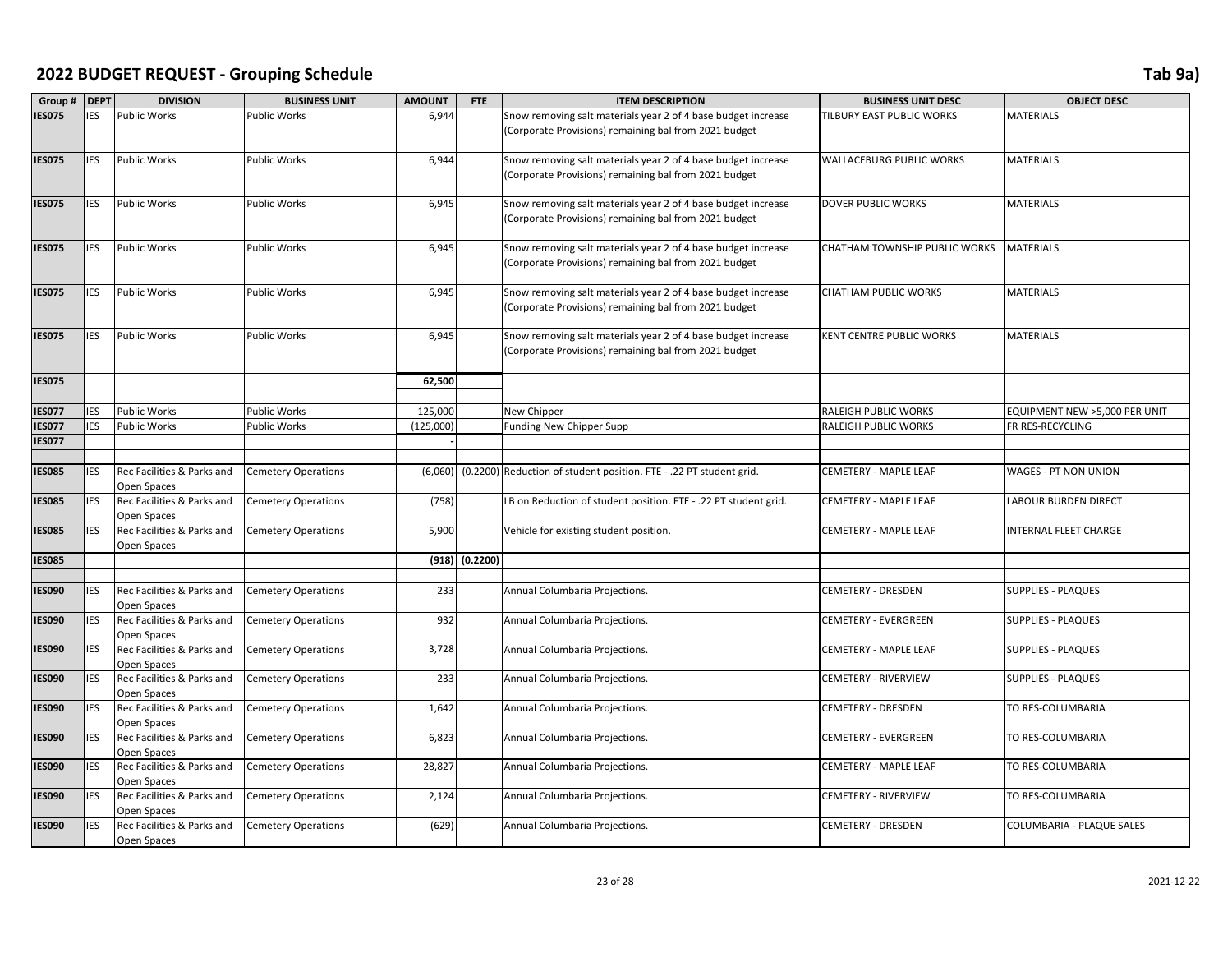# 2022 BUDGET REQUEST - Grouping Schedule

Tab 9a)

| Group # | DEPT | DIVISION | BUSINESS UNIT | AMOUNT | FTE | ITEM DESCRIPTION | BUSINESS UNIT DESC | OBJECT DESC |
|---|---|---|---|---|---|---|---|---|
| IES075 | IES | Public Works | Public Works | 6,944 | | Snow removing salt materials year 2 of 4 base budget increase (Corporate Provisions) remaining bal from 2021 budget | TILBURY EAST PUBLIC WORKS | MATERIALS |
| IES075 | IES | Public Works | Public Works | 6,944 | | Snow removing salt materials year 2 of 4 base budget increase (Corporate Provisions) remaining bal from 2021 budget | WALLACEBURG PUBLIC WORKS | MATERIALS |
| IES075 | IES | Public Works | Public Works | 6,945 | | Snow removing salt materials year 2 of 4 base budget increase (Corporate Provisions) remaining bal from 2021 budget | DOVER PUBLIC WORKS | MATERIALS |
| IES075 | IES | Public Works | Public Works | 6,945 | | Snow removing salt materials year 2 of 4 base budget increase (Corporate Provisions) remaining bal from 2021 budget | CHATHAM TOWNSHIP PUBLIC WORKS | MATERIALS |
| IES075 | IES | Public Works | Public Works | 6,945 | | Snow removing salt materials year 2 of 4 base budget increase (Corporate Provisions) remaining bal from 2021 budget | CHATHAM PUBLIC WORKS | MATERIALS |
| IES075 | IES | Public Works | Public Works | 6,945 | | Snow removing salt materials year 2 of 4 base budget increase (Corporate Provisions) remaining bal from 2021 budget | KENT CENTRE PUBLIC WORKS | MATERIALS |
| **IES075** | | | | **62,500** | | | | |
| | | | | | | | | |
| IES077 | IES | Public Works | Public Works | 125,000 | | New Chipper | RALEIGH PUBLIC WORKS | EQUIPMENT NEW >5,000 PER UNIT |
| IES077 | IES | Public Works | Public Works | (125,000) | | Funding New Chipper Supp | RALEIGH PUBLIC WORKS | FR RES-RECYCLING |
| **IES077** | | | | - | | | | |
| | | | | | | | | |
| IES085 | IES | Rec Facilities & Parks and Open Spaces | Cemetery Operations | (6,060) | (0.2200) | Reduction of student position. FTE - .22 PT student grid. | CEMETERY - MAPLE LEAF | WAGES - PT NON UNION |
| IES085 | IES | Rec Facilities & Parks and Open Spaces | Cemetery Operations | (758) | | LB on Reduction of student position. FTE - .22 PT student grid. | CEMETERY - MAPLE LEAF | LABOUR BURDEN DIRECT |
| IES085 | IES | Rec Facilities & Parks and Open Spaces | Cemetery Operations | 5,900 | | Vehicle for existing student position. | CEMETERY - MAPLE LEAF | INTERNAL FLEET CHARGE |
| **IES085** | | | | **(918)** | **(0.2200)** | | | |
| | | | | | | | | |
| IES090 | IES | Rec Facilities & Parks and Open Spaces | Cemetery Operations | 233 | | Annual Columbaria Projections. | CEMETERY - DRESDEN | SUPPLIES - PLAQUES |
| IES090 | IES | Rec Facilities & Parks and Open Spaces | Cemetery Operations | 932 | | Annual Columbaria Projections. | CEMETERY - EVERGREEN | SUPPLIES - PLAQUES |
| IES090 | IES | Rec Facilities & Parks and Open Spaces | Cemetery Operations | 3,728 | | Annual Columbaria Projections. | CEMETERY - MAPLE LEAF | SUPPLIES - PLAQUES |
| IES090 | IES | Rec Facilities & Parks and Open Spaces | Cemetery Operations | 233 | | Annual Columbaria Projections. | CEMETERY - RIVERVIEW | SUPPLIES - PLAQUES |
| IES090 | IES | Rec Facilities & Parks and Open Spaces | Cemetery Operations | 1,642 | | Annual Columbaria Projections. | CEMETERY - DRESDEN | TO RES-COLUMBARIA |
| IES090 | IES | Rec Facilities & Parks and Open Spaces | Cemetery Operations | 6,823 | | Annual Columbaria Projections. | CEMETERY - EVERGREEN | TO RES-COLUMBARIA |
| IES090 | IES | Rec Facilities & Parks and Open Spaces | Cemetery Operations | 28,827 | | Annual Columbaria Projections. | CEMETERY - MAPLE LEAF | TO RES-COLUMBARIA |
| IES090 | IES | Rec Facilities & Parks and Open Spaces | Cemetery Operations | 2,124 | | Annual Columbaria Projections. | CEMETERY - RIVERVIEW | TO RES-COLUMBARIA |
| IES090 | IES | Rec Facilities & Parks and Open Spaces | Cemetery Operations | (629) | | Annual Columbaria Projections. | CEMETERY - DRESDEN | COLUMBARIA - PLAQUE SALES |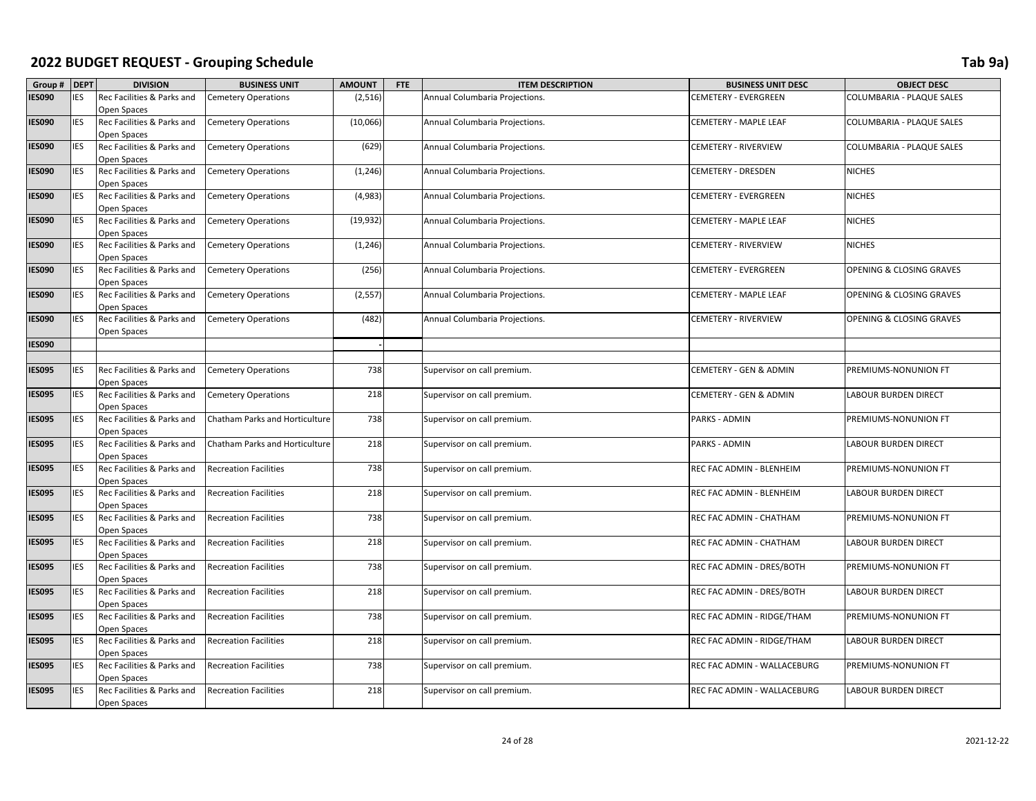# 2022 BUDGET REQUEST - Grouping Schedule

Tab 9a)

| Group # | DEPT | DIVISION | BUSINESS UNIT | AMOUNT | FTE | ITEM DESCRIPTION | BUSINESS UNIT DESC | OBJECT DESC |
|---|---|---|---|---|---|---|---|---|
| IES090 | IES | Rec Facilities & Parks and Open Spaces | Cemetery Operations | (2,516) | | Annual Columbaria Projections. | CEMETERY - EVERGREEN | COLUMBARIA - PLAQUE SALES |
| IES090 | IES | Rec Facilities & Parks and Open Spaces | Cemetery Operations | (10,066) | | Annual Columbaria Projections. | CEMETERY - MAPLE LEAF | COLUMBARIA - PLAQUE SALES |
| IES090 | IES | Rec Facilities & Parks and Open Spaces | Cemetery Operations | (629) | | Annual Columbaria Projections. | CEMETERY - RIVERVIEW | COLUMBARIA - PLAQUE SALES |
| IES090 | IES | Rec Facilities & Parks and Open Spaces | Cemetery Operations | (1,246) | | Annual Columbaria Projections. | CEMETERY - DRESDEN | NICHES |
| IES090 | IES | Rec Facilities & Parks and Open Spaces | Cemetery Operations | (4,983) | | Annual Columbaria Projections. | CEMETERY - EVERGREEN | NICHES |
| IES090 | IES | Rec Facilities & Parks and Open Spaces | Cemetery Operations | (19,932) | | Annual Columbaria Projections. | CEMETERY - MAPLE LEAF | NICHES |
| IES090 | IES | Rec Facilities & Parks and Open Spaces | Cemetery Operations | (1,246) | | Annual Columbaria Projections. | CEMETERY - RIVERVIEW | NICHES |
| IES090 | IES | Rec Facilities & Parks and Open Spaces | Cemetery Operations | (256) | | Annual Columbaria Projections. | CEMETERY - EVERGREEN | OPENING & CLOSING GRAVES |
| IES090 | IES | Rec Facilities & Parks and Open Spaces | Cemetery Operations | (2,557) | | Annual Columbaria Projections. | CEMETERY - MAPLE LEAF | OPENING & CLOSING GRAVES |
| IES090 | IES | Rec Facilities & Parks and Open Spaces | Cemetery Operations | (482) | | Annual Columbaria Projections. | CEMETERY - RIVERVIEW | OPENING & CLOSING GRAVES |
| IES090 | | | | - | | | | |
| | | | | | | | | |
| IES095 | IES | Rec Facilities & Parks and Open Spaces | Cemetery Operations | 738 | | Supervisor on call premium. | CEMETERY - GEN & ADMIN | PREMIUMS-NONUNION FT |
| IES095 | IES | Rec Facilities & Parks and Open Spaces | Cemetery Operations | 218 | | Supervisor on call premium. | CEMETERY - GEN & ADMIN | LABOUR BURDEN DIRECT |
| IES095 | IES | Rec Facilities & Parks and Open Spaces | Chatham Parks and Horticulture | 738 | | Supervisor on call premium. | PARKS - ADMIN | PREMIUMS-NONUNION FT |
| IES095 | IES | Rec Facilities & Parks and Open Spaces | Chatham Parks and Horticulture | 218 | | Supervisor on call premium. | PARKS - ADMIN | LABOUR BURDEN DIRECT |
| IES095 | IES | Rec Facilities & Parks and Open Spaces | Recreation Facilities | 738 | | Supervisor on call premium. | REC FAC ADMIN - BLENHEIM | PREMIUMS-NONUNION FT |
| IES095 | IES | Rec Facilities & Parks and Open Spaces | Recreation Facilities | 218 | | Supervisor on call premium. | REC FAC ADMIN - BLENHEIM | LABOUR BURDEN DIRECT |
| IES095 | IES | Rec Facilities & Parks and Open Spaces | Recreation Facilities | 738 | | Supervisor on call premium. | REC FAC ADMIN - CHATHAM | PREMIUMS-NONUNION FT |
| IES095 | IES | Rec Facilities & Parks and Open Spaces | Recreation Facilities | 218 | | Supervisor on call premium. | REC FAC ADMIN - CHATHAM | LABOUR BURDEN DIRECT |
| IES095 | IES | Rec Facilities & Parks and Open Spaces | Recreation Facilities | 738 | | Supervisor on call premium. | REC FAC ADMIN - DRES/BOTH | PREMIUMS-NONUNION FT |
| IES095 | IES | Rec Facilities & Parks and Open Spaces | Recreation Facilities | 218 | | Supervisor on call premium. | REC FAC ADMIN - DRES/BOTH | LABOUR BURDEN DIRECT |
| IES095 | IES | Rec Facilities & Parks and Open Spaces | Recreation Facilities | 738 | | Supervisor on call premium. | REC FAC ADMIN - RIDGE/THAM | PREMIUMS-NONUNION FT |
| IES095 | IES | Rec Facilities & Parks and Open Spaces | Recreation Facilities | 218 | | Supervisor on call premium. | REC FAC ADMIN - RIDGE/THAM | LABOUR BURDEN DIRECT |
| IES095 | IES | Rec Facilities & Parks and Open Spaces | Recreation Facilities | 738 | | Supervisor on call premium. | REC FAC ADMIN - WALLACEBURG | PREMIUMS-NONUNION FT |
| IES095 | IES | Rec Facilities & Parks and Open Spaces | Recreation Facilities | 218 | | Supervisor on call premium. | REC FAC ADMIN - WALLACEBURG | LABOUR BURDEN DIRECT |

2021-12-22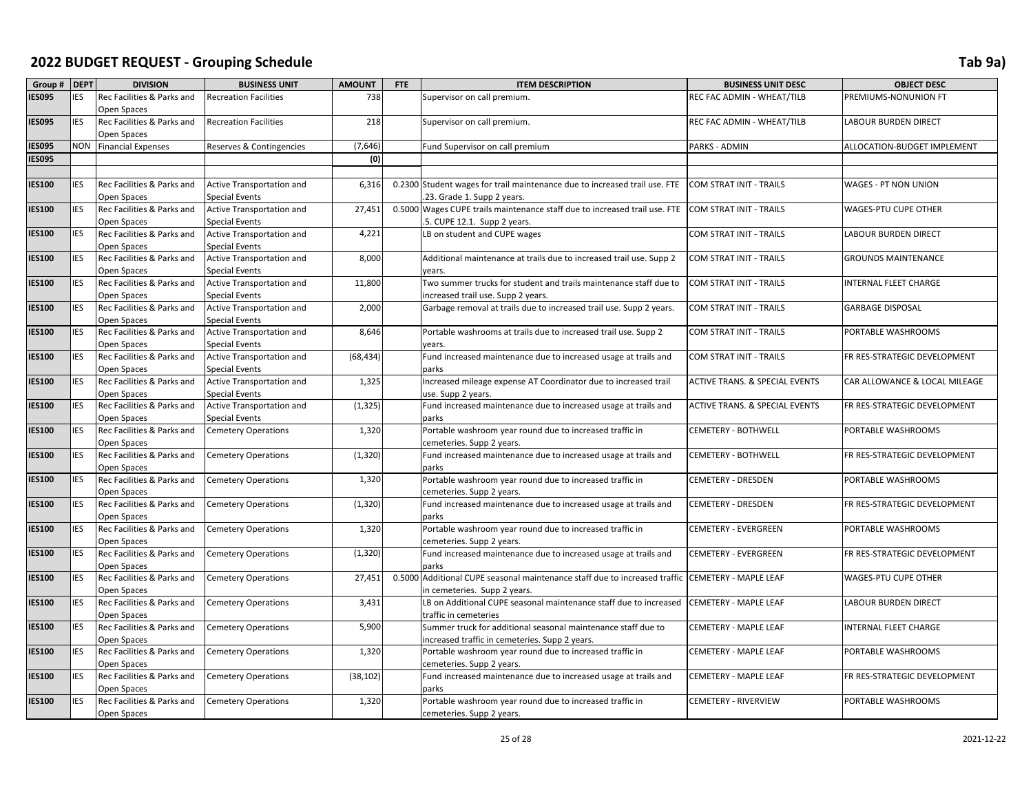# 2022 BUDGET REQUEST - Grouping Schedule

Tab 9a)

| Group # | DEPT | DIVISION | BUSINESS UNIT | AMOUNT | FTE | ITEM DESCRIPTION | BUSINESS UNIT DESC | OBJECT DESC |
|---|---|---|---|---|---|---|---|---|
| IES095 | IES | Rec Facilities & Parks and Open Spaces | Recreation Facilities | 738 | | Supervisor on call premium. | REC FAC ADMIN - WHEAT/TILB | PREMIUMS-NONUNION FT |
| IES095 | IES | Rec Facilities & Parks and Open Spaces | Recreation Facilities | 218 | | Supervisor on call premium. | REC FAC ADMIN - WHEAT/TILB | LABOUR BURDEN DIRECT |
| IES095 | NON | Financial Expenses | Reserves & Contingencies | (7,646) | | Fund Supervisor on call premium | PARKS - ADMIN | ALLOCATION-BUDGET IMPLEMENT |
| IES095 | | | | (0) | | | | |
| | | | | | | | | |
| IES100 | IES | Rec Facilities & Parks and Open Spaces | Active Transportation and Special Events | 6,316 | 0.2300 | Student wages for trail maintenance due to increased trail use. FTE .23. Grade 1. Supp 2 years. | COM STRAT INIT - TRAILS | WAGES - PT NON UNION |
| IES100 | IES | Rec Facilities & Parks and Open Spaces | Active Transportation and Special Events | 27,451 | 0.5000 | Wages CUPE trails maintenance staff due to increased trail use. FTE .5. CUPE 12.1. Supp 2 years. | COM STRAT INIT - TRAILS | WAGES-PTU CUPE OTHER |
| IES100 | IES | Rec Facilities & Parks and Open Spaces | Active Transportation and Special Events | 4,221 | | LB on student and CUPE wages | COM STRAT INIT - TRAILS | LABOUR BURDEN DIRECT |
| IES100 | IES | Rec Facilities & Parks and Open Spaces | Active Transportation and Special Events | 8,000 | | Additional maintenance at trails due to increased trail use. Supp 2 years. | COM STRAT INIT - TRAILS | GROUNDS MAINTENANCE |
| IES100 | IES | Rec Facilities & Parks and Open Spaces | Active Transportation and Special Events | 11,800 | | Two summer trucks for student and trails maintenance staff due to increased trail use. Supp 2 years. | COM STRAT INIT - TRAILS | INTERNAL FLEET CHARGE |
| IES100 | IES | Rec Facilities & Parks and Open Spaces | Active Transportation and Special Events | 2,000 | | Garbage removal at trails due to increased trail use. Supp 2 years. | COM STRAT INIT - TRAILS | GARBAGE DISPOSAL |
| IES100 | IES | Rec Facilities & Parks and Open Spaces | Active Transportation and Special Events | 8,646 | | Portable washrooms at trails due to increased trail use. Supp 2 years. | COM STRAT INIT - TRAILS | PORTABLE WASHROOMS |
| IES100 | IES | Rec Facilities & Parks and Open Spaces | Active Transportation and Special Events | (68,434) | | Fund increased maintenance due to increased usage at trails and parks | COM STRAT INIT - TRAILS | FR RES-STRATEGIC DEVELOPMENT |
| IES100 | IES | Rec Facilities & Parks and Open Spaces | Active Transportation and Special Events | 1,325 | | Increased mileage expense AT Coordinator due to increased trail use. Supp 2 years. | ACTIVE TRANS. & SPECIAL EVENTS | CAR ALLOWANCE & LOCAL MILEAGE |
| IES100 | IES | Rec Facilities & Parks and Open Spaces | Active Transportation and Special Events | (1,325) | | Fund increased maintenance due to increased usage at trails and parks | ACTIVE TRANS. & SPECIAL EVENTS | FR RES-STRATEGIC DEVELOPMENT |
| IES100 | IES | Rec Facilities & Parks and Open Spaces | Cemetery Operations | 1,320 | | Portable washroom year round due to increased traffic in cemeteries. Supp 2 years. | CEMETERY - BOTHWELL | PORTABLE WASHROOMS |
| IES100 | IES | Rec Facilities & Parks and Open Spaces | Cemetery Operations | (1,320) | | Fund increased maintenance due to increased usage at trails and parks | CEMETERY - BOTHWELL | FR RES-STRATEGIC DEVELOPMENT |
| IES100 | IES | Rec Facilities & Parks and Open Spaces | Cemetery Operations | 1,320 | | Portable washroom year round due to increased traffic in cemeteries. Supp 2 years. | CEMETERY - DRESDEN | PORTABLE WASHROOMS |
| IES100 | IES | Rec Facilities & Parks and Open Spaces | Cemetery Operations | (1,320) | | Fund increased maintenance due to increased usage at trails and parks | CEMETERY - DRESDEN | FR RES-STRATEGIC DEVELOPMENT |
| IES100 | IES | Rec Facilities & Parks and Open Spaces | Cemetery Operations | 1,320 | | Portable washroom year round due to increased traffic in cemeteries. Supp 2 years. | CEMETERY - EVERGREEN | PORTABLE WASHROOMS |
| IES100 | IES | Rec Facilities & Parks and Open Spaces | Cemetery Operations | (1,320) | | Fund increased maintenance due to increased usage at trails and parks | CEMETERY - EVERGREEN | FR RES-STRATEGIC DEVELOPMENT |
| IES100 | IES | Rec Facilities & Parks and Open Spaces | Cemetery Operations | 27,451 | 0.5000 | Additional CUPE seasonal maintenance staff due to increased traffic in cemeteries. Supp 2 years. | CEMETERY - MAPLE LEAF | WAGES-PTU CUPE OTHER |
| IES100 | IES | Rec Facilities & Parks and Open Spaces | Cemetery Operations | 3,431 | | LB on Additional CUPE seasonal maintenance staff due to increased traffic in cemeteries | CEMETERY - MAPLE LEAF | LABOUR BURDEN DIRECT |
| IES100 | IES | Rec Facilities & Parks and Open Spaces | Cemetery Operations | 5,900 | | Summer truck for additional seasonal maintenance staff due to increased traffic in cemeteries. Supp 2 years. | CEMETERY - MAPLE LEAF | INTERNAL FLEET CHARGE |
| IES100 | IES | Rec Facilities & Parks and Open Spaces | Cemetery Operations | 1,320 | | Portable washroom year round due to increased traffic in cemeteries. Supp 2 years. | CEMETERY - MAPLE LEAF | PORTABLE WASHROOMS |
| IES100 | IES | Rec Facilities & Parks and Open Spaces | Cemetery Operations | (38,102) | | Fund increased maintenance due to increased usage at trails and parks | CEMETERY - MAPLE LEAF | FR RES-STRATEGIC DEVELOPMENT |
| IES100 | IES | Rec Facilities & Parks and Open Spaces | Cemetery Operations | 1,320 | | Portable washroom year round due to increased traffic in cemeteries. Supp 2 years. | CEMETERY - RIVERVIEW | PORTABLE WASHROOMS |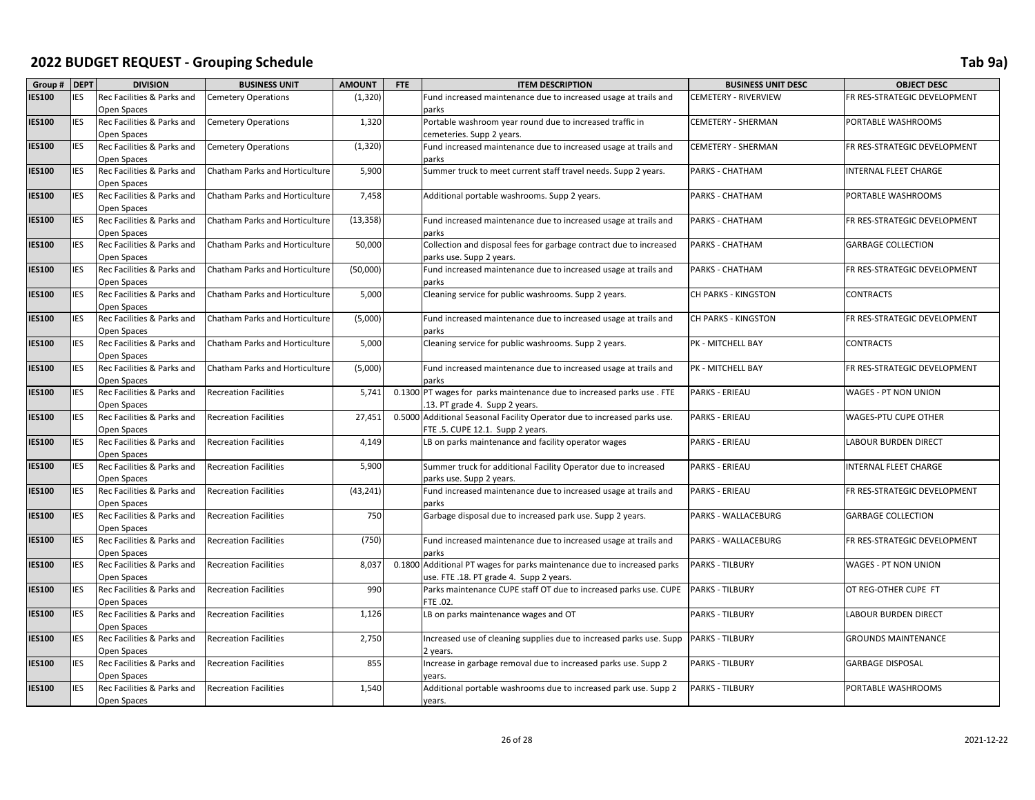## 2022 BUDGET REQUEST - Grouping Schedule

Tab 9a)

| Group # | DEPT | DIVISION | BUSINESS UNIT | AMOUNT | FTE | ITEM DESCRIPTION | BUSINESS UNIT DESC | OBJECT DESC |
|---|---|---|---|---|---|---|---|---|
| IES100 | IES | Rec Facilities & Parks and Open Spaces | Cemetery Operations | (1,320) | | Fund increased maintenance due to increased usage at trails and parks | CEMETERY - RIVERVIEW | FR RES-STRATEGIC DEVELOPMENT |
| IES100 | IES | Rec Facilities & Parks and Open Spaces | Cemetery Operations | 1,320 | | Portable washroom year round due to increased traffic in cemeteries. Supp 2 years. | CEMETERY - SHERMAN | PORTABLE WASHROOMS |
| IES100 | IES | Rec Facilities & Parks and Open Spaces | Cemetery Operations | (1,320) | | Fund increased maintenance due to increased usage at trails and parks | CEMETERY - SHERMAN | FR RES-STRATEGIC DEVELOPMENT |
| IES100 | IES | Rec Facilities & Parks and Open Spaces | Chatham Parks and Horticulture | 5,900 | | Summer truck to meet current staff travel needs. Supp 2 years. | PARKS - CHATHAM | INTERNAL FLEET CHARGE |
| IES100 | IES | Rec Facilities & Parks and Open Spaces | Chatham Parks and Horticulture | 7,458 | | Additional portable washrooms. Supp 2 years. | PARKS - CHATHAM | PORTABLE WASHROOMS |
| IES100 | IES | Rec Facilities & Parks and Open Spaces | Chatham Parks and Horticulture | (13,358) | | Fund increased maintenance due to increased usage at trails and parks | PARKS - CHATHAM | FR RES-STRATEGIC DEVELOPMENT |
| IES100 | IES | Rec Facilities & Parks and Open Spaces | Chatham Parks and Horticulture | 50,000 | | Collection and disposal fees for garbage contract due to increased parks use. Supp 2 years. | PARKS - CHATHAM | GARBAGE COLLECTION |
| IES100 | IES | Rec Facilities & Parks and Open Spaces | Chatham Parks and Horticulture | (50,000) | | Fund increased maintenance due to increased usage at trails and parks | PARKS - CHATHAM | FR RES-STRATEGIC DEVELOPMENT |
| IES100 | IES | Rec Facilities & Parks and Open Spaces | Chatham Parks and Horticulture | 5,000 | | Cleaning service for public washrooms. Supp 2 years. | CH PARKS - KINGSTON | CONTRACTS |
| IES100 | IES | Rec Facilities & Parks and Open Spaces | Chatham Parks and Horticulture | (5,000) | | Fund increased maintenance due to increased usage at trails and parks | CH PARKS - KINGSTON | FR RES-STRATEGIC DEVELOPMENT |
| IES100 | IES | Rec Facilities & Parks and Open Spaces | Chatham Parks and Horticulture | 5,000 | | Cleaning service for public washrooms. Supp 2 years. | PK - MITCHELL BAY | CONTRACTS |
| IES100 | IES | Rec Facilities & Parks and Open Spaces | Chatham Parks and Horticulture | (5,000) | | Fund increased maintenance due to increased usage at trails and parks | PK - MITCHELL BAY | FR RES-STRATEGIC DEVELOPMENT |
| IES100 | IES | Rec Facilities & Parks and Open Spaces | Recreation Facilities | 5,741 | 0.1300 | PT wages for parks maintenance due to increased parks use . FTE .13. PT grade 4. Supp 2 years. | PARKS - ERIEAU | WAGES - PT NON UNION |
| IES100 | IES | Rec Facilities & Parks and Open Spaces | Recreation Facilities | 27,451 | 0.5000 | Additional Seasonal Facility Operator due to increased parks use. FTE .5. CUPE 12.1. Supp 2 years. | PARKS - ERIEAU | WAGES-PTU CUPE OTHER |
| IES100 | IES | Rec Facilities & Parks and Open Spaces | Recreation Facilities | 4,149 | | LB on parks maintenance and facility operator wages | PARKS - ERIEAU | LABOUR BURDEN DIRECT |
| IES100 | IES | Rec Facilities & Parks and Open Spaces | Recreation Facilities | 5,900 | | Summer truck for additional Facility Operator due to increased parks use. Supp 2 years. | PARKS - ERIEAU | INTERNAL FLEET CHARGE |
| IES100 | IES | Rec Facilities & Parks and Open Spaces | Recreation Facilities | (43,241) | | Fund increased maintenance due to increased usage at trails and parks | PARKS - ERIEAU | FR RES-STRATEGIC DEVELOPMENT |
| IES100 | IES | Rec Facilities & Parks and Open Spaces | Recreation Facilities | 750 | | Garbage disposal due to increased park use. Supp 2 years. | PARKS - WALLACEBURG | GARBAGE COLLECTION |
| IES100 | IES | Rec Facilities & Parks and Open Spaces | Recreation Facilities | (750) | | Fund increased maintenance due to increased usage at trails and parks | PARKS - WALLACEBURG | FR RES-STRATEGIC DEVELOPMENT |
| IES100 | IES | Rec Facilities & Parks and Open Spaces | Recreation Facilities | 8,037 | 0.1800 | Additional PT wages for parks maintenance due to increased parks use. FTE .18. PT grade 4. Supp 2 years. | PARKS - TILBURY | WAGES - PT NON UNION |
| IES100 | IES | Rec Facilities & Parks and Open Spaces | Recreation Facilities | 990 | | Parks maintenance CUPE staff OT due to increased parks use. CUPE FTE .02. | PARKS - TILBURY | OT REG-OTHER CUPE FT |
| IES100 | IES | Rec Facilities & Parks and Open Spaces | Recreation Facilities | 1,126 | | LB on parks maintenance wages and OT | PARKS - TILBURY | LABOUR BURDEN DIRECT |
| IES100 | IES | Rec Facilities & Parks and Open Spaces | Recreation Facilities | 2,750 | | Increased use of cleaning supplies due to increased parks use. Supp 2 years. | PARKS - TILBURY | GROUNDS MAINTENANCE |
| IES100 | IES | Rec Facilities & Parks and Open Spaces | Recreation Facilities | 855 | | Increase in garbage removal due to increased parks use. Supp 2 years. | PARKS - TILBURY | GARBAGE DISPOSAL |
| IES100 | IES | Rec Facilities & Parks and Open Spaces | Recreation Facilities | 1,540 | | Additional portable washrooms due to increased park use. Supp 2 years. | PARKS - TILBURY | PORTABLE WASHROOMS |

2021-12-22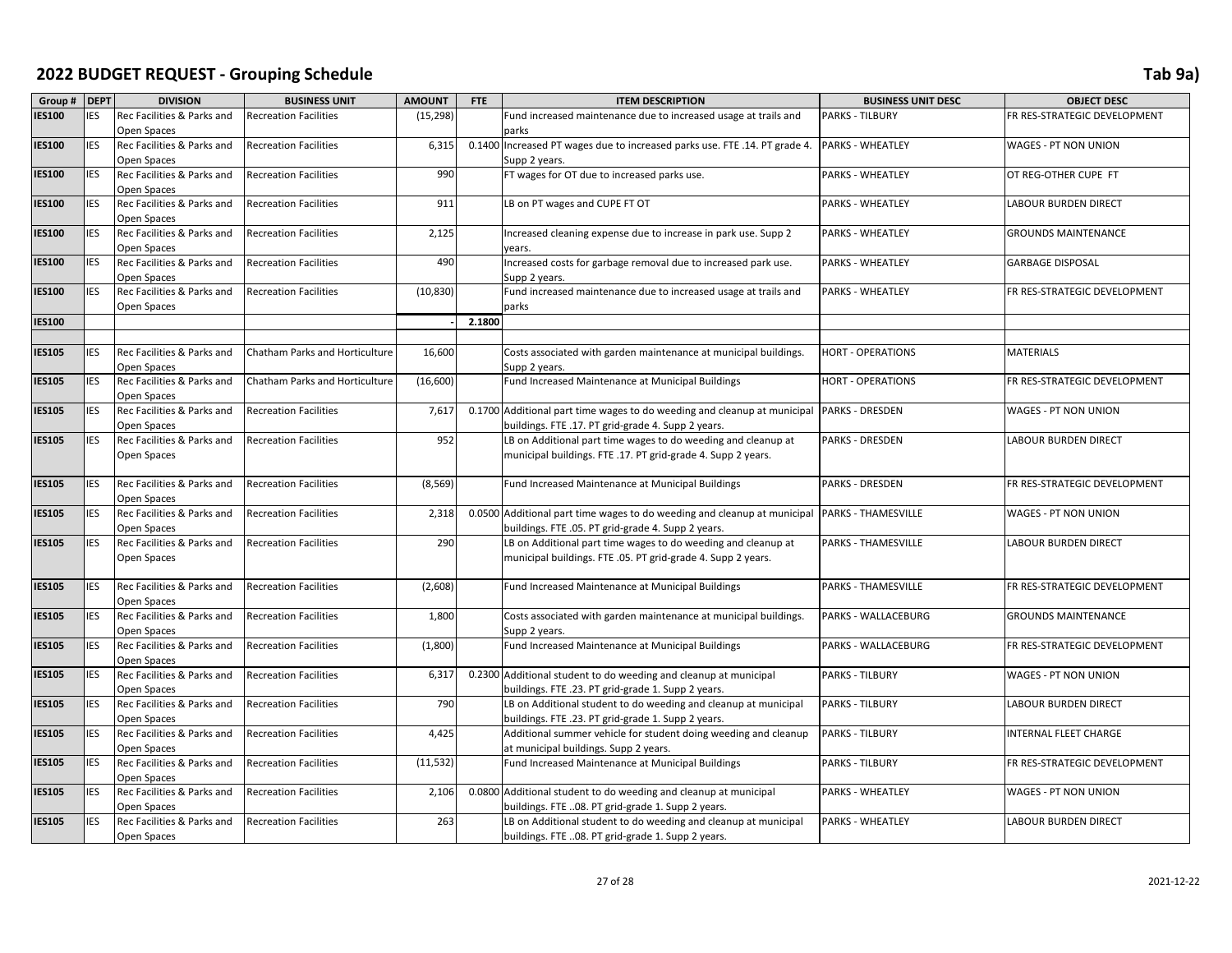# 2022 BUDGET REQUEST - Grouping Schedule

Tab 9a)

| Group # | DEPT | DIVISION | BUSINESS UNIT | AMOUNT | FTE | ITEM DESCRIPTION | BUSINESS UNIT DESC | OBJECT DESC |
|---|---|---|---|---|---|---|---|---|
| IES100 | IES | Rec Facilities & Parks and Open Spaces | Recreation Facilities | (15,298) | | Fund increased maintenance due to increased usage at trails and parks | PARKS - TILBURY | FR RES-STRATEGIC DEVELOPMENT |
| IES100 | IES | Rec Facilities & Parks and Open Spaces | Recreation Facilities | 6,315 | 0.1400 | Increased PT wages due to increased parks use. FTE .14. PT grade 4. Supp 2 years. | PARKS - WHEATLEY | WAGES - PT NON UNION |
| IES100 | IES | Rec Facilities & Parks and Open Spaces | Recreation Facilities | 990 | | FT wages for OT due to increased parks use. | PARKS - WHEATLEY | OT REG-OTHER CUPE FT |
| IES100 | IES | Rec Facilities & Parks and Open Spaces | Recreation Facilities | 911 | | LB on PT wages and CUPE FT OT | PARKS - WHEATLEY | LABOUR BURDEN DIRECT |
| IES100 | IES | Rec Facilities & Parks and Open Spaces | Recreation Facilities | 2,125 | | Increased cleaning expense due to increase in park use. Supp 2 years. | PARKS - WHEATLEY | GROUNDS MAINTENANCE |
| IES100 | IES | Rec Facilities & Parks and Open Spaces | Recreation Facilities | 490 | | Increased costs for garbage removal due to increased park use. Supp 2 years. | PARKS - WHEATLEY | GARBAGE DISPOSAL |
| IES100 | IES | Rec Facilities & Parks and Open Spaces | Recreation Facilities | (10,830) | | Fund increased maintenance due to increased usage at trails and parks | PARKS - WHEATLEY | FR RES-STRATEGIC DEVELOPMENT |
| IES100 | | | | - | 2.1800 | | | |
| | | | | | | | | |
| IES105 | IES | Rec Facilities & Parks and Open Spaces | Chatham Parks and Horticulture | 16,600 | | Costs associated with garden maintenance at municipal buildings. Supp 2 years. | HORT - OPERATIONS | MATERIALS |
| IES105 | IES | Rec Facilities & Parks and Open Spaces | Chatham Parks and Horticulture | (16,600) | | Fund Increased Maintenance at Municipal Buildings | HORT - OPERATIONS | FR RES-STRATEGIC DEVELOPMENT |
| IES105 | IES | Rec Facilities & Parks and Open Spaces | Recreation Facilities | 7,617 | 0.1700 | Additional part time wages to do weeding and cleanup at municipal buildings. FTE .17. PT grid-grade 4. Supp 2 years. | PARKS - DRESDEN | WAGES - PT NON UNION |
| IES105 | IES | Rec Facilities & Parks and Open Spaces | Recreation Facilities | 952 | | LB on Additional part time wages to do weeding and cleanup at municipal buildings. FTE .17. PT grid-grade 4. Supp 2 years. | PARKS - DRESDEN | LABOUR BURDEN DIRECT |
| IES105 | IES | Rec Facilities & Parks and Open Spaces | Recreation Facilities | (8,569) | | Fund Increased Maintenance at Municipal Buildings | PARKS - DRESDEN | FR RES-STRATEGIC DEVELOPMENT |
| IES105 | IES | Rec Facilities & Parks and Open Spaces | Recreation Facilities | 2,318 | 0.0500 | Additional part time wages to do weeding and cleanup at municipal buildings. FTE .05. PT grid-grade 4. Supp 2 years. | PARKS - THAMESVILLE | WAGES - PT NON UNION |
| IES105 | IES | Rec Facilities & Parks and Open Spaces | Recreation Facilities | 290 | | LB on Additional part time wages to do weeding and cleanup at municipal buildings. FTE .05. PT grid-grade 4. Supp 2 years. | PARKS - THAMESVILLE | LABOUR BURDEN DIRECT |
| IES105 | IES | Rec Facilities & Parks and Open Spaces | Recreation Facilities | (2,608) | | Fund Increased Maintenance at Municipal Buildings | PARKS - THAMESVILLE | FR RES-STRATEGIC DEVELOPMENT |
| IES105 | IES | Rec Facilities & Parks and Open Spaces | Recreation Facilities | 1,800 | | Costs associated with garden maintenance at municipal buildings. Supp 2 years. | PARKS - WALLACEBURG | GROUNDS MAINTENANCE |
| IES105 | IES | Rec Facilities & Parks and Open Spaces | Recreation Facilities | (1,800) | | Fund Increased Maintenance at Municipal Buildings | PARKS - WALLACEBURG | FR RES-STRATEGIC DEVELOPMENT |
| IES105 | IES | Rec Facilities & Parks and Open Spaces | Recreation Facilities | 6,317 | 0.2300 | Additional student to do weeding and cleanup at municipal buildings. FTE .23. PT grid-grade 1. Supp 2 years. | PARKS - TILBURY | WAGES - PT NON UNION |
| IES105 | IES | Rec Facilities & Parks and Open Spaces | Recreation Facilities | 790 | | LB on Additional student to do weeding and cleanup at municipal buildings. FTE .23. PT grid-grade 1. Supp 2 years. | PARKS - TILBURY | LABOUR BURDEN DIRECT |
| IES105 | IES | Rec Facilities & Parks and Open Spaces | Recreation Facilities | 4,425 | | Additional summer vehicle for student doing weeding and cleanup at municipal buildings. Supp 2 years. | PARKS - TILBURY | INTERNAL FLEET CHARGE |
| IES105 | IES | Rec Facilities & Parks and Open Spaces | Recreation Facilities | (11,532) | | Fund Increased Maintenance at Municipal Buildings | PARKS - TILBURY | FR RES-STRATEGIC DEVELOPMENT |
| IES105 | IES | Rec Facilities & Parks and Open Spaces | Recreation Facilities | 2,106 | 0.0800 | Additional student to do weeding and cleanup at municipal buildings. FTE ..08. PT grid-grade 1. Supp 2 years. | PARKS - WHEATLEY | WAGES - PT NON UNION |
| IES105 | IES | Rec Facilities & Parks and Open Spaces | Recreation Facilities | 263 | | LB on Additional student to do weeding and cleanup at municipal buildings. FTE ..08. PT grid-grade 1. Supp 2 years. | PARKS - WHEATLEY | LABOUR BURDEN DIRECT |

2021-12-22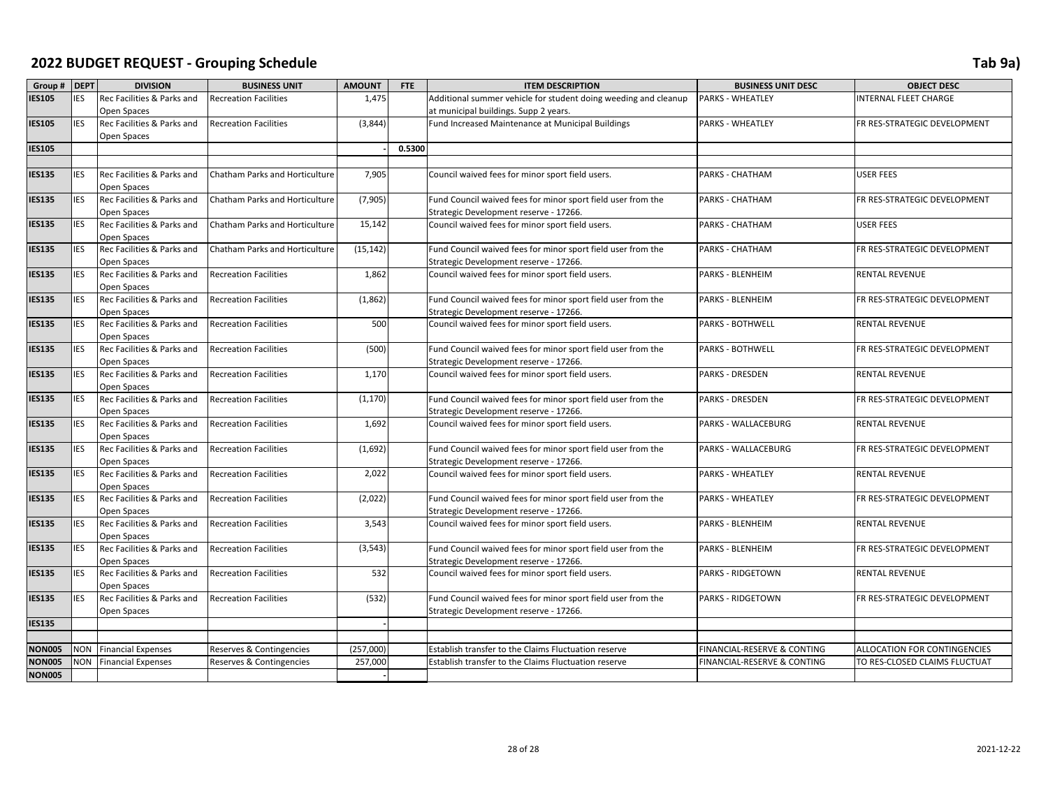# 2022 BUDGET REQUEST - Grouping Schedule

Tab 9a)

| Group # | DEPT | DIVISION | BUSINESS UNIT | AMOUNT | FTE | ITEM DESCRIPTION | BUSINESS UNIT DESC | OBJECT DESC |
|---|---|---|---|---|---|---|---|---|
| IES105 | IES | Rec Facilities & Parks and Open Spaces | Recreation Facilities | 1,475 | | Additional summer vehicle for student doing weeding and cleanup at municipal buildings. Supp 2 years. | PARKS - WHEATLEY | INTERNAL FLEET CHARGE |
| IES105 | IES | Rec Facilities & Parks and Open Spaces | Recreation Facilities | (3,844) | | Fund Increased Maintenance at Municipal Buildings | PARKS - WHEATLEY | FR RES-STRATEGIC DEVELOPMENT |
| IES105 | | | | - | 0.5300 | | | |
| | | | | | | | | |
| IES135 | IES | Rec Facilities & Parks and Open Spaces | Chatham Parks and Horticulture | 7,905 | | Council waived fees for minor sport field users. | PARKS - CHATHAM | USER FEES |
| IES135 | IES | Rec Facilities & Parks and Open Spaces | Chatham Parks and Horticulture | (7,905) | | Fund Council waived fees for minor sport field user from the Strategic Development reserve - 17266. | PARKS - CHATHAM | FR RES-STRATEGIC DEVELOPMENT |
| IES135 | IES | Rec Facilities & Parks and Open Spaces | Chatham Parks and Horticulture | 15,142 | | Council waived fees for minor sport field users. | PARKS - CHATHAM | USER FEES |
| IES135 | IES | Rec Facilities & Parks and Open Spaces | Chatham Parks and Horticulture | (15,142) | | Fund Council waived fees for minor sport field user from the Strategic Development reserve - 17266. | PARKS - CHATHAM | FR RES-STRATEGIC DEVELOPMENT |
| IES135 | IES | Rec Facilities & Parks and Open Spaces | Recreation Facilities | 1,862 | | Council waived fees for minor sport field users. | PARKS - BLENHEIM | RENTAL REVENUE |
| IES135 | IES | Rec Facilities & Parks and Open Spaces | Recreation Facilities | (1,862) | | Fund Council waived fees for minor sport field user from the Strategic Development reserve - 17266. | PARKS - BLENHEIM | FR RES-STRATEGIC DEVELOPMENT |
| IES135 | IES | Rec Facilities & Parks and Open Spaces | Recreation Facilities | 500 | | Council waived fees for minor sport field users. | PARKS - BOTHWELL | RENTAL REVENUE |
| IES135 | IES | Rec Facilities & Parks and Open Spaces | Recreation Facilities | (500) | | Fund Council waived fees for minor sport field user from the Strategic Development reserve - 17266. | PARKS - BOTHWELL | FR RES-STRATEGIC DEVELOPMENT |
| IES135 | IES | Rec Facilities & Parks and Open Spaces | Recreation Facilities | 1,170 | | Council waived fees for minor sport field users. | PARKS - DRESDEN | RENTAL REVENUE |
| IES135 | IES | Rec Facilities & Parks and Open Spaces | Recreation Facilities | (1,170) | | Fund Council waived fees for minor sport field user from the Strategic Development reserve - 17266. | PARKS - DRESDEN | FR RES-STRATEGIC DEVELOPMENT |
| IES135 | IES | Rec Facilities & Parks and Open Spaces | Recreation Facilities | 1,692 | | Council waived fees for minor sport field users. | PARKS - WALLACEBURG | RENTAL REVENUE |
| IES135 | IES | Rec Facilities & Parks and Open Spaces | Recreation Facilities | (1,692) | | Fund Council waived fees for minor sport field user from the Strategic Development reserve - 17266. | PARKS - WALLACEBURG | FR RES-STRATEGIC DEVELOPMENT |
| IES135 | IES | Rec Facilities & Parks and Open Spaces | Recreation Facilities | 2,022 | | Council waived fees for minor sport field users. | PARKS - WHEATLEY | RENTAL REVENUE |
| IES135 | IES | Rec Facilities & Parks and Open Spaces | Recreation Facilities | (2,022) | | Fund Council waived fees for minor sport field user from the Strategic Development reserve - 17266. | PARKS - WHEATLEY | FR RES-STRATEGIC DEVELOPMENT |
| IES135 | IES | Rec Facilities & Parks and Open Spaces | Recreation Facilities | 3,543 | | Council waived fees for minor sport field users. | PARKS - BLENHEIM | RENTAL REVENUE |
| IES135 | IES | Rec Facilities & Parks and Open Spaces | Recreation Facilities | (3,543) | | Fund Council waived fees for minor sport field user from the Strategic Development reserve - 17266. | PARKS - BLENHEIM | FR RES-STRATEGIC DEVELOPMENT |
| IES135 | IES | Rec Facilities & Parks and Open Spaces | Recreation Facilities | 532 | | Council waived fees for minor sport field users. | PARKS - RIDGETOWN | RENTAL REVENUE |
| IES135 | IES | Rec Facilities & Parks and Open Spaces | Recreation Facilities | (532) | | Fund Council waived fees for minor sport field user from the Strategic Development reserve - 17266. | PARKS - RIDGETOWN | FR RES-STRATEGIC DEVELOPMENT |
| IES135 | | | | - | | | | |
| | | | | | | | | |
| NON005 | NON | Financial Expenses | Reserves & Contingencies | (257,000) | | Establish transfer to the Claims Fluctuation reserve | FINANCIAL-RESERVE & CONTING | ALLOCATION FOR CONTINGENCIES |
| NON005 | NON | Financial Expenses | Reserves & Contingencies | 257,000 | | Establish transfer to the Claims Fluctuation reserve | FINANCIAL-RESERVE & CONTING | TO RES-CLOSED CLAIMS FLUCTUAT |
| NON005 | | | | - | | | | |

2021-12-22